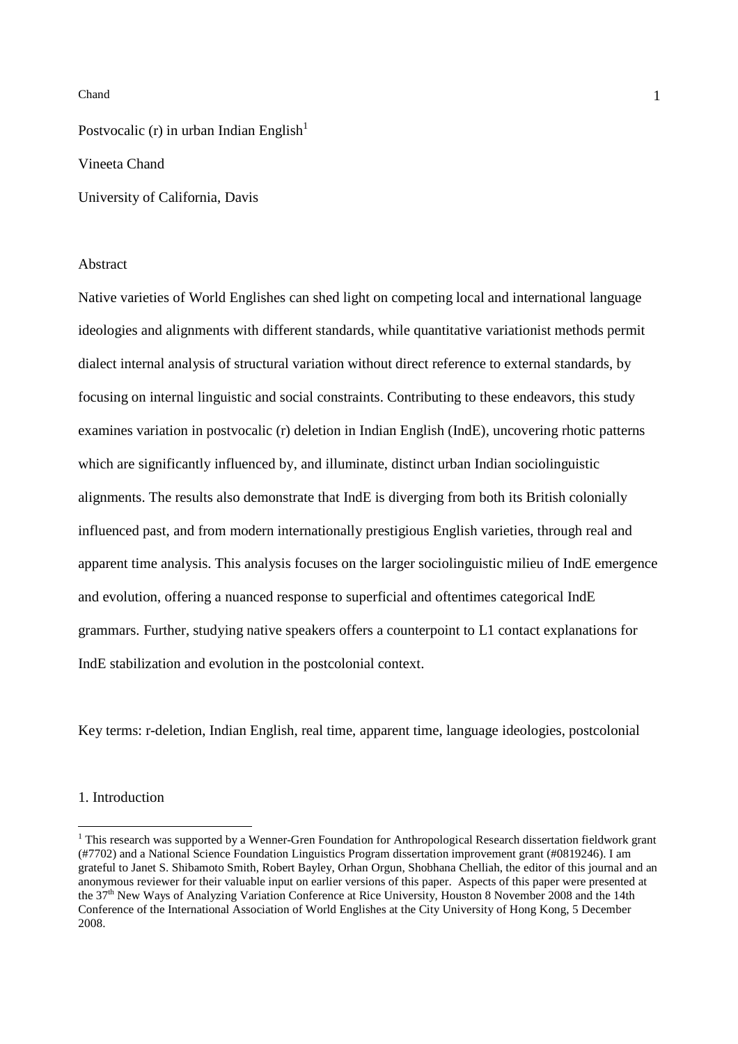# Postvocalic (r) in urban Indian English[1]

Vineeta Chand

University of California, Davis

## Abstract

Native varieties of World Englishes can shed light on competing local and international language ideologies and alignments with different standards, while quantitative variationist methods permit dialect internal analysis of structural variation without direct reference to external standards, by focusing on internal linguistic and social constraints. Contributing to these endeavors, this study examines variation in postvocalic (r) deletion in Indian English (IndE), uncovering rhotic patterns which are significantly influenced by, and illuminate, distinct urban Indian sociolinguistic alignments. The results also demonstrate that IndE is diverging from both its British colonially influenced past, and from modern internationally prestigious English varieties, through real and apparent time analysis. This analysis focuses on the larger sociolinguistic milieu of IndE emergence and evolution, offering a nuanced response to superficial and oftentimes categorical IndE grammars. Further, studying native speakers offers a counterpoint to L1 contact explanations for IndE stabilization and evolution in the postcolonial context.

Key terms: r-deletion, Indian English, real time, apparent time, language ideologies, postcolonial

## 1. Introduction

[1] This research was supported by a Wenner-Gren Foundation for Anthropological Research dissertation fieldwork grant (#7702) and a National Science Foundation Linguistics Program dissertation improvement grant (#0819246). I am grateful to Janet S. Shibamoto Smith, Robert Bayley, Orhan Orgun, Shobhana Chelliah, the editor of this journal and an anonymous reviewer for their valuable input on earlier versions of this paper. Aspects of this paper were presented at the 37th New Ways of Analyzing Variation Conference at Rice University, Houston 8 November 2008 and the 14th Conference of the International Association of World Englishes at the City University of Hong Kong, 5 December 2008.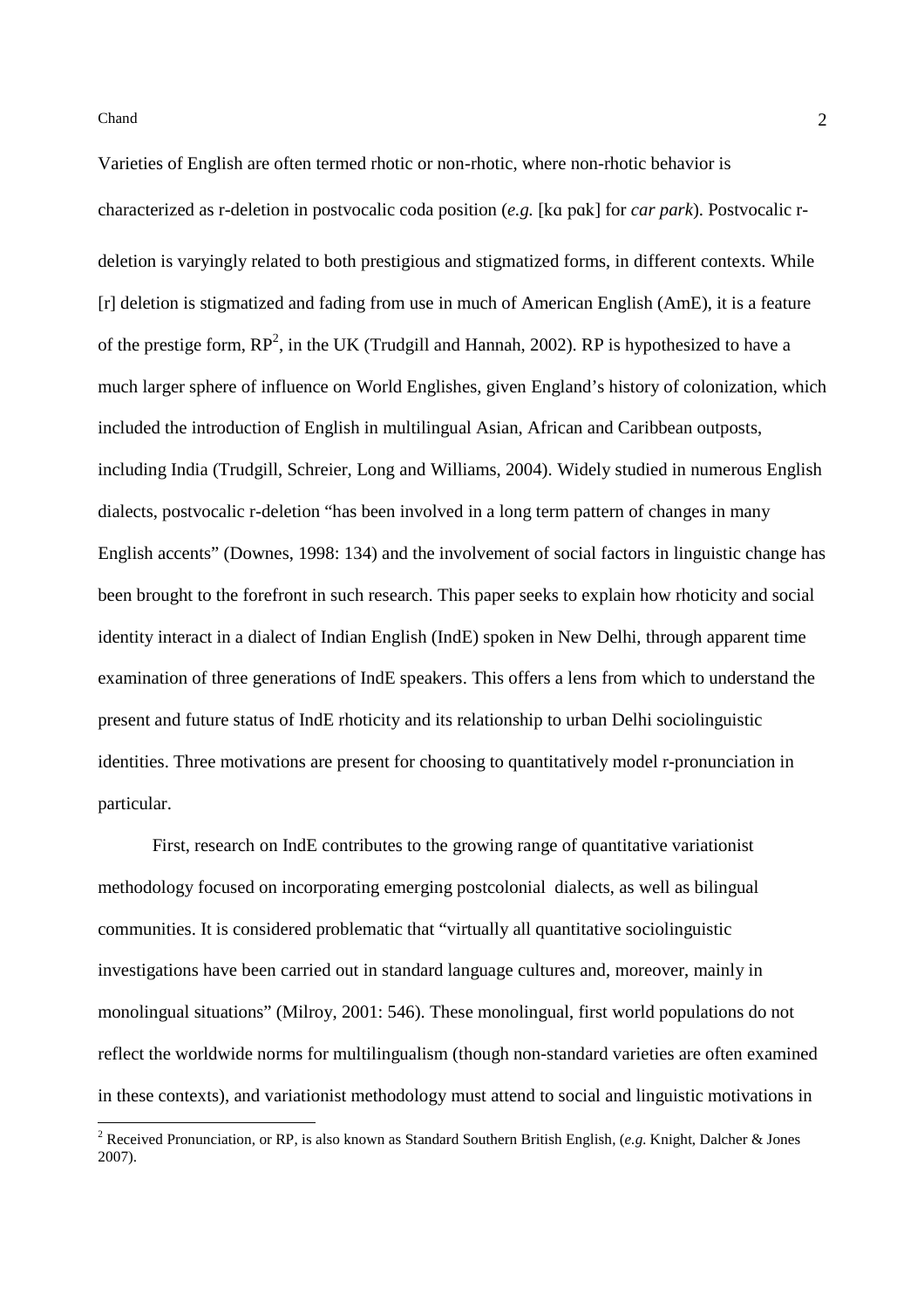Varieties of English are often termed rhotic or non-rhotic, where non-rhotic behavior is characterized as r-deletion in postvocalic coda position (*e.g.* [kɑ pɑk] for *car park*). Postvocalic r-deletion is varyingly related to both prestigious and stigmatized forms, in different contexts. While [r] deletion is stigmatized and fading from use in much of American English (AmE), it is a feature of the prestige form, RP[2], in the UK (Trudgill and Hannah, 2002). RP is hypothesized to have a much larger sphere of influence on World Englishes, given England's history of colonization, which included the introduction of English in multilingual Asian, African and Caribbean outposts, including India (Trudgill, Schreier, Long and Williams, 2004). Widely studied in numerous English dialects, postvocalic r-deletion "has been involved in a long term pattern of changes in many English accents" (Downes, 1998: 134) and the involvement of social factors in linguistic change has been brought to the forefront in such research. This paper seeks to explain how rhoticity and social identity interact in a dialect of Indian English (IndE) spoken in New Delhi, through apparent time examination of three generations of IndE speakers. This offers a lens from which to understand the present and future status of IndE rhoticity and its relationship to urban Delhi sociolinguistic identities. Three motivations are present for choosing to quantitatively model r-pronunciation in particular.

First, research on IndE contributes to the growing range of quantitative variationist methodology focused on incorporating emerging postcolonial dialects, as well as bilingual communities. It is considered problematic that "virtually all quantitative sociolinguistic investigations have been carried out in standard language cultures and, moreover, mainly in monolingual situations" (Milroy, 2001: 546). These monolingual, first world populations do not reflect the worldwide norms for multilingualism (though non-standard varieties are often examined in these contexts), and variationist methodology must attend to social and linguistic motivations in

[2] Received Pronunciation, or RP, is also known as Standard Southern British English, (*e.g.* Knight, Dalcher & Jones 2007).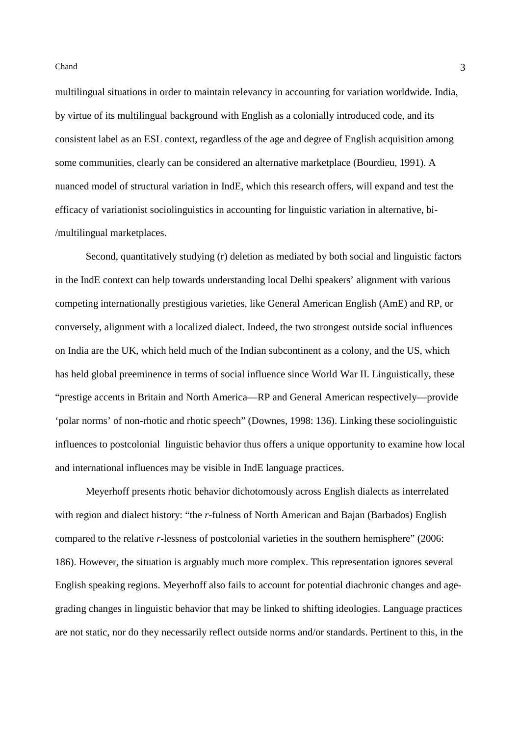multilingual situations in order to maintain relevancy in accounting for variation worldwide. India, by virtue of its multilingual background with English as a colonially introduced code, and its consistent label as an ESL context, regardless of the age and degree of English acquisition among some communities, clearly can be considered an alternative marketplace (Bourdieu, 1991). A nuanced model of structural variation in IndE, which this research offers, will expand and test the efficacy of variationist sociolinguistics in accounting for linguistic variation in alternative, bi-/multilingual marketplaces.

Second, quantitatively studying (r) deletion as mediated by both social and linguistic factors in the IndE context can help towards understanding local Delhi speakers' alignment with various competing internationally prestigious varieties, like General American English (AmE) and RP, or conversely, alignment with a localized dialect. Indeed, the two strongest outside social influences on India are the UK, which held much of the Indian subcontinent as a colony, and the US, which has held global preeminence in terms of social influence since World War II. Linguistically, these "prestige accents in Britain and North America—RP and General American respectively—provide 'polar norms' of non-rhotic and rhotic speech" (Downes, 1998: 136). Linking these sociolinguistic influences to postcolonial linguistic behavior thus offers a unique opportunity to examine how local and international influences may be visible in IndE language practices.

Meyerhoff presents rhotic behavior dichotomously across English dialects as interrelated with region and dialect history: "the *r*-fulness of North American and Bajan (Barbados) English compared to the relative *r*-lessness of postcolonial varieties in the southern hemisphere" (2006: 186). However, the situation is arguably much more complex. This representation ignores several English speaking regions. Meyerhoff also fails to account for potential diachronic changes and age-grading changes in linguistic behavior that may be linked to shifting ideologies. Language practices are not static, nor do they necessarily reflect outside norms and/or standards. Pertinent to this, in the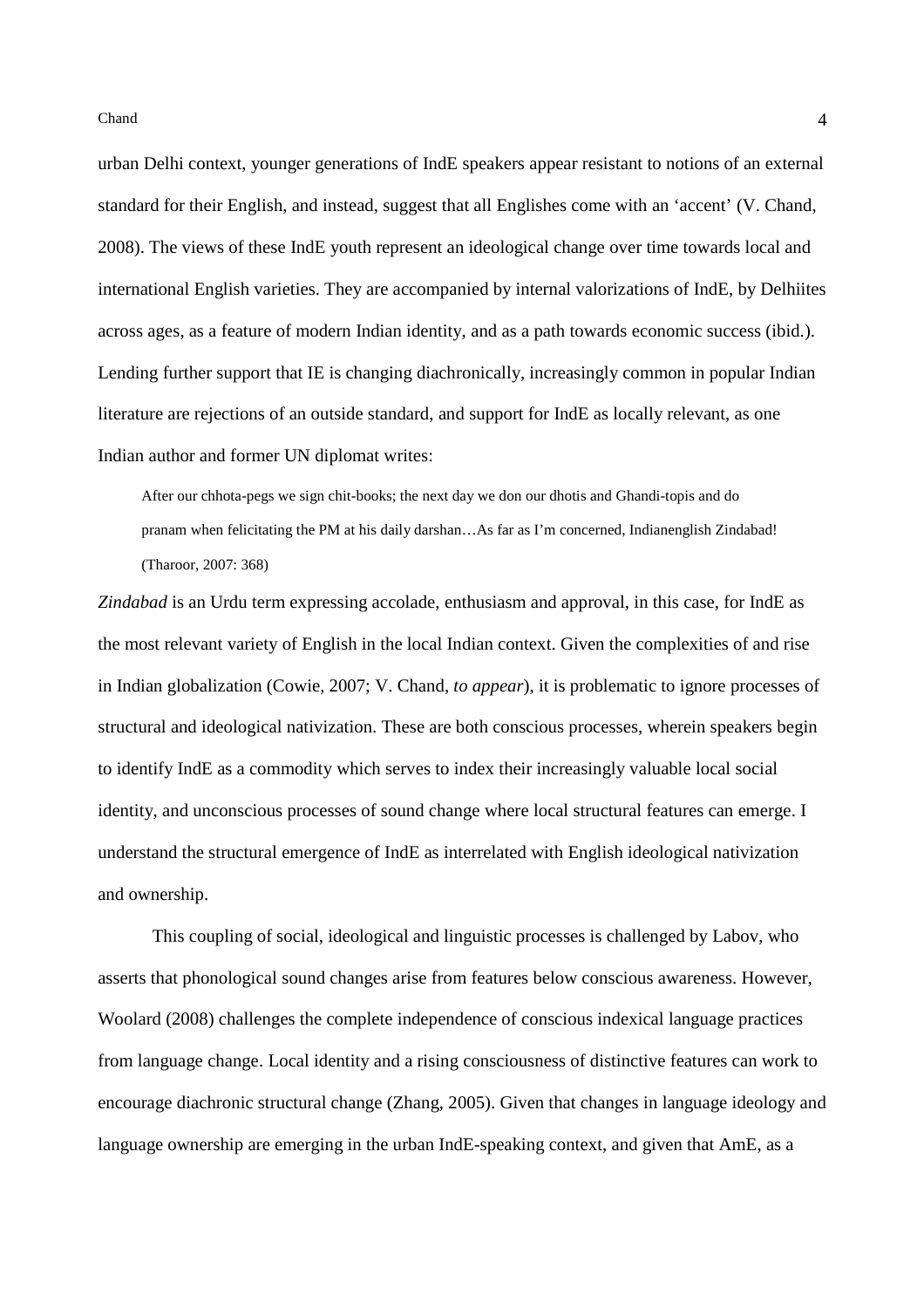urban Delhi context, younger generations of IndE speakers appear resistant to notions of an external standard for their English, and instead, suggest that all Englishes come with an 'accent' (V. Chand, 2008). The views of these IndE youth represent an ideological change over time towards local and international English varieties. They are accompanied by internal valorizations of IndE, by Delhiites across ages, as a feature of modern Indian identity, and as a path towards economic success (ibid.). Lending further support that IE is changing diachronically, increasingly common in popular Indian literature are rejections of an outside standard, and support for IndE as locally relevant, as one Indian author and former UN diplomat writes:

> After our chhota-pegs we sign chit-books; the next day we don our dhotis and Ghandi-topis and do pranam when felicitating the PM at his daily darshan…As far as I'm concerned, Indianenglish Zindabad! (Tharoor, 2007: 368)

*Zindabad* is an Urdu term expressing accolade, enthusiasm and approval, in this case, for IndE as the most relevant variety of English in the local Indian context. Given the complexities of and rise in Indian globalization (Cowie, 2007; V. Chand, *to appear*), it is problematic to ignore processes of structural and ideological nativization. These are both conscious processes, wherein speakers begin to identify IndE as a commodity which serves to index their increasingly valuable local social identity, and unconscious processes of sound change where local structural features can emerge. I understand the structural emergence of IndE as interrelated with English ideological nativization and ownership.

This coupling of social, ideological and linguistic processes is challenged by Labov, who asserts that phonological sound changes arise from features below conscious awareness. However, Woolard (2008) challenges the complete independence of conscious indexical language practices from language change. Local identity and a rising consciousness of distinctive features can work to encourage diachronic structural change (Zhang, 2005). Given that changes in language ideology and language ownership are emerging in the urban IndE-speaking context, and given that AmE, as a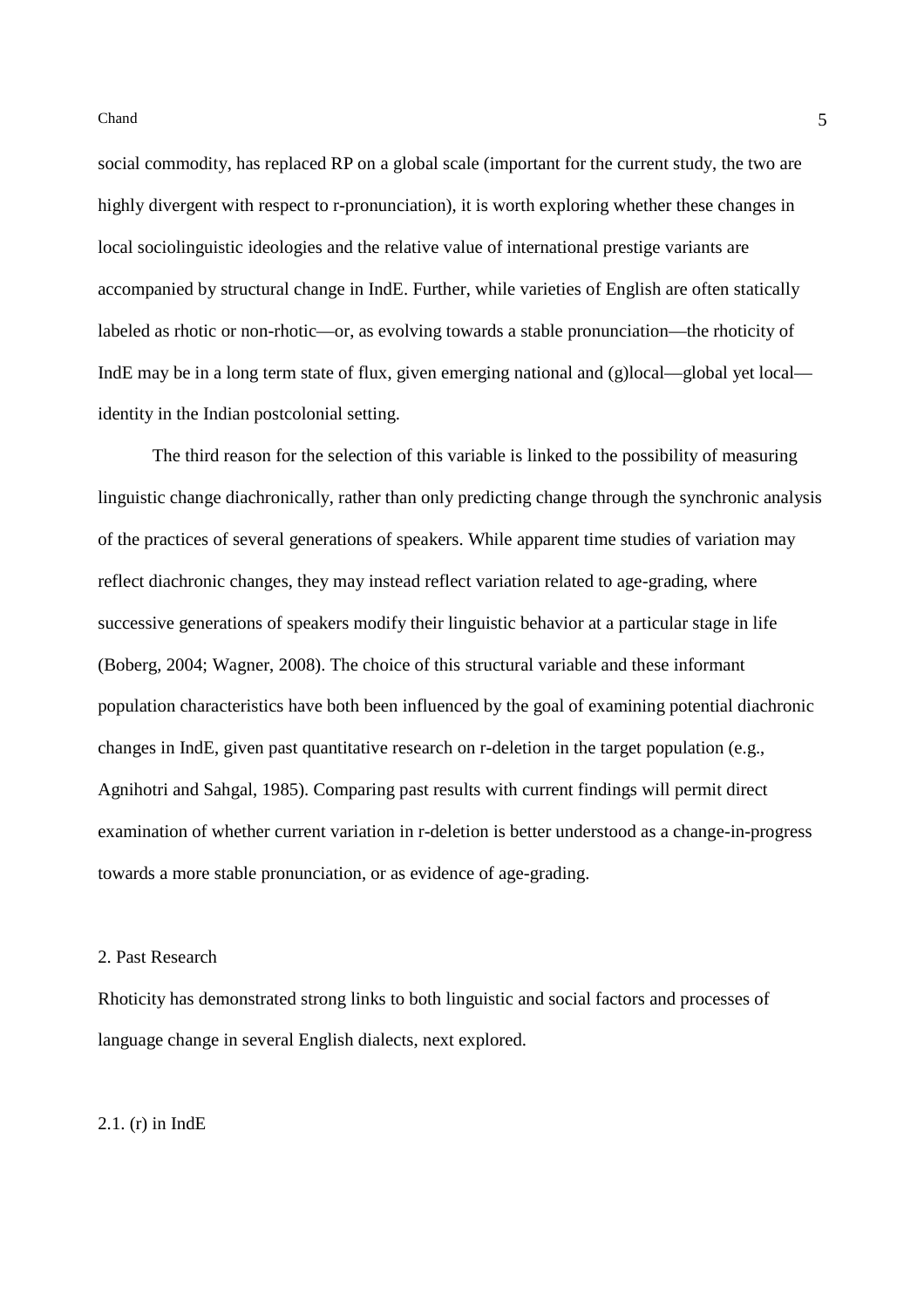social commodity, has replaced RP on a global scale (important for the current study, the two are highly divergent with respect to r-pronunciation), it is worth exploring whether these changes in local sociolinguistic ideologies and the relative value of international prestige variants are accompanied by structural change in IndE. Further, while varieties of English are often statically labeled as rhotic or non-rhotic—or, as evolving towards a stable pronunciation—the rhoticity of IndE may be in a long term state of flux, given emerging national and (g)local—global yet local—identity in the Indian postcolonial setting.

The third reason for the selection of this variable is linked to the possibility of measuring linguistic change diachronically, rather than only predicting change through the synchronic analysis of the practices of several generations of speakers. While apparent time studies of variation may reflect diachronic changes, they may instead reflect variation related to age-grading, where successive generations of speakers modify their linguistic behavior at a particular stage in life (Boberg, 2004; Wagner, 2008). The choice of this structural variable and these informant population characteristics have both been influenced by the goal of examining potential diachronic changes in IndE, given past quantitative research on r-deletion in the target population (e.g., Agnihotri and Sahgal, 1985). Comparing past results with current findings will permit direct examination of whether current variation in r-deletion is better understood as a change-in-progress towards a more stable pronunciation, or as evidence of age-grading.

## 2. Past Research

Rhoticity has demonstrated strong links to both linguistic and social factors and processes of language change in several English dialects, next explored.

### 2.1. (r) in IndE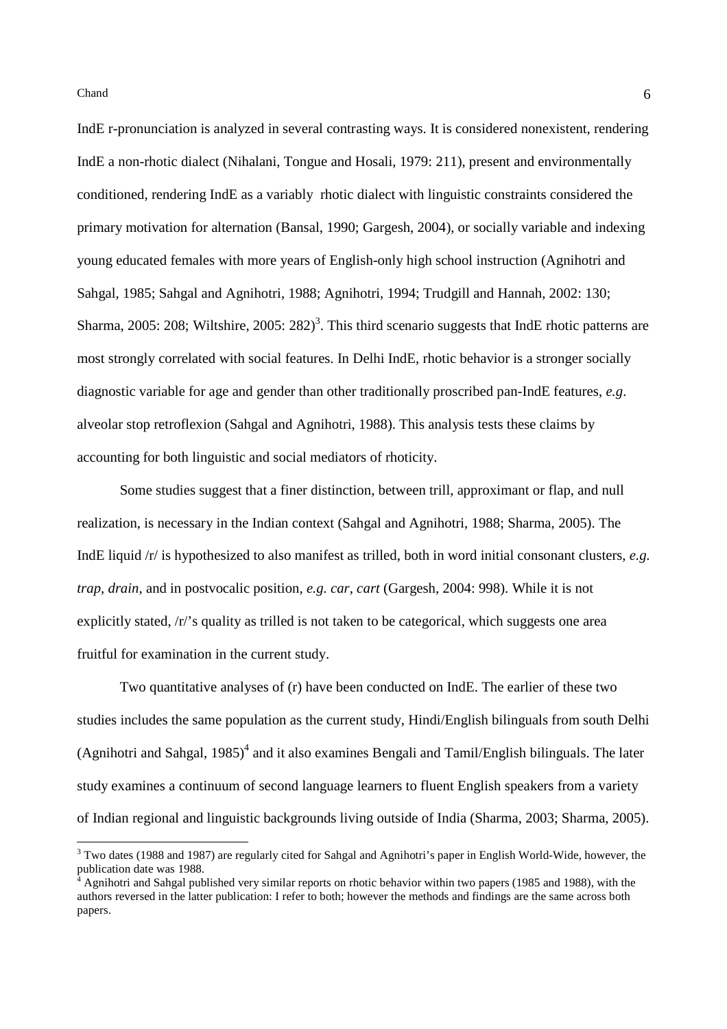IndE r-pronunciation is analyzed in several contrasting ways. It is considered nonexistent, rendering IndE a non-rhotic dialect (Nihalani, Tongue and Hosali, 1979: 211), present and environmentally conditioned, rendering IndE as a variably rhotic dialect with linguistic constraints considered the primary motivation for alternation (Bansal, 1990; Gargesh, 2004), or socially variable and indexing young educated females with more years of English-only high school instruction (Agnihotri and Sahgal, 1985; Sahgal and Agnihotri, 1988; Agnihotri, 1994; Trudgill and Hannah, 2002: 130; Sharma, 2005: 208; Wiltshire, 2005: 282)[3]. This third scenario suggests that IndE rhotic patterns are most strongly correlated with social features. In Delhi IndE, rhotic behavior is a stronger socially diagnostic variable for age and gender than other traditionally proscribed pan-IndE features, *e.g*. alveolar stop retroflexion (Sahgal and Agnihotri, 1988). This analysis tests these claims by accounting for both linguistic and social mediators of rhoticity.

Some studies suggest that a finer distinction, between trill, approximant or flap, and null realization, is necessary in the Indian context (Sahgal and Agnihotri, 1988; Sharma, 2005). The IndE liquid /r/ is hypothesized to also manifest as trilled, both in word initial consonant clusters, *e.g. trap*, *drain*, and in postvocalic position, *e.g. car*, *cart* (Gargesh, 2004: 998). While it is not explicitly stated, /r/'s quality as trilled is not taken to be categorical, which suggests one area fruitful for examination in the current study.

Two quantitative analyses of (r) have been conducted on IndE. The earlier of these two studies includes the same population as the current study, Hindi/English bilinguals from south Delhi (Agnihotri and Sahgal, 1985)[4] and it also examines Bengali and Tamil/English bilinguals. The later study examines a continuum of second language learners to fluent English speakers from a variety of Indian regional and linguistic backgrounds living outside of India (Sharma, 2003; Sharma, 2005).

---

[3] Two dates (1988 and 1987) are regularly cited for Sahgal and Agnihotri's paper in English World-Wide, however, the publication date was 1988.

[4] Agnihotri and Sahgal published very similar reports on rhotic behavior within two papers (1985 and 1988), with the authors reversed in the latter publication: I refer to both; however the methods and findings are the same across both papers.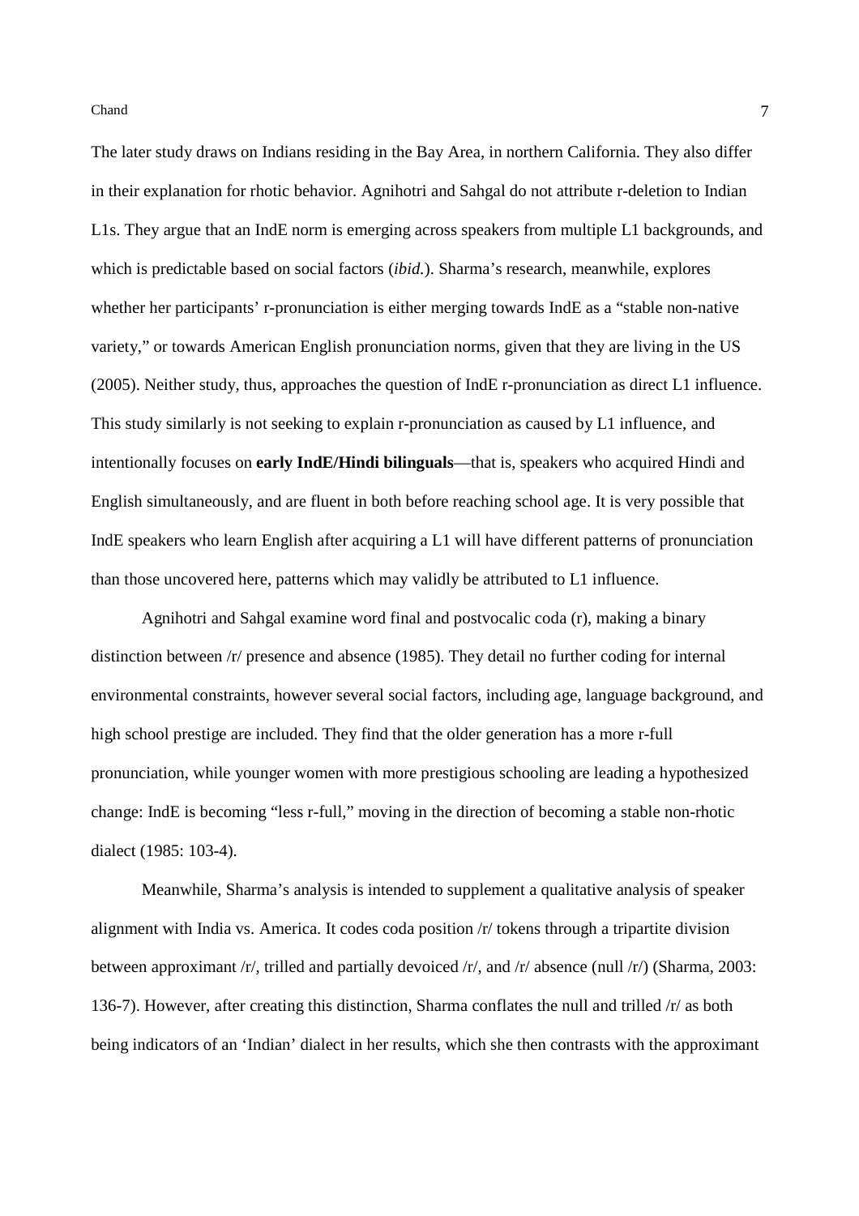The later study draws on Indians residing in the Bay Area, in northern California. They also differ in their explanation for rhotic behavior. Agnihotri and Sahgal do not attribute r-deletion to Indian L1s. They argue that an IndE norm is emerging across speakers from multiple L1 backgrounds, and which is predictable based on social factors (*ibid.*). Sharma's research, meanwhile, explores whether her participants' r-pronunciation is either merging towards IndE as a "stable non-native variety," or towards American English pronunciation norms, given that they are living in the US (2005). Neither study, thus, approaches the question of IndE r-pronunciation as direct L1 influence. This study similarly is not seeking to explain r-pronunciation as caused by L1 influence, and intentionally focuses on **early IndE/Hindi bilinguals**—that is, speakers who acquired Hindi and English simultaneously, and are fluent in both before reaching school age. It is very possible that IndE speakers who learn English after acquiring a L1 will have different patterns of pronunciation than those uncovered here, patterns which may validly be attributed to L1 influence.

Agnihotri and Sahgal examine word final and postvocalic coda (r), making a binary distinction between /r/ presence and absence (1985). They detail no further coding for internal environmental constraints, however several social factors, including age, language background, and high school prestige are included. They find that the older generation has a more r-full pronunciation, while younger women with more prestigious schooling are leading a hypothesized change: IndE is becoming "less r-full," moving in the direction of becoming a stable non-rhotic dialect (1985: 103-4).

Meanwhile, Sharma's analysis is intended to supplement a qualitative analysis of speaker alignment with India vs. America. It codes coda position /r/ tokens through a tripartite division between approximant /r/, trilled and partially devoiced /r/, and /r/ absence (null /r/) (Sharma, 2003: 136-7). However, after creating this distinction, Sharma conflates the null and trilled /r/ as both being indicators of an 'Indian' dialect in her results, which she then contrasts with the approximant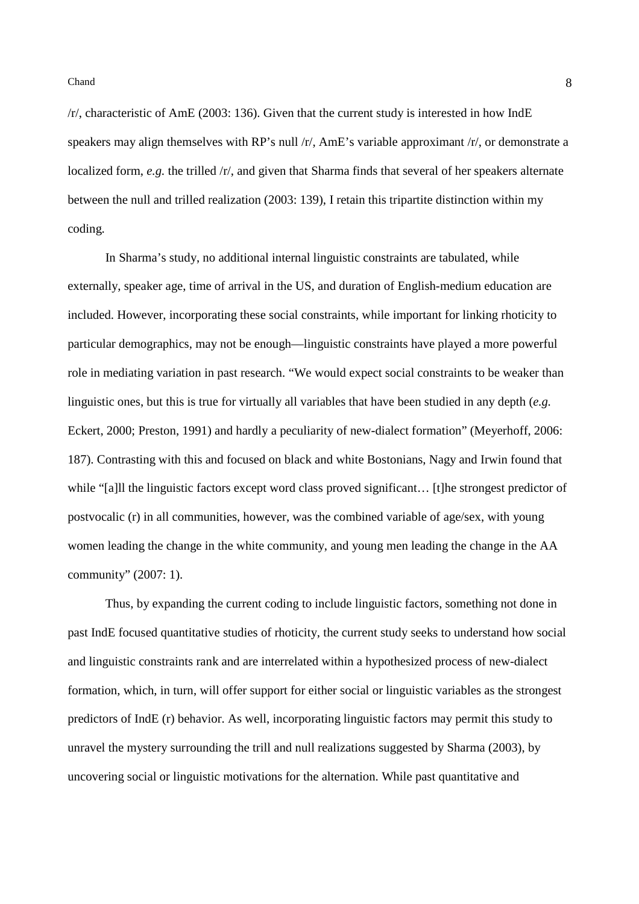/r/, characteristic of AmE (2003: 136). Given that the current study is interested in how IndE speakers may align themselves with RP's null /r/, AmE's variable approximant /r/, or demonstrate a localized form, *e.g.* the trilled /r/, and given that Sharma finds that several of her speakers alternate between the null and trilled realization (2003: 139), I retain this tripartite distinction within my coding.

In Sharma's study, no additional internal linguistic constraints are tabulated, while externally, speaker age, time of arrival in the US, and duration of English-medium education are included. However, incorporating these social constraints, while important for linking rhoticity to particular demographics, may not be enough—linguistic constraints have played a more powerful role in mediating variation in past research. "We would expect social constraints to be weaker than linguistic ones, but this is true for virtually all variables that have been studied in any depth (*e.g.* Eckert, 2000; Preston, 1991) and hardly a peculiarity of new-dialect formation" (Meyerhoff, 2006: 187). Contrasting with this and focused on black and white Bostonians, Nagy and Irwin found that while "[a]ll the linguistic factors except word class proved significant… [t]he strongest predictor of postvocalic (r) in all communities, however, was the combined variable of age/sex, with young women leading the change in the white community, and young men leading the change in the AA community" (2007: 1).

Thus, by expanding the current coding to include linguistic factors, something not done in past IndE focused quantitative studies of rhoticity, the current study seeks to understand how social and linguistic constraints rank and are interrelated within a hypothesized process of new-dialect formation, which, in turn, will offer support for either social or linguistic variables as the strongest predictors of IndE (r) behavior. As well, incorporating linguistic factors may permit this study to unravel the mystery surrounding the trill and null realizations suggested by Sharma (2003), by uncovering social or linguistic motivations for the alternation. While past quantitative and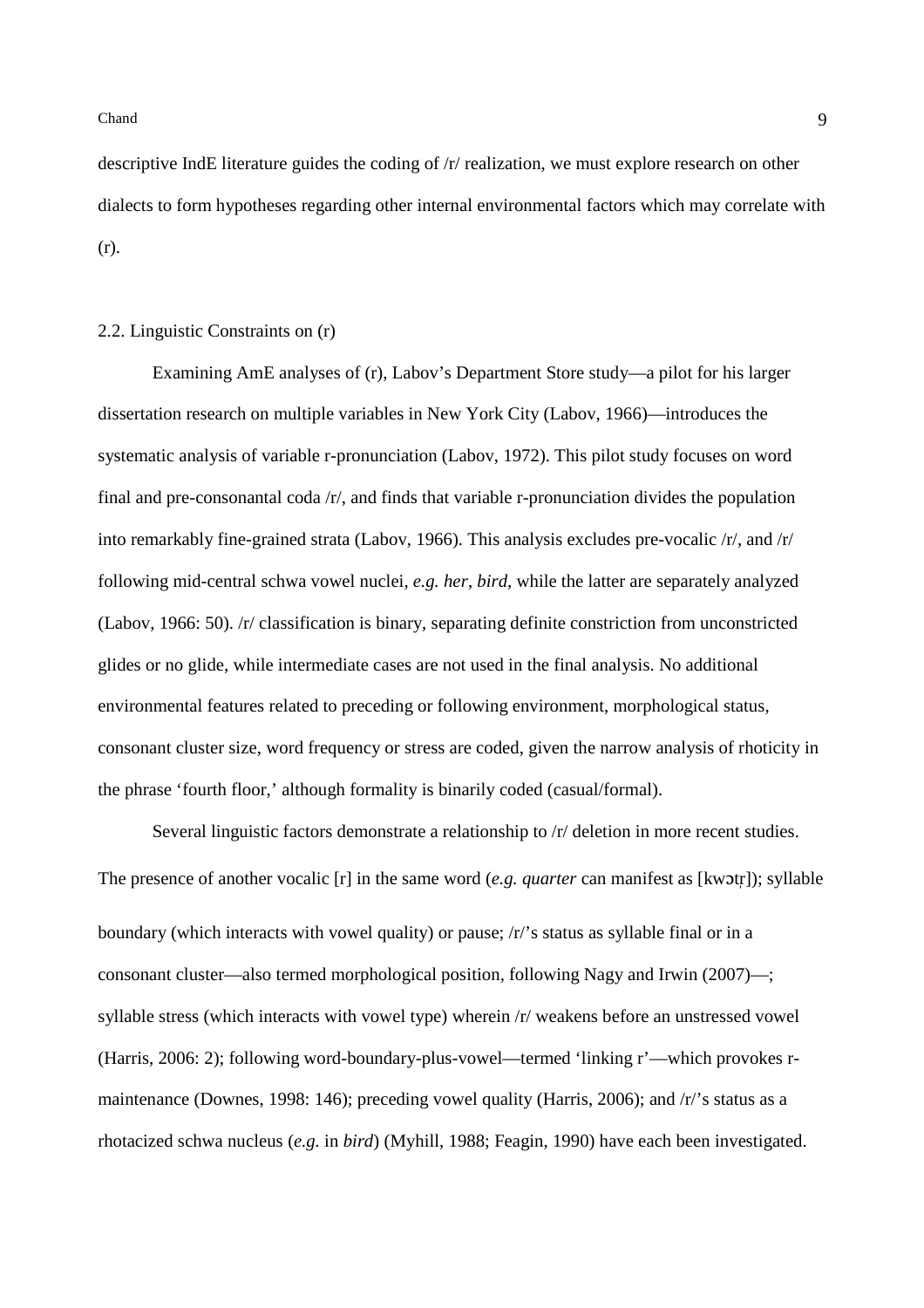descriptive IndE literature guides the coding of /r/ realization, we must explore research on other dialects to form hypotheses regarding other internal environmental factors which may correlate with (r).

## 2.2. Linguistic Constraints on (r)

Examining AmE analyses of (r), Labov's Department Store study—a pilot for his larger dissertation research on multiple variables in New York City (Labov, 1966)—introduces the systematic analysis of variable r-pronunciation (Labov, 1972). This pilot study focuses on word final and pre-consonantal coda /r/, and finds that variable r-pronunciation divides the population into remarkably fine-grained strata (Labov, 1966). This analysis excludes pre-vocalic /r/, and /r/ following mid-central schwa vowel nuclei, *e.g. her*, *bird*, while the latter are separately analyzed (Labov, 1966: 50). /r/ classification is binary, separating definite constriction from unconstricted glides or no glide, while intermediate cases are not used in the final analysis. No additional environmental features related to preceding or following environment, morphological status, consonant cluster size, word frequency or stress are coded, given the narrow analysis of rhoticity in the phrase 'fourth floor,' although formality is binarily coded (casual/formal).

Several linguistic factors demonstrate a relationship to /r/ deletion in more recent studies. The presence of another vocalic [r] in the same word (*e.g. quarter* can manifest as [kwɔtr̩]); syllable boundary (which interacts with vowel quality) or pause; /r/'s status as syllable final or in a consonant cluster—also termed morphological position, following Nagy and Irwin (2007)—; syllable stress (which interacts with vowel type) wherein /r/ weakens before an unstressed vowel (Harris, 2006: 2); following word-boundary-plus-vowel—termed 'linking r'—which provokes r-maintenance (Downes, 1998: 146); preceding vowel quality (Harris, 2006); and /r/'s status as a rhotacized schwa nucleus (*e.g.* in *bird*) (Myhill, 1988; Feagin, 1990) have each been investigated.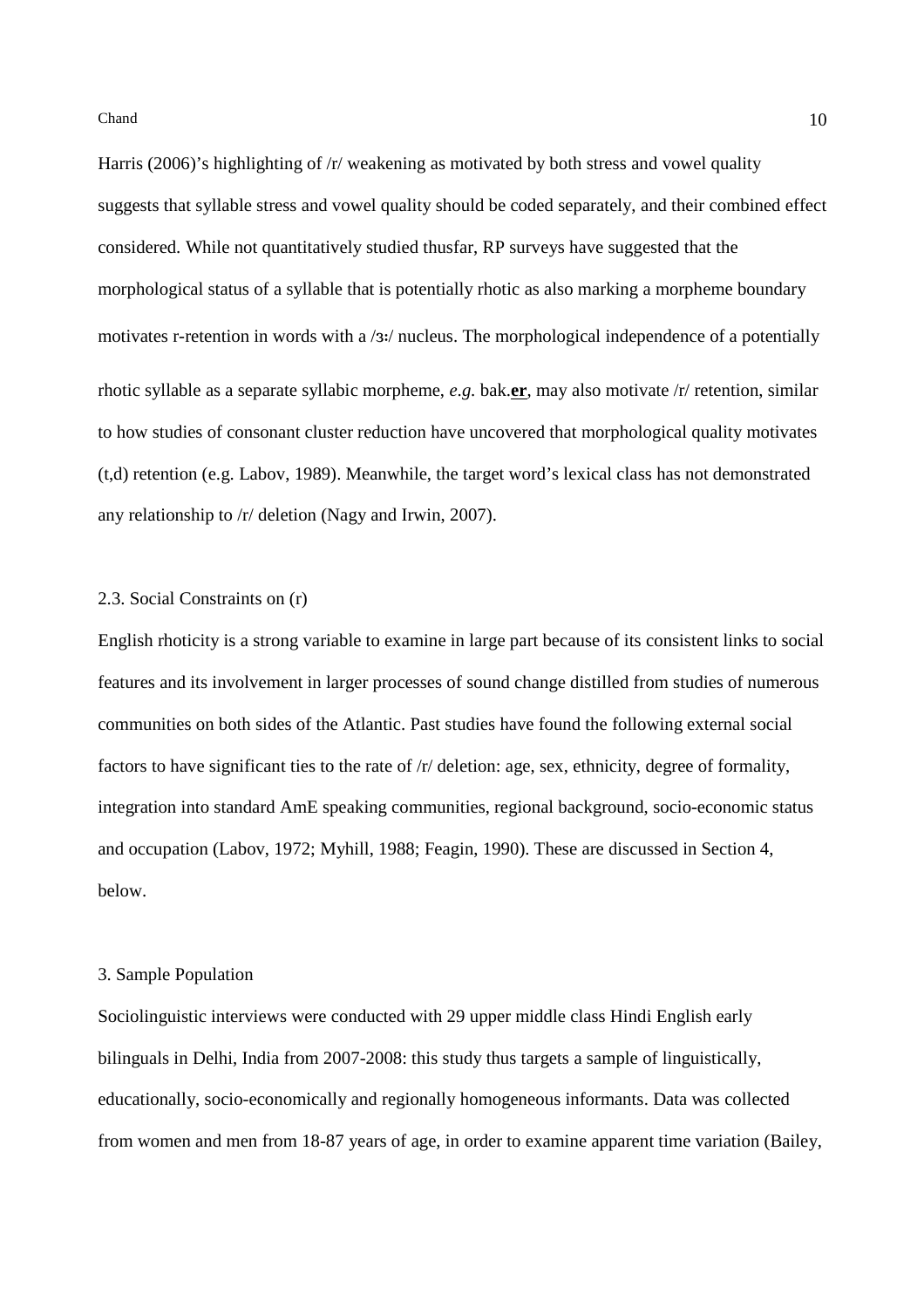Harris (2006)'s highlighting of /r/ weakening as motivated by both stress and vowel quality suggests that syllable stress and vowel quality should be coded separately, and their combined effect considered. While not quantitatively studied thusfar, RP surveys have suggested that the morphological status of a syllable that is potentially rhotic as also marking a morpheme boundary motivates r-retention in words with a /ɜː/ nucleus. The morphological independence of a potentially rhotic syllable as a separate syllabic morpheme, *e.g.* bak.**er**, may also motivate /r/ retention, similar to how studies of consonant cluster reduction have uncovered that morphological quality motivates (t,d) retention (e.g. Labov, 1989). Meanwhile, the target word's lexical class has not demonstrated any relationship to /r/ deletion (Nagy and Irwin, 2007).

## 2.3. Social Constraints on (r)

English rhoticity is a strong variable to examine in large part because of its consistent links to social features and its involvement in larger processes of sound change distilled from studies of numerous communities on both sides of the Atlantic. Past studies have found the following external social factors to have significant ties to the rate of /r/ deletion: age, sex, ethnicity, degree of formality, integration into standard AmE speaking communities, regional background, socio-economic status and occupation (Labov, 1972; Myhill, 1988; Feagin, 1990). These are discussed in Section 4, below.

# 3. Sample Population

Sociolinguistic interviews were conducted with 29 upper middle class Hindi English early bilinguals in Delhi, India from 2007-2008: this study thus targets a sample of linguistically, educationally, socio-economically and regionally homogeneous informants. Data was collected from women and men from 18-87 years of age, in order to examine apparent time variation (Bailey,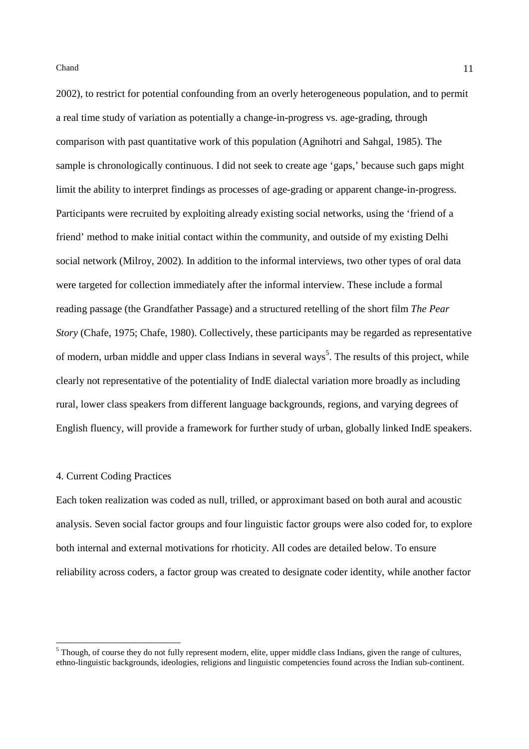2002), to restrict for potential confounding from an overly heterogeneous population, and to permit a real time study of variation as potentially a change-in-progress vs. age-grading, through comparison with past quantitative work of this population (Agnihotri and Sahgal, 1985). The sample is chronologically continuous. I did not seek to create age 'gaps,' because such gaps might limit the ability to interpret findings as processes of age-grading or apparent change-in-progress. Participants were recruited by exploiting already existing social networks, using the 'friend of a friend' method to make initial contact within the community, and outside of my existing Delhi social network (Milroy, 2002). In addition to the informal interviews, two other types of oral data were targeted for collection immediately after the informal interview. These include a formal reading passage (the Grandfather Passage) and a structured retelling of the short film *The Pear Story* (Chafe, 1975; Chafe, 1980). Collectively, these participants may be regarded as representative of modern, urban middle and upper class Indians in several ways[5]. The results of this project, while clearly not representative of the potentiality of IndE dialectal variation more broadly as including rural, lower class speakers from different language backgrounds, regions, and varying degrees of English fluency, will provide a framework for further study of urban, globally linked IndE speakers.

## 4. Current Coding Practices

Each token realization was coded as null, trilled, or approximant based on both aural and acoustic analysis. Seven social factor groups and four linguistic factor groups were also coded for, to explore both internal and external motivations for rhoticity. All codes are detailed below. To ensure reliability across coders, a factor group was created to designate coder identity, while another factor

---

[5] Though, of course they do not fully represent modern, elite, upper middle class Indians, given the range of cultures, ethno-linguistic backgrounds, ideologies, religions and linguistic competencies found across the Indian sub-continent.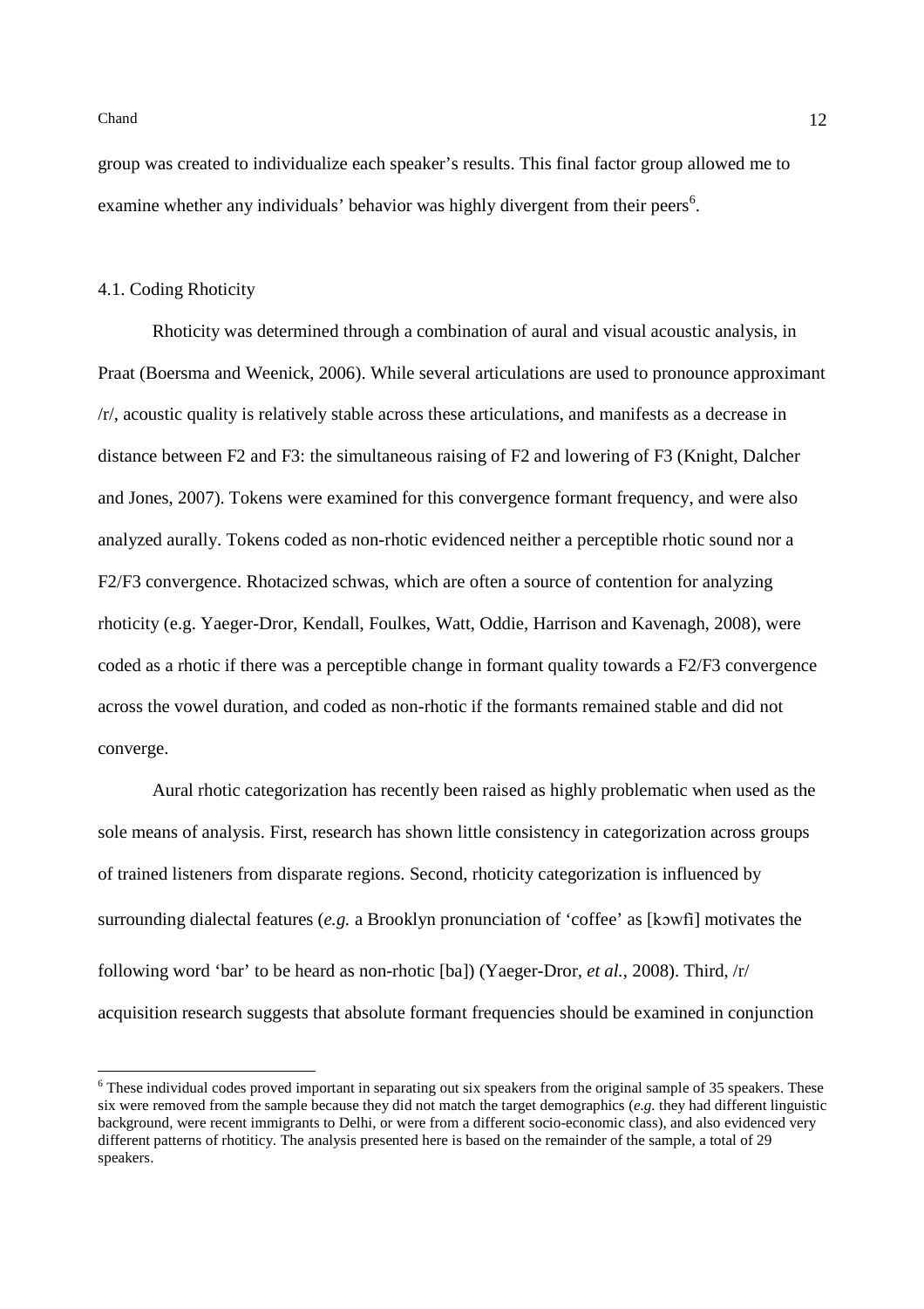group was created to individualize each speaker's results. This final factor group allowed me to examine whether any individuals' behavior was highly divergent from their peers[6].

### 4.1. Coding Rhoticity

Rhoticity was determined through a combination of aural and visual acoustic analysis, in Praat (Boersma and Weenick, 2006). While several articulations are used to pronounce approximant /r/, acoustic quality is relatively stable across these articulations, and manifests as a decrease in distance between F2 and F3: the simultaneous raising of F2 and lowering of F3 (Knight, Dalcher and Jones, 2007). Tokens were examined for this convergence formant frequency, and were also analyzed aurally. Tokens coded as non-rhotic evidenced neither a perceptible rhotic sound nor a F2/F3 convergence. Rhotacized schwas, which are often a source of contention for analyzing rhoticity (e.g. Yaeger-Dror, Kendall, Foulkes, Watt, Oddie, Harrison and Kavenagh, 2008), were coded as a rhotic if there was a perceptible change in formant quality towards a F2/F3 convergence across the vowel duration, and coded as non-rhotic if the formants remained stable and did not converge.

Aural rhotic categorization has recently been raised as highly problematic when used as the sole means of analysis. First, research has shown little consistency in categorization across groups of trained listeners from disparate regions. Second, rhoticity categorization is influenced by surrounding dialectal features (*e.g.* a Brooklyn pronunciation of 'coffee' as [kɔwfi] motivates the following word 'bar' to be heard as non-rhotic [ba]) (Yaeger-Dror, *et al.*, 2008). Third, /r/ acquisition research suggests that absolute formant frequencies should be examined in conjunction

---

[6] These individual codes proved important in separating out six speakers from the original sample of 35 speakers. These six were removed from the sample because they did not match the target demographics (*e.g.* they had different linguistic background, were recent immigrants to Delhi, or were from a different socio-economic class), and also evidenced very different patterns of rhotiticy. The analysis presented here is based on the remainder of the sample, a total of 29 speakers.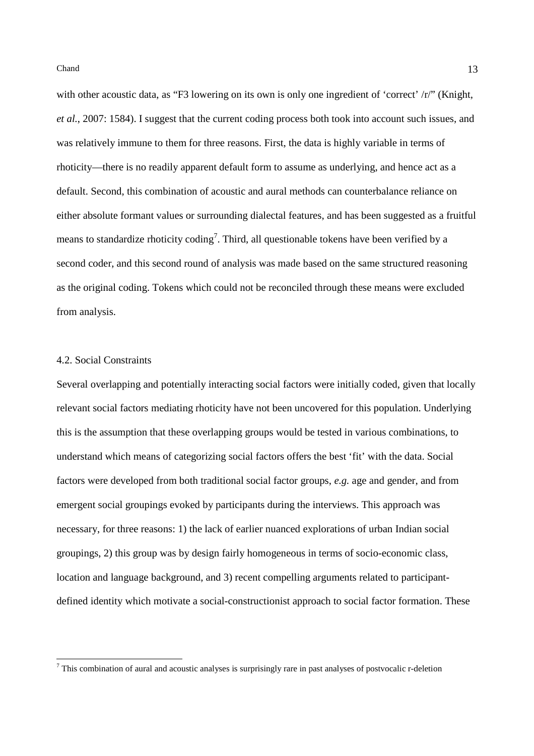with other acoustic data, as "F3 lowering on its own is only one ingredient of 'correct' /r/" (Knight, *et al.*, 2007: 1584). I suggest that the current coding process both took into account such issues, and was relatively immune to them for three reasons. First, the data is highly variable in terms of rhoticity—there is no readily apparent default form to assume as underlying, and hence act as a default. Second, this combination of acoustic and aural methods can counterbalance reliance on either absolute formant values or surrounding dialectal features, and has been suggested as a fruitful means to standardize rhoticity coding[7]. Third, all questionable tokens have been verified by a second coder, and this second round of analysis was made based on the same structured reasoning as the original coding. Tokens which could not be reconciled through these means were excluded from analysis.

## 4.2. Social Constraints

Several overlapping and potentially interacting social factors were initially coded, given that locally relevant social factors mediating rhoticity have not been uncovered for this population. Underlying this is the assumption that these overlapping groups would be tested in various combinations, to understand which means of categorizing social factors offers the best 'fit' with the data. Social factors were developed from both traditional social factor groups, *e.g.* age and gender, and from emergent social groupings evoked by participants during the interviews. This approach was necessary, for three reasons: 1) the lack of earlier nuanced explorations of urban Indian social groupings, 2) this group was by design fairly homogeneous in terms of socio-economic class, location and language background, and 3) recent compelling arguments related to participant-defined identity which motivate a social-constructionist approach to social factor formation. These

[7] This combination of aural and acoustic analyses is surprisingly rare in past analyses of postvocalic r-deletion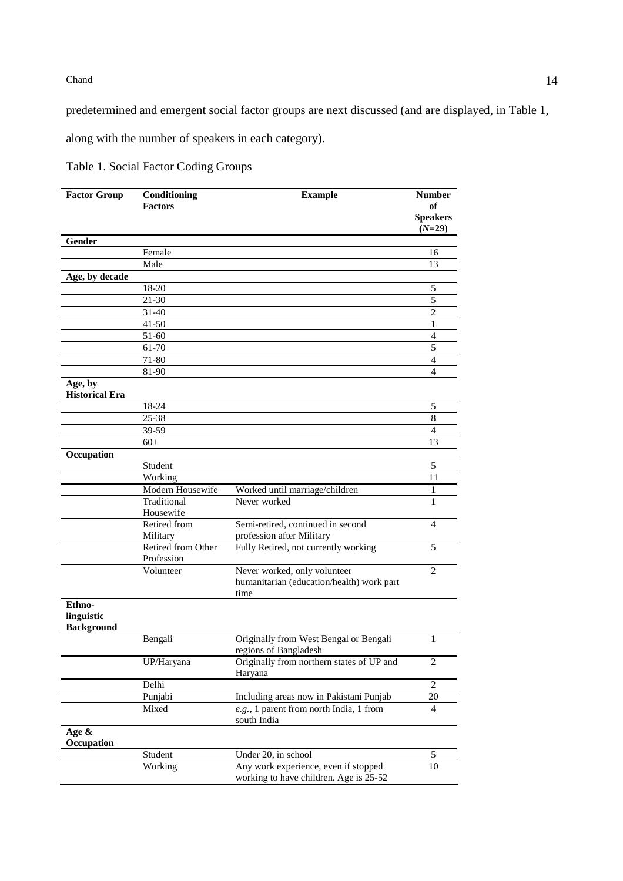predetermined and emergent social factor groups are next discussed (and are displayed, in Table 1, along with the number of speakers in each category).

Table 1. Social Factor Coding Groups

| Factor Group | Conditioning Factors | Example | Number of Speakers (*N*=29) |
|---|---|---|---|
| **Gender** | | | |
| | Female | | 16 |
| | Male | | 13 |
| **Age, by decade** | | | |
| | 18-20 | | 5 |
| | 21-30 | | 5 |
| | 31-40 | | 2 |
| | 41-50 | | 1 |
| | 51-60 | | 4 |
| | 61-70 | | 5 |
| | 71-80 | | 4 |
| | 81-90 | | 4 |
| **Age, by Historical Era** | | | |
| | 18-24 | | 5 |
| | 25-38 | | 8 |
| | 39-59 | | 4 |
| | 60+ | | 13 |
| **Occupation** | | | |
| | Student | | 5 |
| | Working | | 11 |
| | Modern Housewife | Worked until marriage/children | 1 |
| | Traditional Housewife | Never worked | 1 |
| | Retired from Military | Semi-retired, continued in second profession after Military | 4 |
| | Retired from Other Profession | Fully Retired, not currently working | 5 |
| | Volunteer | Never worked, only volunteer humanitarian (education/health) work part time | 2 |
| **Ethno-linguistic Background** | | | |
| | Bengali | Originally from West Bengal or Bengali regions of Bangladesh | 1 |
| | UP/Haryana | Originally from northern states of UP and Haryana | 2 |
| | Delhi | | 2 |
| | Punjabi | Including areas now in Pakistani Punjab | 20 |
| | Mixed | *e.g.*, 1 parent from north India, 1 from south India | 4 |
| **Age & Occupation** | | | |
| | Student | Under 20, in school | 5 |
| | Working | Any work experience, even if stopped working to have children. Age is 25-52 | 10 |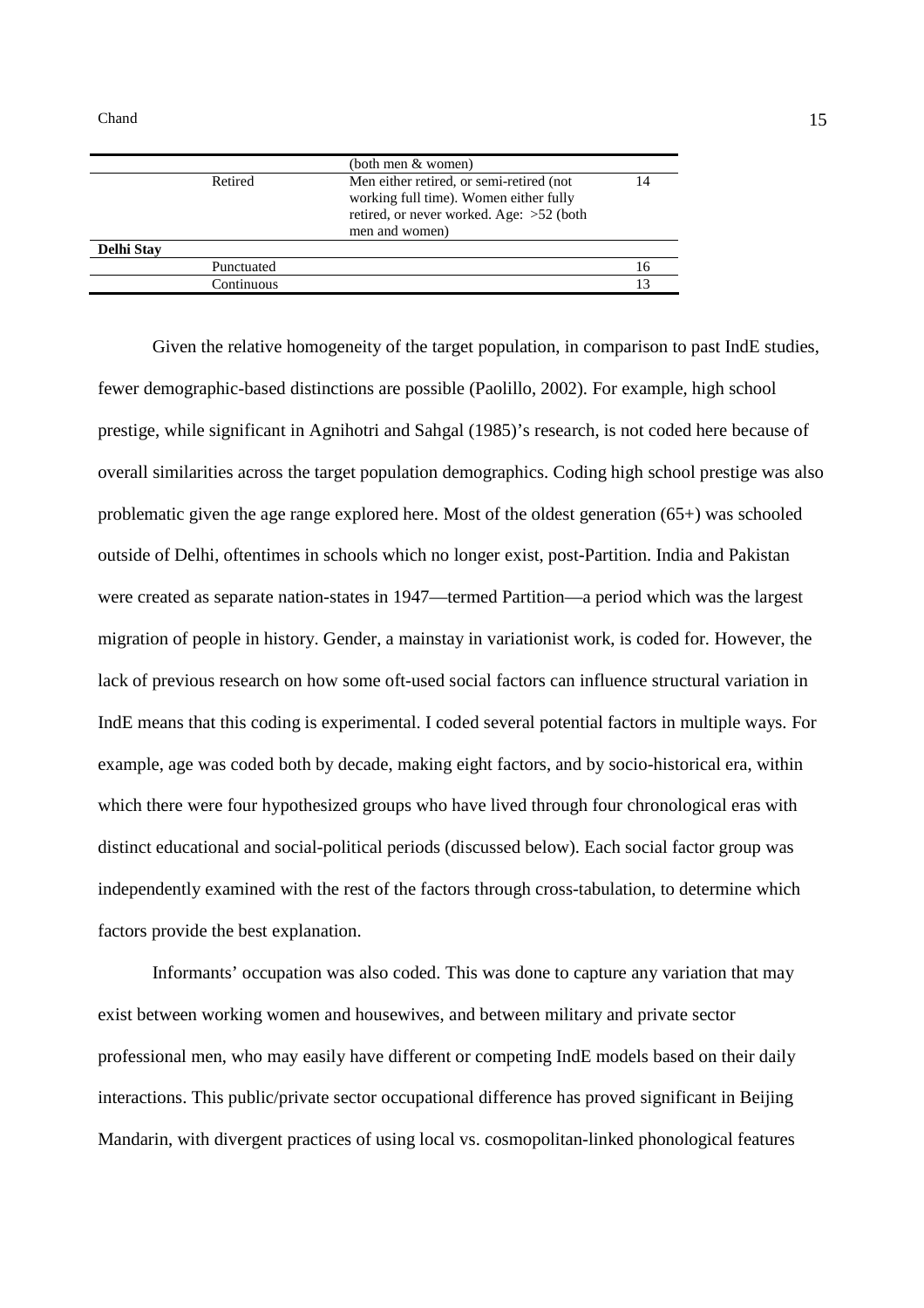| | | | |
|---|---|---|---|
| | | (both men & women) | |
| | Retired | Men either retired, or semi-retired (not working full time). Women either fully retired, or never worked. Age: >52 (both men and women) | 14 |
| **Delhi Stay** | | | |
| | Punctuated | | 16 |
| | Continuous | | 13 |

Given the relative homogeneity of the target population, in comparison to past IndE studies, fewer demographic-based distinctions are possible (Paolillo, 2002). For example, high school prestige, while significant in Agnihotri and Sahgal (1985)'s research, is not coded here because of overall similarities across the target population demographics. Coding high school prestige was also problematic given the age range explored here. Most of the oldest generation (65+) was schooled outside of Delhi, oftentimes in schools which no longer exist, post-Partition. India and Pakistan were created as separate nation-states in 1947—termed Partition—a period which was the largest migration of people in history. Gender, a mainstay in variationist work, is coded for. However, the lack of previous research on how some oft-used social factors can influence structural variation in IndE means that this coding is experimental. I coded several potential factors in multiple ways. For example, age was coded both by decade, making eight factors, and by socio-historical era, within which there were four hypothesized groups who have lived through four chronological eras with distinct educational and social-political periods (discussed below). Each social factor group was independently examined with the rest of the factors through cross-tabulation, to determine which factors provide the best explanation.

Informants' occupation was also coded. This was done to capture any variation that may exist between working women and housewives, and between military and private sector professional men, who may easily have different or competing IndE models based on their daily interactions. This public/private sector occupational difference has proved significant in Beijing Mandarin, with divergent practices of using local vs. cosmopolitan-linked phonological features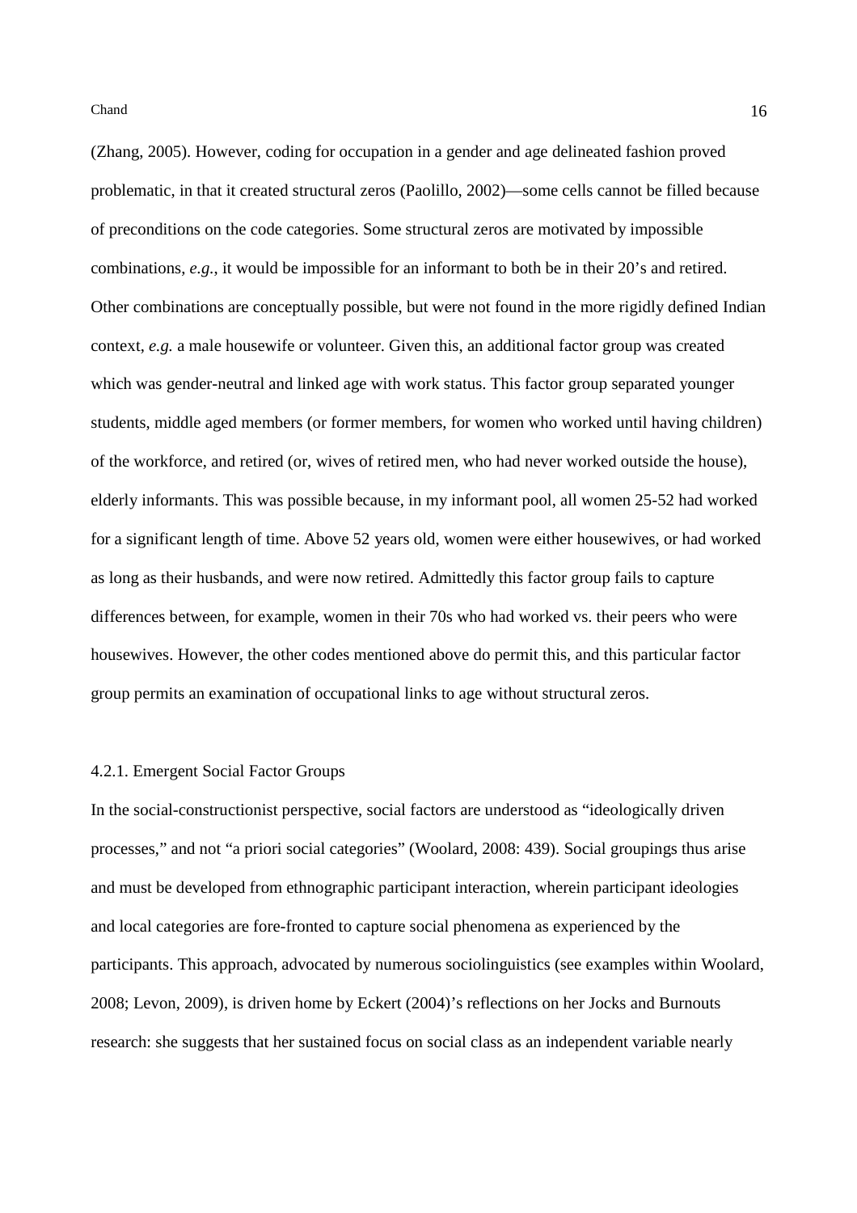(Zhang, 2005). However, coding for occupation in a gender and age delineated fashion proved problematic, in that it created structural zeros (Paolillo, 2002)—some cells cannot be filled because of preconditions on the code categories. Some structural zeros are motivated by impossible combinations, *e.g.*, it would be impossible for an informant to both be in their 20's and retired. Other combinations are conceptually possible, but were not found in the more rigidly defined Indian context, *e.g.* a male housewife or volunteer. Given this, an additional factor group was created which was gender-neutral and linked age with work status. This factor group separated younger students, middle aged members (or former members, for women who worked until having children) of the workforce, and retired (or, wives of retired men, who had never worked outside the house), elderly informants. This was possible because, in my informant pool, all women 25-52 had worked for a significant length of time. Above 52 years old, women were either housewives, or had worked as long as their husbands, and were now retired. Admittedly this factor group fails to capture differences between, for example, women in their 70s who had worked vs. their peers who were housewives. However, the other codes mentioned above do permit this, and this particular factor group permits an examination of occupational links to age without structural zeros.

### 4.2.1. Emergent Social Factor Groups

In the social-constructionist perspective, social factors are understood as "ideologically driven processes," and not "a priori social categories" (Woolard, 2008: 439). Social groupings thus arise and must be developed from ethnographic participant interaction, wherein participant ideologies and local categories are fore-fronted to capture social phenomena as experienced by the participants. This approach, advocated by numerous sociolinguistics (see examples within Woolard, 2008; Levon, 2009), is driven home by Eckert (2004)'s reflections on her Jocks and Burnouts research: she suggests that her sustained focus on social class as an independent variable nearly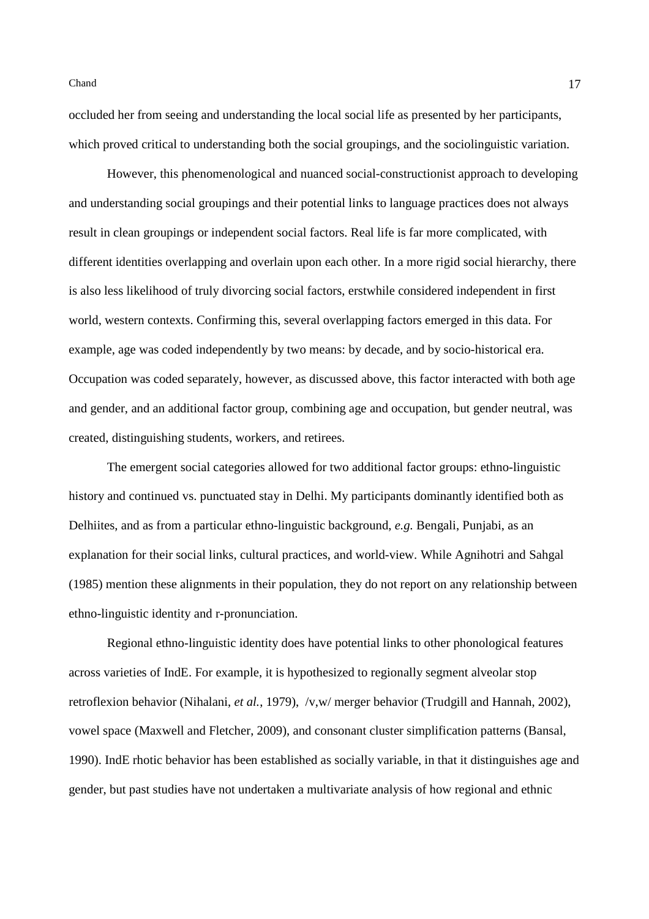occluded her from seeing and understanding the local social life as presented by her participants, which proved critical to understanding both the social groupings, and the sociolinguistic variation.

However, this phenomenological and nuanced social-constructionist approach to developing and understanding social groupings and their potential links to language practices does not always result in clean groupings or independent social factors. Real life is far more complicated, with different identities overlapping and overlain upon each other. In a more rigid social hierarchy, there is also less likelihood of truly divorcing social factors, erstwhile considered independent in first world, western contexts. Confirming this, several overlapping factors emerged in this data. For example, age was coded independently by two means: by decade, and by socio-historical era. Occupation was coded separately, however, as discussed above, this factor interacted with both age and gender, and an additional factor group, combining age and occupation, but gender neutral, was created, distinguishing students, workers, and retirees.

The emergent social categories allowed for two additional factor groups: ethno-linguistic history and continued vs. punctuated stay in Delhi. My participants dominantly identified both as Delhiites, and as from a particular ethno-linguistic background, *e.g.* Bengali, Punjabi, as an explanation for their social links, cultural practices, and world-view. While Agnihotri and Sahgal (1985) mention these alignments in their population, they do not report on any relationship between ethno-linguistic identity and r-pronunciation.

Regional ethno-linguistic identity does have potential links to other phonological features across varieties of IndE. For example, it is hypothesized to regionally segment alveolar stop retroflexion behavior (Nihalani, *et al.*, 1979), /v,w/ merger behavior (Trudgill and Hannah, 2002), vowel space (Maxwell and Fletcher, 2009), and consonant cluster simplification patterns (Bansal, 1990). IndE rhotic behavior has been established as socially variable, in that it distinguishes age and gender, but past studies have not undertaken a multivariate analysis of how regional and ethnic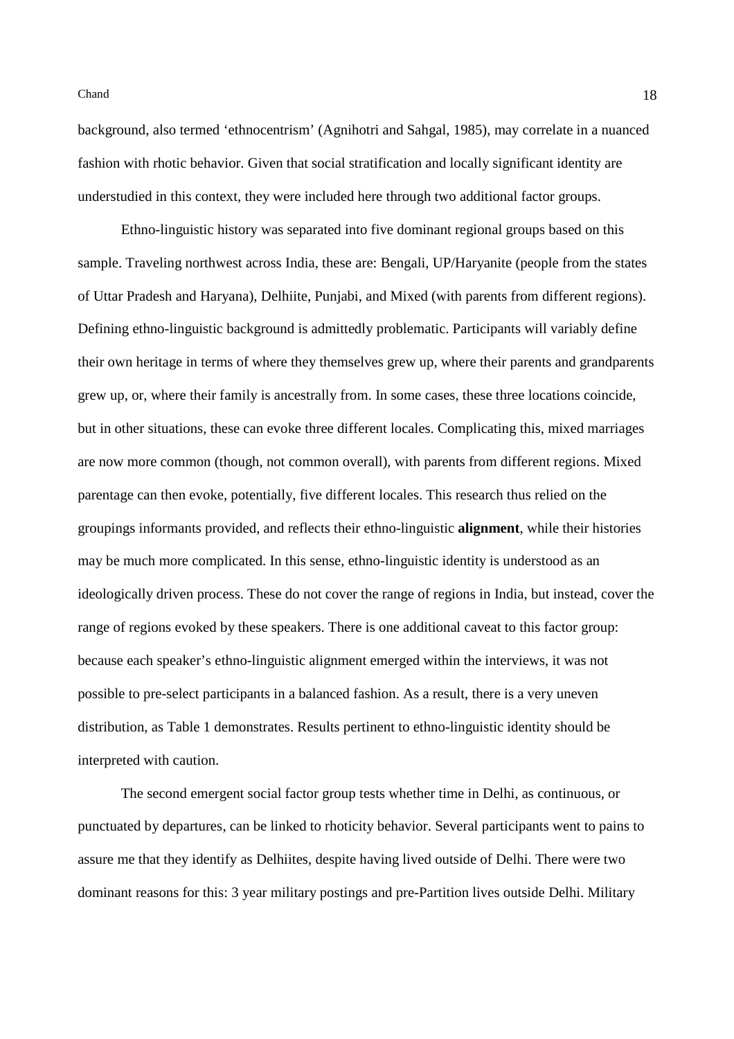background, also termed 'ethnocentrism' (Agnihotri and Sahgal, 1985), may correlate in a nuanced fashion with rhotic behavior. Given that social stratification and locally significant identity are understudied in this context, they were included here through two additional factor groups.

Ethno-linguistic history was separated into five dominant regional groups based on this sample. Traveling northwest across India, these are: Bengali, UP/Haryanite (people from the states of Uttar Pradesh and Haryana), Delhiite, Punjabi, and Mixed (with parents from different regions). Defining ethno-linguistic background is admittedly problematic. Participants will variably define their own heritage in terms of where they themselves grew up, where their parents and grandparents grew up, or, where their family is ancestrally from. In some cases, these three locations coincide, but in other situations, these can evoke three different locales. Complicating this, mixed marriages are now more common (though, not common overall), with parents from different regions. Mixed parentage can then evoke, potentially, five different locales. This research thus relied on the groupings informants provided, and reflects their ethno-linguistic **alignment**, while their histories may be much more complicated. In this sense, ethno-linguistic identity is understood as an ideologically driven process. These do not cover the range of regions in India, but instead, cover the range of regions evoked by these speakers. There is one additional caveat to this factor group: because each speaker's ethno-linguistic alignment emerged within the interviews, it was not possible to pre-select participants in a balanced fashion. As a result, there is a very uneven distribution, as Table 1 demonstrates. Results pertinent to ethno-linguistic identity should be interpreted with caution.

The second emergent social factor group tests whether time in Delhi, as continuous, or punctuated by departures, can be linked to rhoticity behavior. Several participants went to pains to assure me that they identify as Delhiites, despite having lived outside of Delhi. There were two dominant reasons for this: 3 year military postings and pre-Partition lives outside Delhi. Military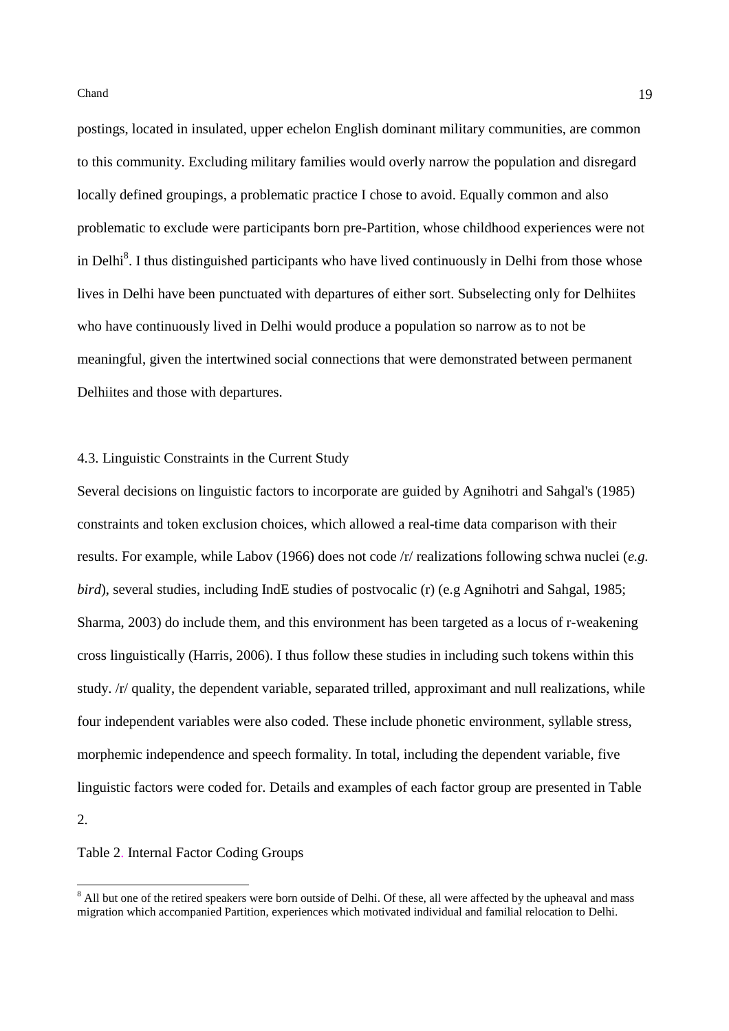postings, located in insulated, upper echelon English dominant military communities, are common to this community. Excluding military families would overly narrow the population and disregard locally defined groupings, a problematic practice I chose to avoid. Equally common and also problematic to exclude were participants born pre-Partition, whose childhood experiences were not in Delhi[8]. I thus distinguished participants who have lived continuously in Delhi from those whose lives in Delhi have been punctuated with departures of either sort. Subselecting only for Delhiites who have continuously lived in Delhi would produce a population so narrow as to not be meaningful, given the intertwined social connections that were demonstrated between permanent Delhiites and those with departures.

### 4.3. Linguistic Constraints in the Current Study

Several decisions on linguistic factors to incorporate are guided by Agnihotri and Sahgal's (1985) constraints and token exclusion choices, which allowed a real-time data comparison with their results. For example, while Labov (1966) does not code /r/ realizations following schwa nuclei (*e.g. bird*), several studies, including IndE studies of postvocalic (r) (e.g Agnihotri and Sahgal, 1985; Sharma, 2003) do include them, and this environment has been targeted as a locus of r-weakening cross linguistically (Harris, 2006). I thus follow these studies in including such tokens within this study. /r/ quality, the dependent variable, separated trilled, approximant and null realizations, while four independent variables were also coded. These include phonetic environment, syllable stress, morphemic independence and speech formality. In total, including the dependent variable, five linguistic factors were coded for. Details and examples of each factor group are presented in Table 2.

Table 2. Internal Factor Coding Groups

[8] All but one of the retired speakers were born outside of Delhi. Of these, all were affected by the upheaval and mass migration which accompanied Partition, experiences which motivated individual and familial relocation to Delhi.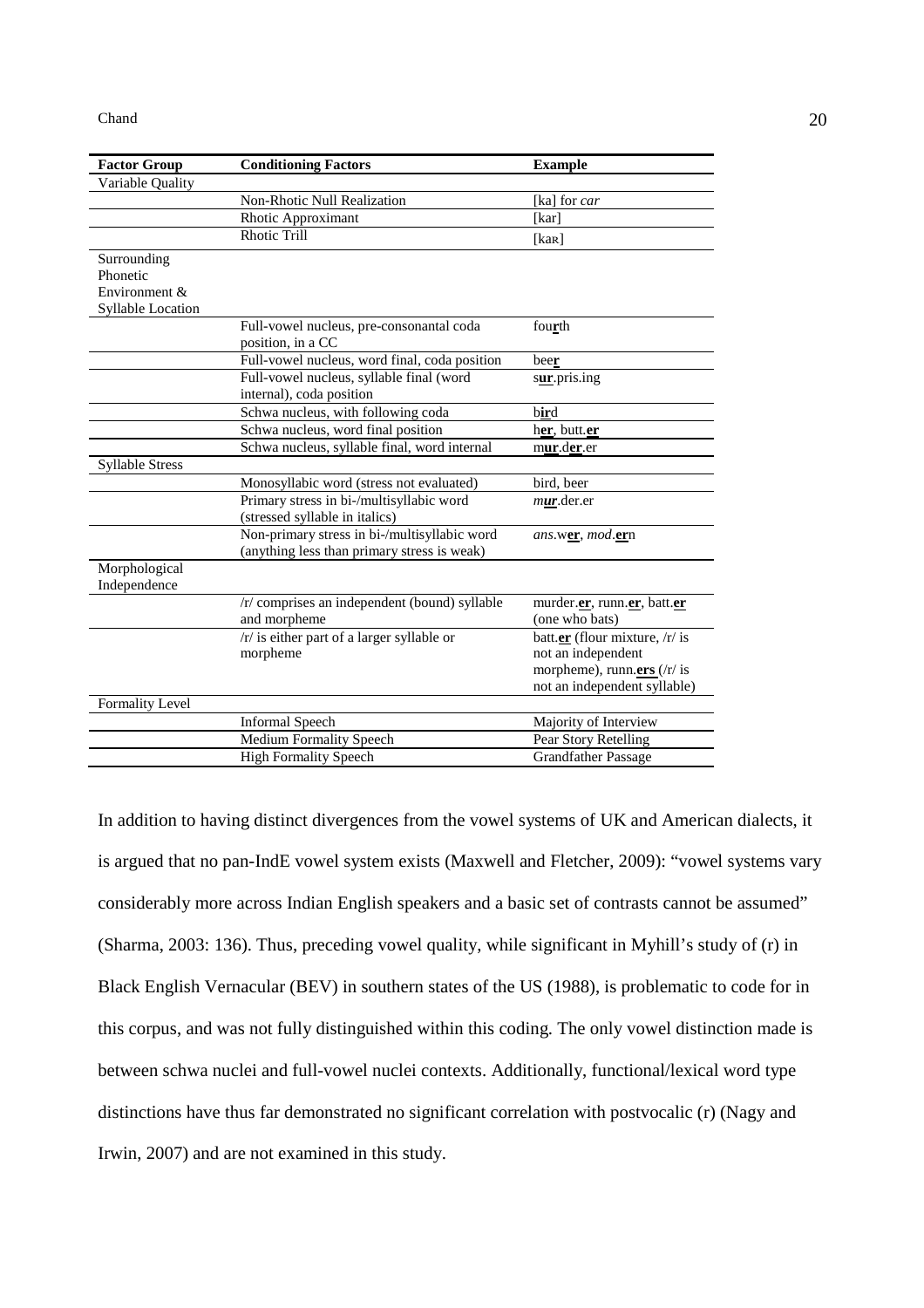| Factor Group | Conditioning Factors | Example |
|---|---|---|
| Variable Quality | | |
| | Non-Rhotic Null Realization | [ka] for *car* |
| | Rhotic Approximant | [kar] |
| | Rhotic Trill | [kaʀ] |
| Surrounding Phonetic Environment & Syllable Location | | |
| | Full-vowel nucleus, pre-consonantal coda position, in a CC | fou**r**th |
| | Full-vowel nucleus, word final, coda position | bee**r** |
| | Full-vowel nucleus, syllable final (word internal), coda position | s**ur**.pris.ing |
| | Schwa nucleus, with following coda | b**ir**d |
| | Schwa nucleus, word final position | h**er**, butt.**er** |
| | Schwa nucleus, syllable final, word internal | m**ur**.d**er**.er |
| Syllable Stress | | |
| | Monosyllabic word (stress not evaluated) | bird, beer |
| | Primary stress in bi-/multisyllabic word (stressed syllable in italics) | *m**ur***.der.er |
| | Non-primary stress in bi-/multisyllabic word (anything less than primary stress is weak) | *ans*.w**er**, *mod*.**er**n |
| Morphological Independence | | |
| | /r/ comprises an independent (bound) syllable and morpheme | murder.**er**, runn.**er**, batt.**er** (one who bats) |
| | /r/ is either part of a larger syllable or morpheme | batt.**er** (flour mixture, /r/ is not an independent morpheme), runn.**ers** (/r/ is not an independent syllable) |
| Formality Level | | |
| | Informal Speech | Majority of Interview |
| | Medium Formality Speech | Pear Story Retelling |
| | High Formality Speech | Grandfather Passage |

In addition to having distinct divergences from the vowel systems of UK and American dialects, it is argued that no pan-IndE vowel system exists (Maxwell and Fletcher, 2009): "vowel systems vary considerably more across Indian English speakers and a basic set of contrasts cannot be assumed" (Sharma, 2003: 136). Thus, preceding vowel quality, while significant in Myhill's study of (r) in Black English Vernacular (BEV) in southern states of the US (1988), is problematic to code for in this corpus, and was not fully distinguished within this coding. The only vowel distinction made is between schwa nuclei and full-vowel nuclei contexts. Additionally, functional/lexical word type distinctions have thus far demonstrated no significant correlation with postvocalic (r) (Nagy and Irwin, 2007) and are not examined in this study.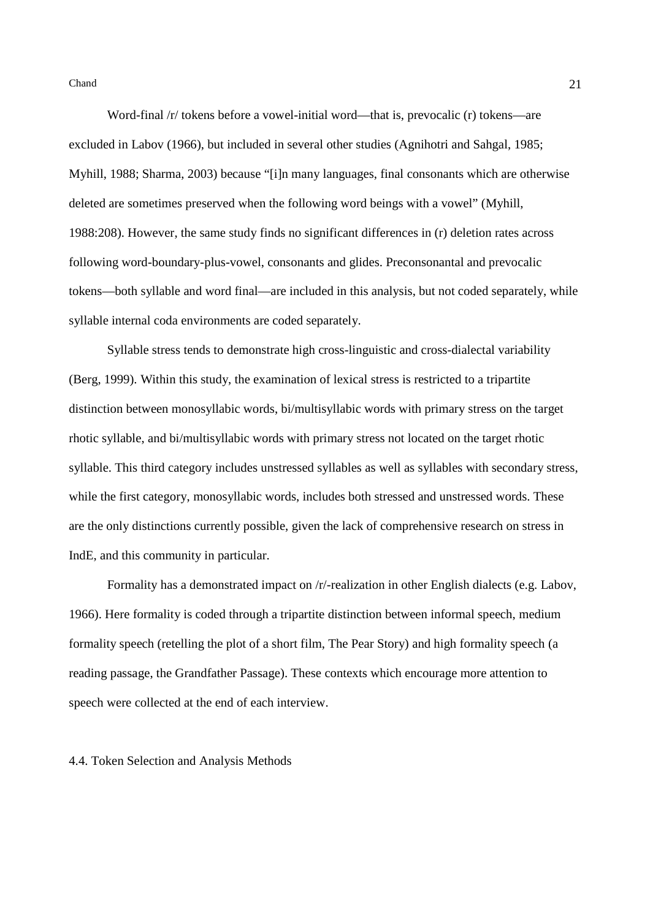Word-final /r/ tokens before a vowel-initial word—that is, prevocalic (r) tokens—are excluded in Labov (1966), but included in several other studies (Agnihotri and Sahgal, 1985; Myhill, 1988; Sharma, 2003) because "[i]n many languages, final consonants which are otherwise deleted are sometimes preserved when the following word beings with a vowel" (Myhill, 1988:208). However, the same study finds no significant differences in (r) deletion rates across following word-boundary-plus-vowel, consonants and glides. Preconsonantal and prevocalic tokens—both syllable and word final—are included in this analysis, but not coded separately, while syllable internal coda environments are coded separately.

Syllable stress tends to demonstrate high cross-linguistic and cross-dialectal variability (Berg, 1999). Within this study, the examination of lexical stress is restricted to a tripartite distinction between monosyllabic words, bi/multisyllabic words with primary stress on the target rhotic syllable, and bi/multisyllabic words with primary stress not located on the target rhotic syllable. This third category includes unstressed syllables as well as syllables with secondary stress, while the first category, monosyllabic words, includes both stressed and unstressed words. These are the only distinctions currently possible, given the lack of comprehensive research on stress in IndE, and this community in particular.

Formality has a demonstrated impact on /r/-realization in other English dialects (e.g. Labov, 1966). Here formality is coded through a tripartite distinction between informal speech, medium formality speech (retelling the plot of a short film, The Pear Story) and high formality speech (a reading passage, the Grandfather Passage). These contexts which encourage more attention to speech were collected at the end of each interview.

### 4.4. Token Selection and Analysis Methods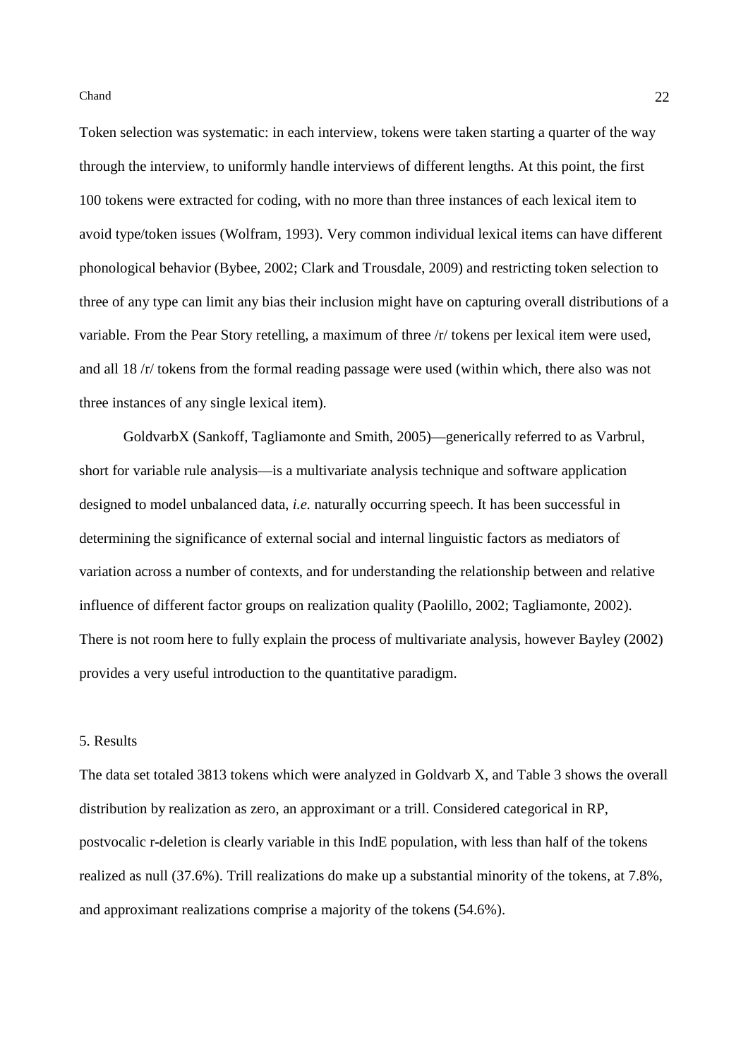Token selection was systematic: in each interview, tokens were taken starting a quarter of the way through the interview, to uniformly handle interviews of different lengths. At this point, the first 100 tokens were extracted for coding, with no more than three instances of each lexical item to avoid type/token issues (Wolfram, 1993). Very common individual lexical items can have different phonological behavior (Bybee, 2002; Clark and Trousdale, 2009) and restricting token selection to three of any type can limit any bias their inclusion might have on capturing overall distributions of a variable. From the Pear Story retelling, a maximum of three /r/ tokens per lexical item were used, and all 18 /r/ tokens from the formal reading passage were used (within which, there also was not three instances of any single lexical item).

GoldvarbX (Sankoff, Tagliamonte and Smith, 2005)—generically referred to as Varbrul, short for variable rule analysis—is a multivariate analysis technique and software application designed to model unbalanced data, *i.e.* naturally occurring speech. It has been successful in determining the significance of external social and internal linguistic factors as mediators of variation across a number of contexts, and for understanding the relationship between and relative influence of different factor groups on realization quality (Paolillo, 2002; Tagliamonte, 2002). There is not room here to fully explain the process of multivariate analysis, however Bayley (2002) provides a very useful introduction to the quantitative paradigm.

## 5. Results

The data set totaled 3813 tokens which were analyzed in Goldvarb X, and Table 3 shows the overall distribution by realization as zero, an approximant or a trill. Considered categorical in RP, postvocalic r-deletion is clearly variable in this IndE population, with less than half of the tokens realized as null (37.6%). Trill realizations do make up a substantial minority of the tokens, at 7.8%, and approximant realizations comprise a majority of the tokens (54.6%).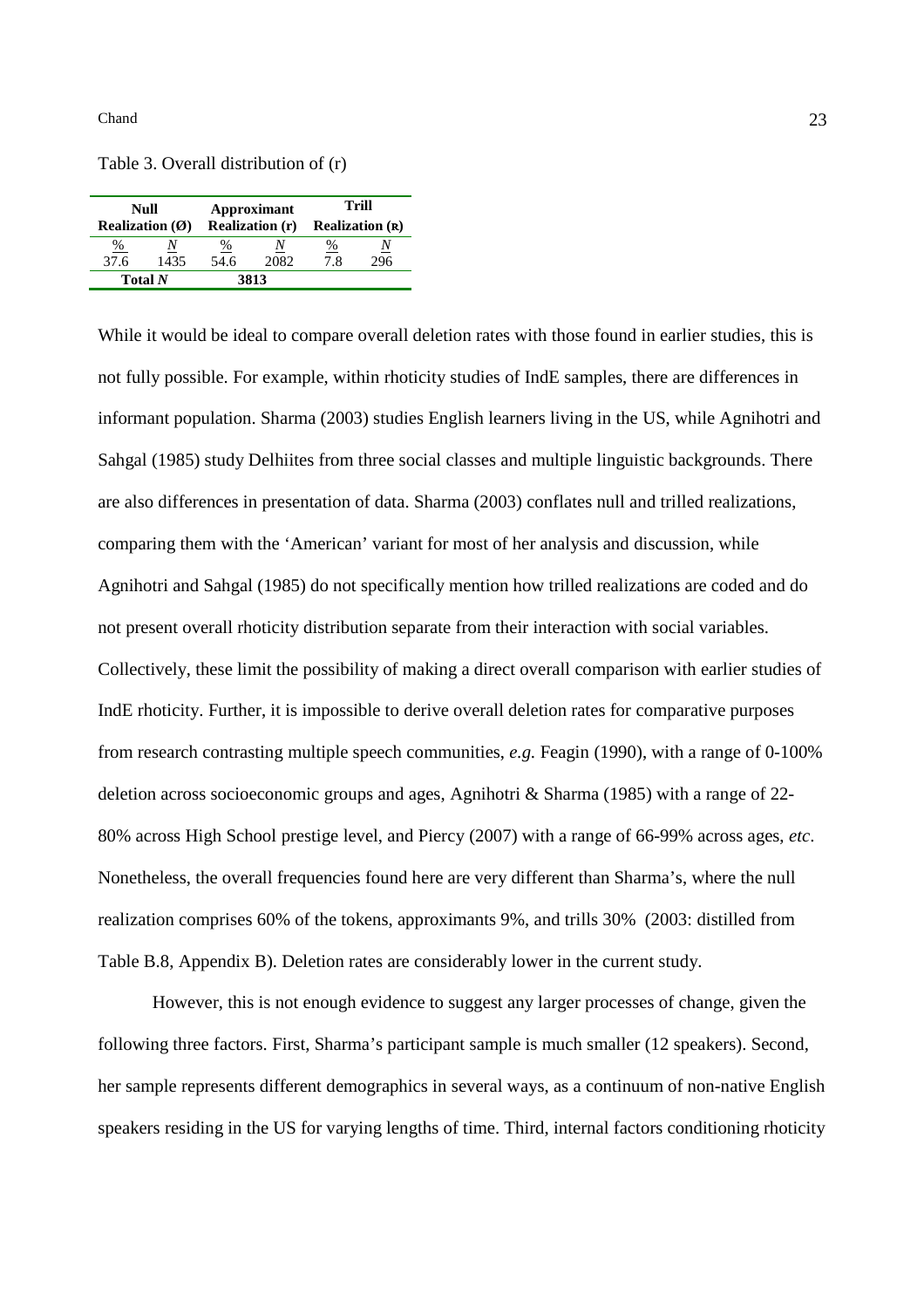Table 3. Overall distribution of (r)

| Null Realization (Ø) | | Approximant Realization (r) | | Trill Realization (ʀ) | |
|---|---|---|---|---|---|
| % | *N* | % | *N* | % | *N* |
| 37.6 | 1435 | 54.6 | 2082 | 7.8 | 296 |
| **Total *N*** | | **3813** | | | |

While it would be ideal to compare overall deletion rates with those found in earlier studies, this is not fully possible. For example, within rhoticity studies of IndE samples, there are differences in informant population. Sharma (2003) studies English learners living in the US, while Agnihotri and Sahgal (1985) study Delhiites from three social classes and multiple linguistic backgrounds. There are also differences in presentation of data. Sharma (2003) conflates null and trilled realizations, comparing them with the 'American' variant for most of her analysis and discussion, while Agnihotri and Sahgal (1985) do not specifically mention how trilled realizations are coded and do not present overall rhoticity distribution separate from their interaction with social variables. Collectively, these limit the possibility of making a direct overall comparison with earlier studies of IndE rhoticity. Further, it is impossible to derive overall deletion rates for comparative purposes from research contrasting multiple speech communities, *e.g.* Feagin (1990), with a range of 0-100% deletion across socioeconomic groups and ages, Agnihotri & Sharma (1985) with a range of 22-80% across High School prestige level, and Piercy (2007) with a range of 66-99% across ages, *etc*. Nonetheless, the overall frequencies found here are very different than Sharma's, where the null realization comprises 60% of the tokens, approximants 9%, and trills 30% (2003: distilled from Table B.8, Appendix B). Deletion rates are considerably lower in the current study.

However, this is not enough evidence to suggest any larger processes of change, given the following three factors. First, Sharma's participant sample is much smaller (12 speakers). Second, her sample represents different demographics in several ways, as a continuum of non-native English speakers residing in the US for varying lengths of time. Third, internal factors conditioning rhoticity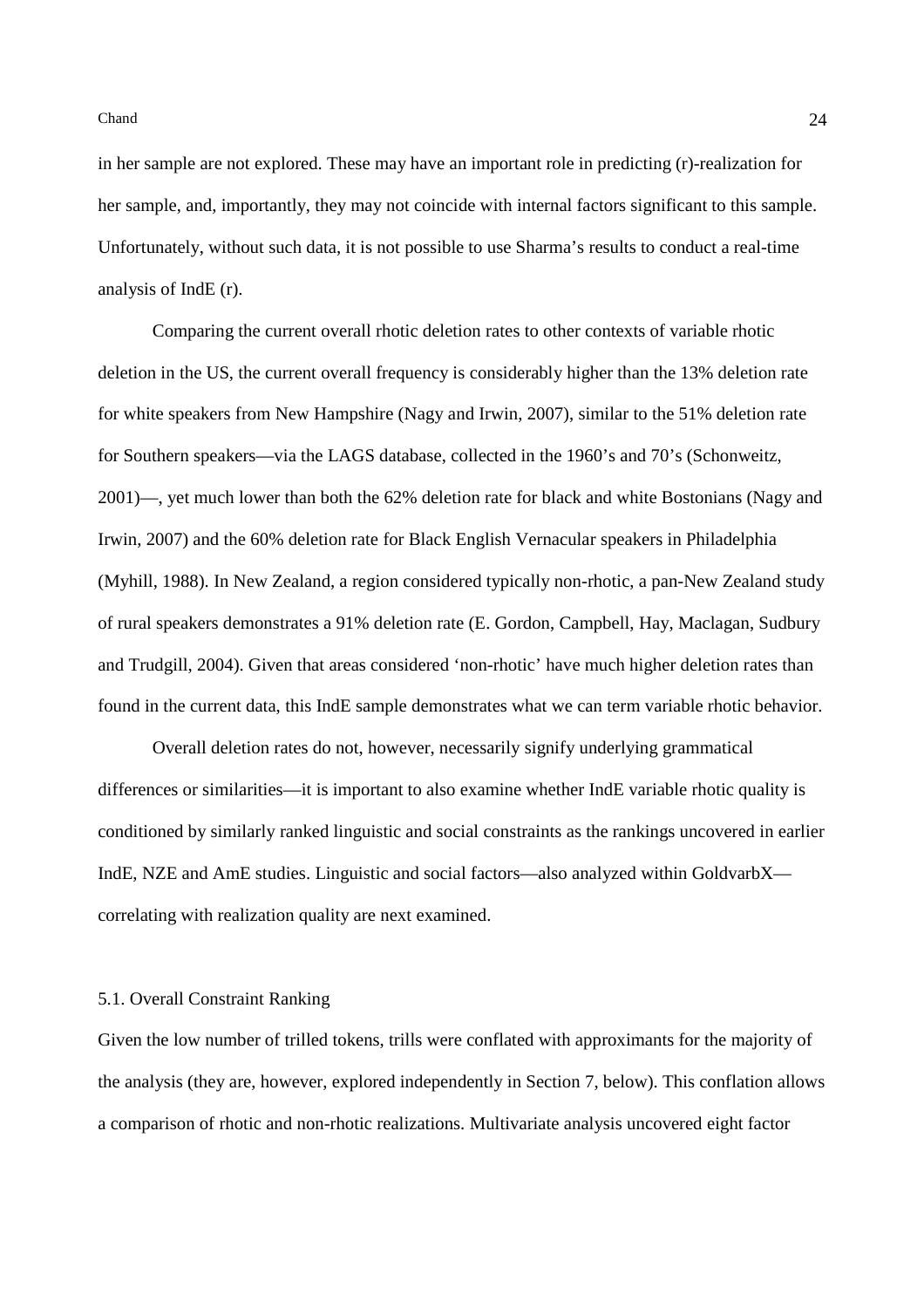in her sample are not explored. These may have an important role in predicting (r)-realization for her sample, and, importantly, they may not coincide with internal factors significant to this sample. Unfortunately, without such data, it is not possible to use Sharma's results to conduct a real-time analysis of IndE (r).

Comparing the current overall rhotic deletion rates to other contexts of variable rhotic deletion in the US, the current overall frequency is considerably higher than the 13% deletion rate for white speakers from New Hampshire (Nagy and Irwin, 2007), similar to the 51% deletion rate for Southern speakers—via the LAGS database, collected in the 1960's and 70's (Schonweitz, 2001)—, yet much lower than both the 62% deletion rate for black and white Bostonians (Nagy and Irwin, 2007) and the 60% deletion rate for Black English Vernacular speakers in Philadelphia (Myhill, 1988). In New Zealand, a region considered typically non-rhotic, a pan-New Zealand study of rural speakers demonstrates a 91% deletion rate (E. Gordon, Campbell, Hay, Maclagan, Sudbury and Trudgill, 2004). Given that areas considered 'non-rhotic' have much higher deletion rates than found in the current data, this IndE sample demonstrates what we can term variable rhotic behavior.

Overall deletion rates do not, however, necessarily signify underlying grammatical differences or similarities—it is important to also examine whether IndE variable rhotic quality is conditioned by similarly ranked linguistic and social constraints as the rankings uncovered in earlier IndE, NZE and AmE studies. Linguistic and social factors—also analyzed within GoldvarbX—correlating with realization quality are next examined.

## 5.1. Overall Constraint Ranking

Given the low number of trilled tokens, trills were conflated with approximants for the majority of the analysis (they are, however, explored independently in Section 7, below). This conflation allows a comparison of rhotic and non-rhotic realizations. Multivariate analysis uncovered eight factor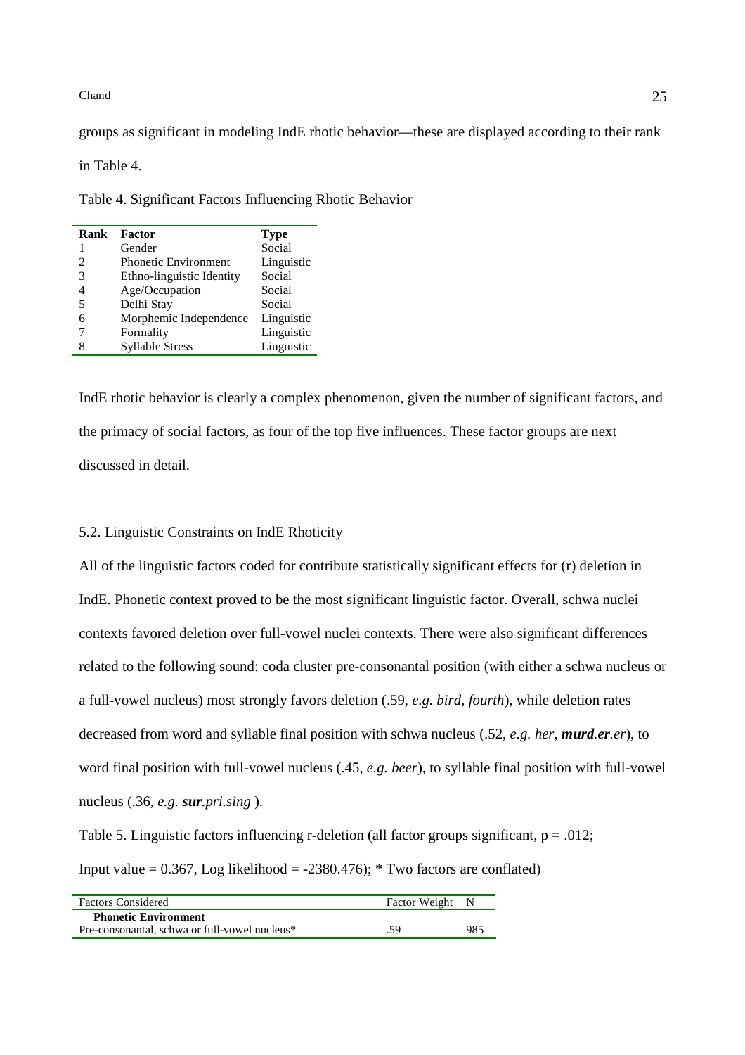groups as significant in modeling IndE rhotic behavior—these are displayed according to their rank in Table 4.

Table 4. Significant Factors Influencing Rhotic Behavior

| Rank | Factor | Type |
|---|---|---|
| 1 | Gender | Social |
| 2 | Phonetic Environment | Linguistic |
| 3 | Ethno-linguistic Identity | Social |
| 4 | Age/Occupation | Social |
| 5 | Delhi Stay | Social |
| 6 | Morphemic Independence | Linguistic |
| 7 | Formality | Linguistic |
| 8 | Syllable Stress | Linguistic |

IndE rhotic behavior is clearly a complex phenomenon, given the number of significant factors, and the primacy of social factors, as four of the top five influences. These factor groups are next discussed in detail.

### 5.2. Linguistic Constraints on IndE Rhoticity

All of the linguistic factors coded for contribute statistically significant effects for (r) deletion in IndE. Phonetic context proved to be the most significant linguistic factor. Overall, schwa nuclei contexts favored deletion over full-vowel nuclei contexts. There were also significant differences related to the following sound: coda cluster pre-consonantal position (with either a schwa nucleus or a full-vowel nucleus) most strongly favors deletion (.59, *e.g. bird*, *fourth*), while deletion rates decreased from word and syllable final position with schwa nucleus (.52, *e.g. her*, ***murd.er**.er*), to word final position with full-vowel nucleus (.45, *e.g. beer*), to syllable final position with full-vowel nucleus (.36, *e.g. **sur**.pri.sing* ).

Table 5. Linguistic factors influencing r-deletion (all factor groups significant, $p = .012$; Input value = 0.367, Log likelihood = -2380.476); * Two factors are conflated)

| Factors Considered | Factor Weight | N |
|---|---|---|
| **Phonetic Environment** | | |
| Pre-consonantal, schwa or full-vowel nucleus* | .59 | 985 |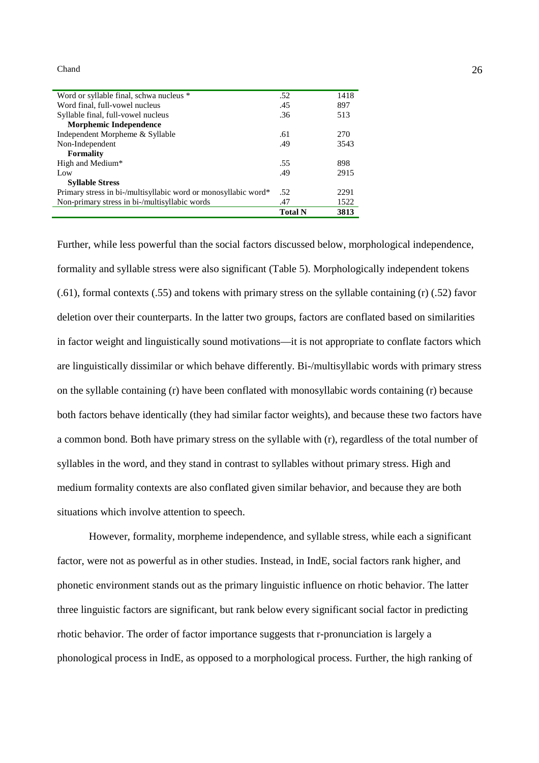| | | |
|---|---|---|
| Word or syllable final, schwa nucleus * | .52 | 1418 |
| Word final, full-vowel nucleus | .45 | 897 |
| Syllable final, full-vowel nucleus | .36 | 513 |
| **Morphemic Independence** | | |
| Independent Morpheme & Syllable | .61 | 270 |
| Non-Independent | .49 | 3543 |
| **Formality** | | |
| High and Medium* | .55 | 898 |
| Low | .49 | 2915 |
| **Syllable Stress** | | |
| Primary stress in bi-/multisyllabic word or monosyllabic word* | .52 | 2291 |
| Non-primary stress in bi-/multisyllabic words | .47 | 1522 |
| | **Total N** | **3813** |

Further, while less powerful than the social factors discussed below, morphological independence, formality and syllable stress were also significant (Table 5). Morphologically independent tokens (.61), formal contexts (.55) and tokens with primary stress on the syllable containing (r) (.52) favor deletion over their counterparts. In the latter two groups, factors are conflated based on similarities in factor weight and linguistically sound motivations—it is not appropriate to conflate factors which are linguistically dissimilar or which behave differently. Bi-/multisyllabic words with primary stress on the syllable containing (r) have been conflated with monosyllabic words containing (r) because both factors behave identically (they had similar factor weights), and because these two factors have a common bond. Both have primary stress on the syllable with (r), regardless of the total number of syllables in the word, and they stand in contrast to syllables without primary stress. High and medium formality contexts are also conflated given similar behavior, and because they are both situations which involve attention to speech.

However, formality, morpheme independence, and syllable stress, while each a significant factor, were not as powerful as in other studies. Instead, in IndE, social factors rank higher, and phonetic environment stands out as the primary linguistic influence on rhotic behavior. The latter three linguistic factors are significant, but rank below every significant social factor in predicting rhotic behavior. The order of factor importance suggests that r-pronunciation is largely a phonological process in IndE, as opposed to a morphological process. Further, the high ranking of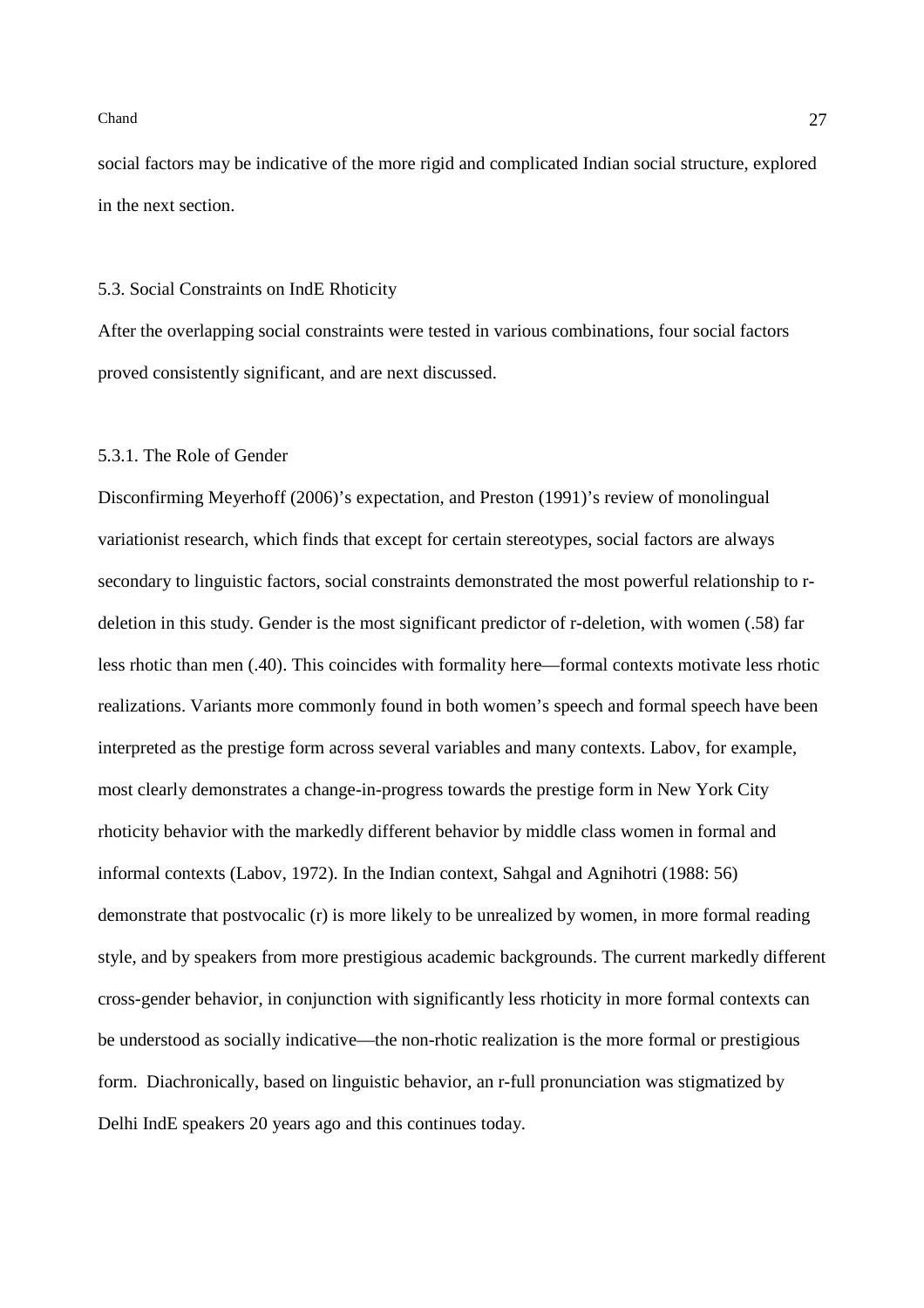social factors may be indicative of the more rigid and complicated Indian social structure, explored in the next section.

### 5.3. Social Constraints on IndE Rhoticity

After the overlapping social constraints were tested in various combinations, four social factors proved consistently significant, and are next discussed.

#### 5.3.1. The Role of Gender

Disconfirming Meyerhoff (2006)'s expectation, and Preston (1991)'s review of monolingual variationist research, which finds that except for certain stereotypes, social factors are always secondary to linguistic factors, social constraints demonstrated the most powerful relationship to r-deletion in this study. Gender is the most significant predictor of r-deletion, with women (.58) far less rhotic than men (.40). This coincides with formality here—formal contexts motivate less rhotic realizations. Variants more commonly found in both women's speech and formal speech have been interpreted as the prestige form across several variables and many contexts. Labov, for example, most clearly demonstrates a change-in-progress towards the prestige form in New York City rhoticity behavior with the markedly different behavior by middle class women in formal and informal contexts (Labov, 1972). In the Indian context, Sahgal and Agnihotri (1988: 56) demonstrate that postvocalic (r) is more likely to be unrealized by women, in more formal reading style, and by speakers from more prestigious academic backgrounds. The current markedly different cross-gender behavior, in conjunction with significantly less rhoticity in more formal contexts can be understood as socially indicative—the non-rhotic realization is the more formal or prestigious form. Diachronically, based on linguistic behavior, an r-full pronunciation was stigmatized by Delhi IndE speakers 20 years ago and this continues today.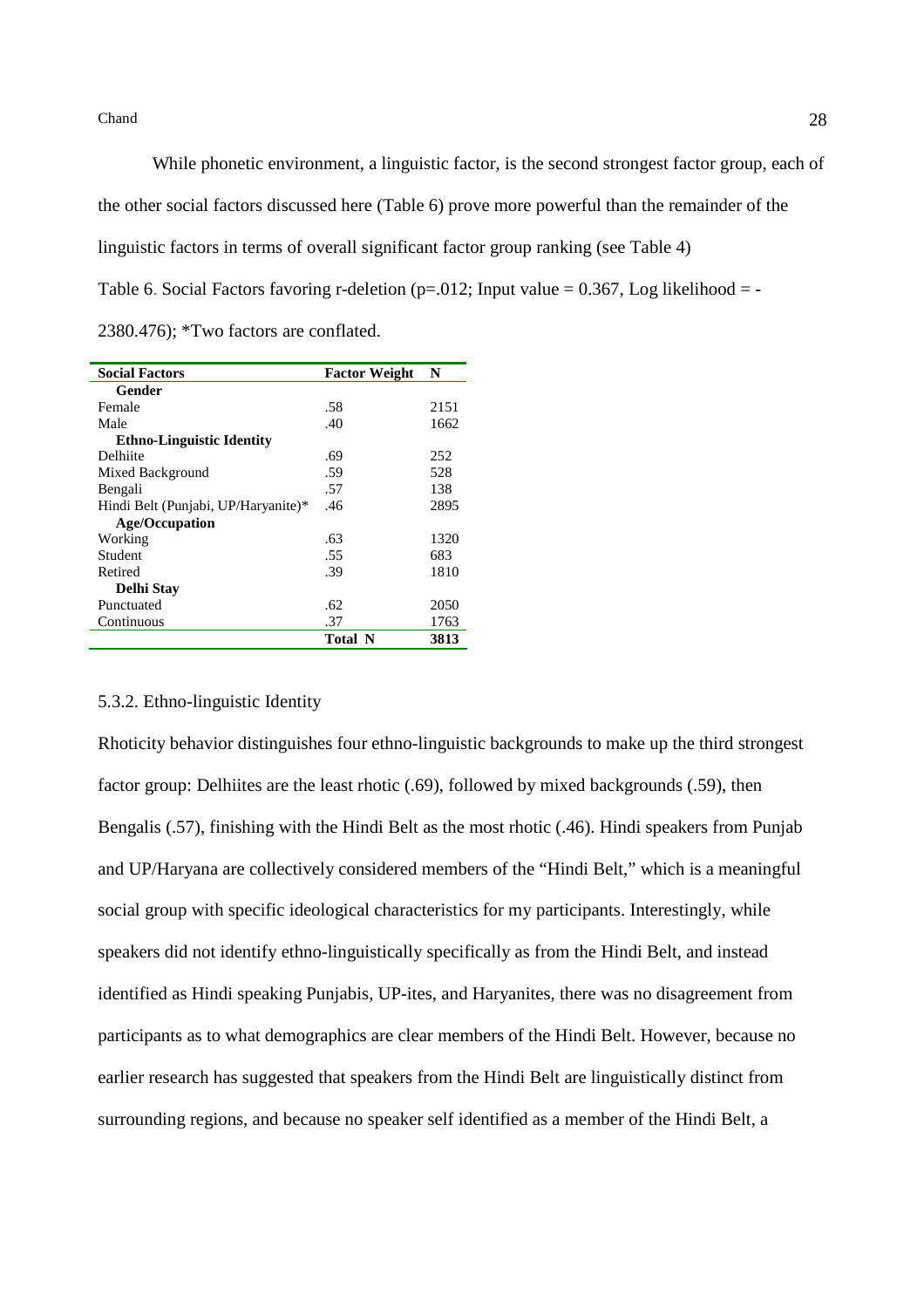While phonetic environment, a linguistic factor, is the second strongest factor group, each of the other social factors discussed here (Table 6) prove more powerful than the remainder of the linguistic factors in terms of overall significant factor group ranking (see Table 4)

Table 6. Social Factors favoring r-deletion (p=.012; Input value = 0.367, Log likelihood = -2380.476); *Two factors are conflated.

| Social Factors | Factor Weight | N |
|---|---|---|
| **Gender** | | |
| Female | .58 | 2151 |
| Male | .40 | 1662 |
| **Ethno-Linguistic Identity** | | |
| Delhiite | .69 | 252 |
| Mixed Background | .59 | 528 |
| Bengali | .57 | 138 |
| Hindi Belt (Punjabi, UP/Haryanite)* | .46 | 2895 |
| **Age/Occupation** | | |
| Working | .63 | 1320 |
| Student | .55 | 683 |
| Retired | .39 | 1810 |
| **Delhi Stay** | | |
| Punctuated | .62 | 2050 |
| Continuous | .37 | 1763 |
| | **Total N** | **3813** |

### 5.3.2. Ethno-linguistic Identity

Rhoticity behavior distinguishes four ethno-linguistic backgrounds to make up the third strongest factor group: Delhiites are the least rhotic (.69), followed by mixed backgrounds (.59), then Bengalis (.57), finishing with the Hindi Belt as the most rhotic (.46). Hindi speakers from Punjab and UP/Haryana are collectively considered members of the "Hindi Belt," which is a meaningful social group with specific ideological characteristics for my participants. Interestingly, while speakers did not identify ethno-linguistically specifically as from the Hindi Belt, and instead identified as Hindi speaking Punjabis, UP-ites, and Haryanites, there was no disagreement from participants as to what demographics are clear members of the Hindi Belt. However, because no earlier research has suggested that speakers from the Hindi Belt are linguistically distinct from surrounding regions, and because no speaker self identified as a member of the Hindi Belt, a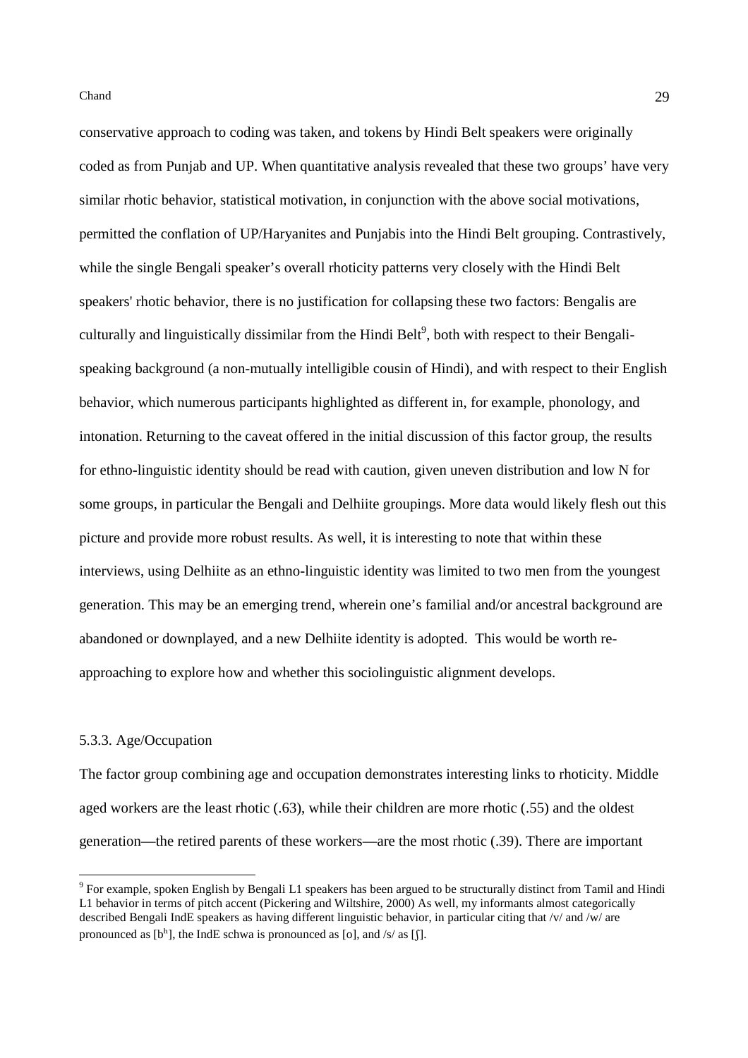conservative approach to coding was taken, and tokens by Hindi Belt speakers were originally coded as from Punjab and UP. When quantitative analysis revealed that these two groups' have very similar rhotic behavior, statistical motivation, in conjunction with the above social motivations, permitted the conflation of UP/Haryanites and Punjabis into the Hindi Belt grouping. Contrastively, while the single Bengali speaker's overall rhoticity patterns very closely with the Hindi Belt speakers' rhotic behavior, there is no justification for collapsing these two factors: Bengalis are culturally and linguistically dissimilar from the Hindi Belt[9], both with respect to their Bengali-speaking background (a non-mutually intelligible cousin of Hindi), and with respect to their English behavior, which numerous participants highlighted as different in, for example, phonology, and intonation. Returning to the caveat offered in the initial discussion of this factor group, the results for ethno-linguistic identity should be read with caution, given uneven distribution and low N for some groups, in particular the Bengali and Delhiite groupings. More data would likely flesh out this picture and provide more robust results. As well, it is interesting to note that within these interviews, using Delhiite as an ethno-linguistic identity was limited to two men from the youngest generation. This may be an emerging trend, wherein one's familial and/or ancestral background are abandoned or downplayed, and a new Delhiite identity is adopted. This would be worth re-approaching to explore how and whether this sociolinguistic alignment develops.

### 5.3.3. Age/Occupation

The factor group combining age and occupation demonstrates interesting links to rhoticity. Middle aged workers are the least rhotic (.63), while their children are more rhotic (.55) and the oldest generation—the retired parents of these workers—are the most rhotic (.39). There are important

[9] For example, spoken English by Bengali L1 speakers has been argued to be structurally distinct from Tamil and Hindi L1 behavior in terms of pitch accent (Pickering and Wiltshire, 2000) As well, my informants almost categorically described Bengali IndE speakers as having different linguistic behavior, in particular citing that /v/ and /w/ are pronounced as [bʰ], the IndE schwa is pronounced as [o], and /s/ as [ʃ].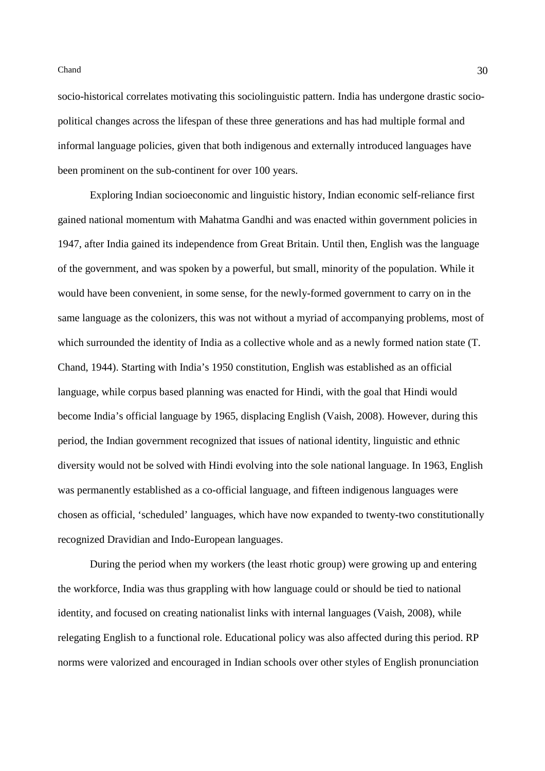socio-historical correlates motivating this sociolinguistic pattern. India has undergone drastic socio-political changes across the lifespan of these three generations and has had multiple formal and informal language policies, given that both indigenous and externally introduced languages have been prominent on the sub-continent for over 100 years.

Exploring Indian socioeconomic and linguistic history, Indian economic self-reliance first gained national momentum with Mahatma Gandhi and was enacted within government policies in 1947, after India gained its independence from Great Britain. Until then, English was the language of the government, and was spoken by a powerful, but small, minority of the population. While it would have been convenient, in some sense, for the newly-formed government to carry on in the same language as the colonizers, this was not without a myriad of accompanying problems, most of which surrounded the identity of India as a collective whole and as a newly formed nation state (T. Chand, 1944). Starting with India's 1950 constitution, English was established as an official language, while corpus based planning was enacted for Hindi, with the goal that Hindi would become India's official language by 1965, displacing English (Vaish, 2008). However, during this period, the Indian government recognized that issues of national identity, linguistic and ethnic diversity would not be solved with Hindi evolving into the sole national language. In 1963, English was permanently established as a co-official language, and fifteen indigenous languages were chosen as official, 'scheduled' languages, which have now expanded to twenty-two constitutionally recognized Dravidian and Indo-European languages.

During the period when my workers (the least rhotic group) were growing up and entering the workforce, India was thus grappling with how language could or should be tied to national identity, and focused on creating nationalist links with internal languages (Vaish, 2008), while relegating English to a functional role. Educational policy was also affected during this period. RP norms were valorized and encouraged in Indian schools over other styles of English pronunciation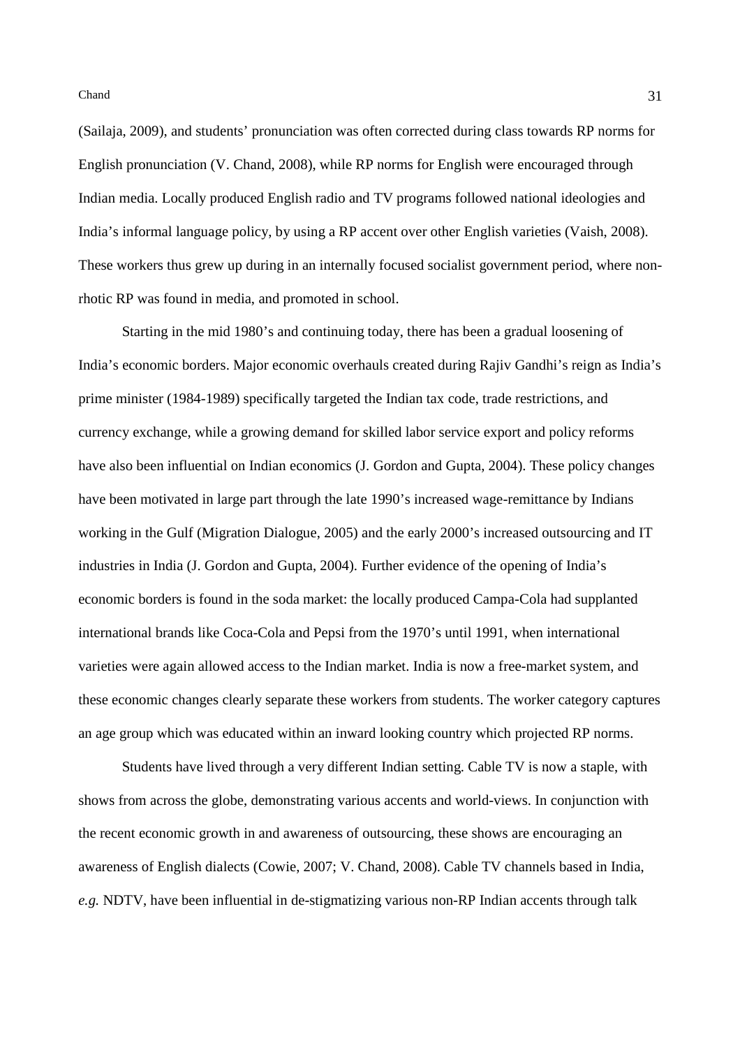(Sailaja, 2009), and students' pronunciation was often corrected during class towards RP norms for English pronunciation (V. Chand, 2008), while RP norms for English were encouraged through Indian media. Locally produced English radio and TV programs followed national ideologies and India's informal language policy, by using a RP accent over other English varieties (Vaish, 2008). These workers thus grew up during in an internally focused socialist government period, where non-rhotic RP was found in media, and promoted in school.

Starting in the mid 1980's and continuing today, there has been a gradual loosening of India's economic borders. Major economic overhauls created during Rajiv Gandhi's reign as India's prime minister (1984-1989) specifically targeted the Indian tax code, trade restrictions, and currency exchange, while a growing demand for skilled labor service export and policy reforms have also been influential on Indian economics (J. Gordon and Gupta, 2004). These policy changes have been motivated in large part through the late 1990's increased wage-remittance by Indians working in the Gulf (Migration Dialogue, 2005) and the early 2000's increased outsourcing and IT industries in India (J. Gordon and Gupta, 2004). Further evidence of the opening of India's economic borders is found in the soda market: the locally produced Campa-Cola had supplanted international brands like Coca-Cola and Pepsi from the 1970's until 1991, when international varieties were again allowed access to the Indian market. India is now a free-market system, and these economic changes clearly separate these workers from students. The worker category captures an age group which was educated within an inward looking country which projected RP norms.

Students have lived through a very different Indian setting. Cable TV is now a staple, with shows from across the globe, demonstrating various accents and world-views. In conjunction with the recent economic growth in and awareness of outsourcing, these shows are encouraging an awareness of English dialects (Cowie, 2007; V. Chand, 2008). Cable TV channels based in India, *e.g.* NDTV, have been influential in de-stigmatizing various non-RP Indian accents through talk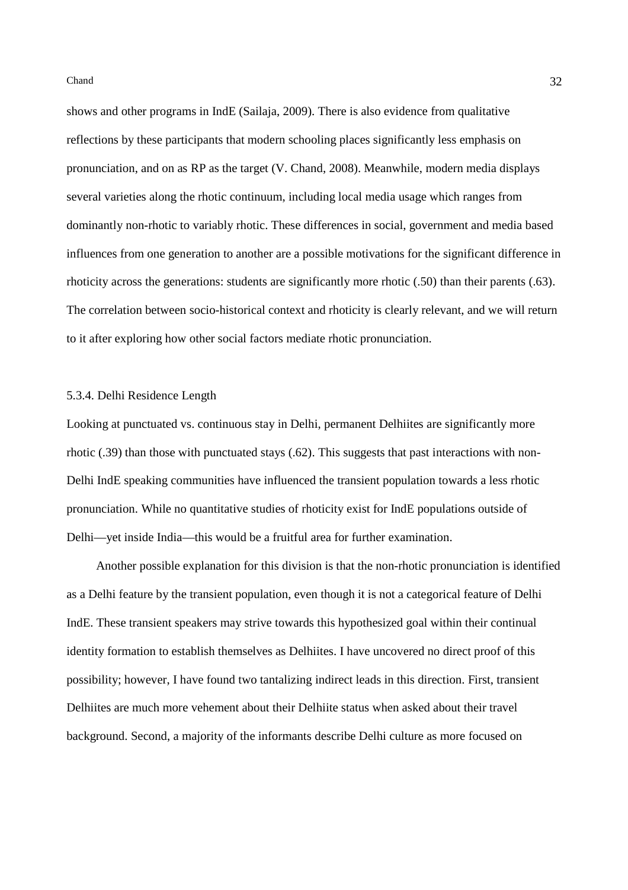shows and other programs in IndE (Sailaja, 2009). There is also evidence from qualitative reflections by these participants that modern schooling places significantly less emphasis on pronunciation, and on as RP as the target (V. Chand, 2008). Meanwhile, modern media displays several varieties along the rhotic continuum, including local media usage which ranges from dominantly non-rhotic to variably rhotic. These differences in social, government and media based influences from one generation to another are a possible motivations for the significant difference in rhoticity across the generations: students are significantly more rhotic (.50) than their parents (.63). The correlation between socio-historical context and rhoticity is clearly relevant, and we will return to it after exploring how other social factors mediate rhotic pronunciation.

5.3.4. Delhi Residence Length

Looking at punctuated vs. continuous stay in Delhi, permanent Delhiites are significantly more rhotic (.39) than those with punctuated stays (.62). This suggests that past interactions with non-Delhi IndE speaking communities have influenced the transient population towards a less rhotic pronunciation. While no quantitative studies of rhoticity exist for IndE populations outside of Delhi—yet inside India—this would be a fruitful area for further examination.

Another possible explanation for this division is that the non-rhotic pronunciation is identified as a Delhi feature by the transient population, even though it is not a categorical feature of Delhi IndE. These transient speakers may strive towards this hypothesized goal within their continual identity formation to establish themselves as Delhiites. I have uncovered no direct proof of this possibility; however, I have found two tantalizing indirect leads in this direction. First, transient Delhiites are much more vehement about their Delhiite status when asked about their travel background. Second, a majority of the informants describe Delhi culture as more focused on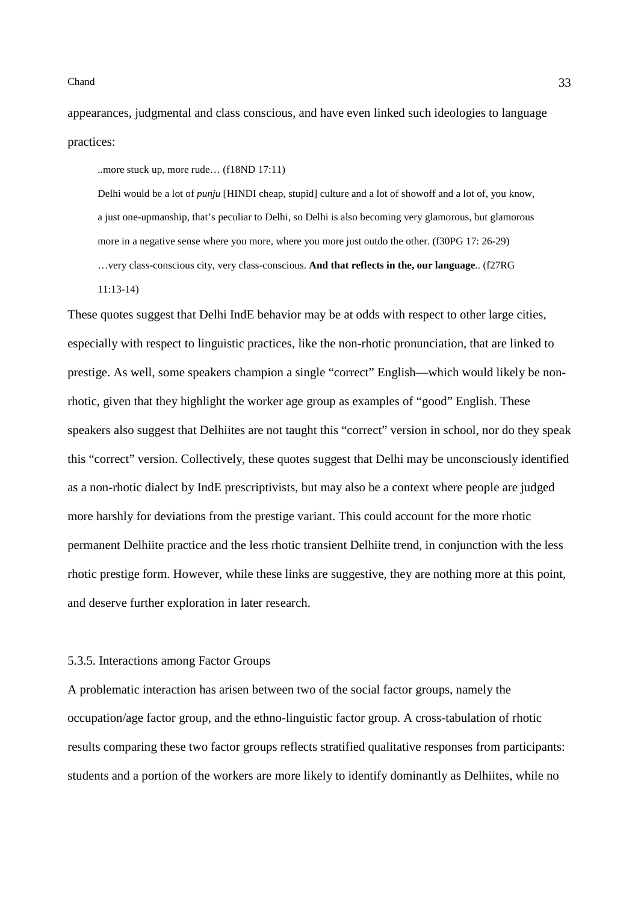appearances, judgmental and class conscious, and have even linked such ideologies to language practices:

> ..more stuck up, more rude… (f18ND 17:11)
>
> Delhi would be a lot of *punju* [HINDI cheap, stupid] culture and a lot of showoff and a lot of, you know, a just one-upmanship, that's peculiar to Delhi, so Delhi is also becoming very glamorous, but glamorous more in a negative sense where you more, where you more just outdo the other. (f30PG 17: 26-29)
>
> …very class-conscious city, very class-conscious. **And that reflects in the, our language**.. (f27RG 11:13-14)

These quotes suggest that Delhi IndE behavior may be at odds with respect to other large cities, especially with respect to linguistic practices, like the non-rhotic pronunciation, that are linked to prestige. As well, some speakers champion a single "correct" English—which would likely be non-rhotic, given that they highlight the worker age group as examples of "good" English. These speakers also suggest that Delhiites are not taught this "correct" version in school, nor do they speak this "correct" version. Collectively, these quotes suggest that Delhi may be unconsciously identified as a non-rhotic dialect by IndE prescriptivists, but may also be a context where people are judged more harshly for deviations from the prestige variant. This could account for the more rhotic permanent Delhiite practice and the less rhotic transient Delhiite trend, in conjunction with the less rhotic prestige form. However, while these links are suggestive, they are nothing more at this point, and deserve further exploration in later research.

5.3.5. Interactions among Factor Groups

A problematic interaction has arisen between two of the social factor groups, namely the occupation/age factor group, and the ethno-linguistic factor group. A cross-tabulation of rhotic results comparing these two factor groups reflects stratified qualitative responses from participants: students and a portion of the workers are more likely to identify dominantly as Delhiites, while no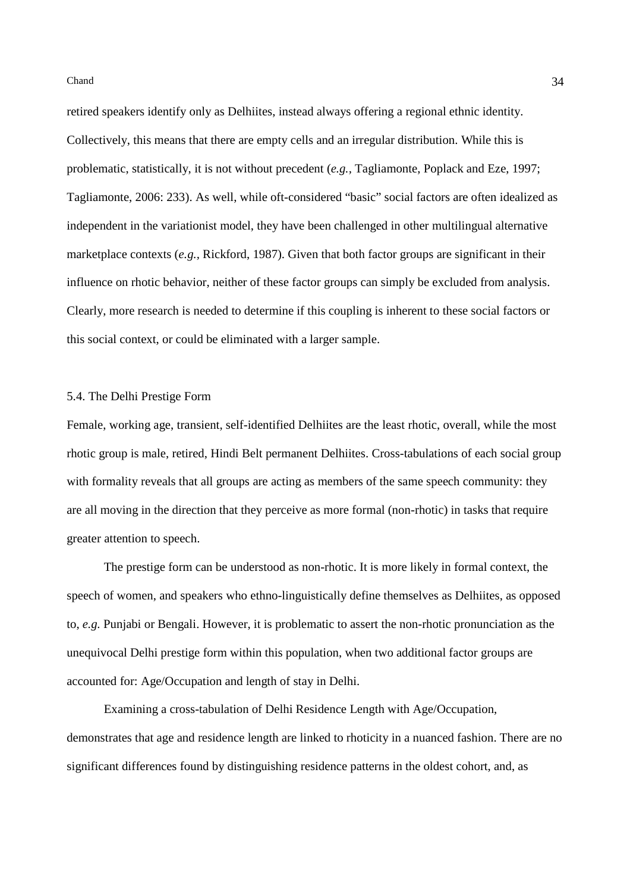retired speakers identify only as Delhiites, instead always offering a regional ethnic identity. Collectively, this means that there are empty cells and an irregular distribution. While this is problematic, statistically, it is not without precedent (*e.g.*, Tagliamonte, Poplack and Eze, 1997; Tagliamonte, 2006: 233). As well, while oft-considered "basic" social factors are often idealized as independent in the variationist model, they have been challenged in other multilingual alternative marketplace contexts (*e.g.*, Rickford, 1987). Given that both factor groups are significant in their influence on rhotic behavior, neither of these factor groups can simply be excluded from analysis. Clearly, more research is needed to determine if this coupling is inherent to these social factors or this social context, or could be eliminated with a larger sample.

### 5.4. The Delhi Prestige Form

Female, working age, transient, self-identified Delhiites are the least rhotic, overall, while the most rhotic group is male, retired, Hindi Belt permanent Delhiites. Cross-tabulations of each social group with formality reveals that all groups are acting as members of the same speech community: they are all moving in the direction that they perceive as more formal (non-rhotic) in tasks that require greater attention to speech.

The prestige form can be understood as non-rhotic. It is more likely in formal context, the speech of women, and speakers who ethno-linguistically define themselves as Delhiites, as opposed to, *e.g.* Punjabi or Bengali. However, it is problematic to assert the non-rhotic pronunciation as the unequivocal Delhi prestige form within this population, when two additional factor groups are accounted for: Age/Occupation and length of stay in Delhi.

Examining a cross-tabulation of Delhi Residence Length with Age/Occupation, demonstrates that age and residence length are linked to rhoticity in a nuanced fashion. There are no significant differences found by distinguishing residence patterns in the oldest cohort, and, as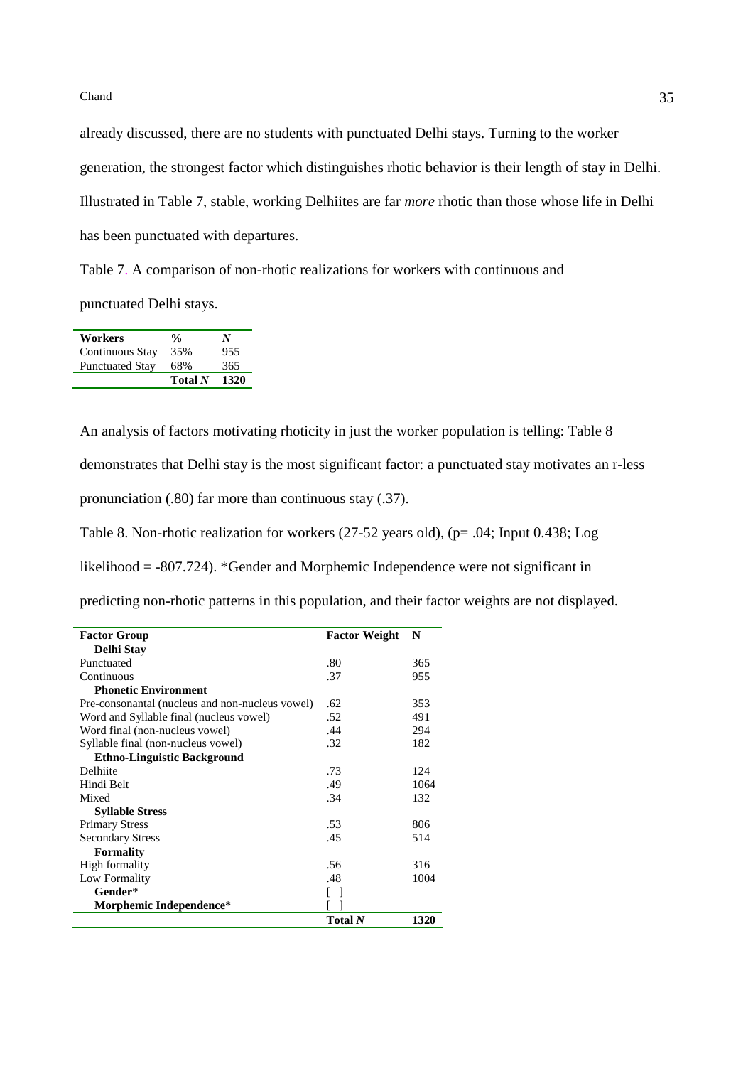already discussed, there are no students with punctuated Delhi stays. Turning to the worker generation, the strongest factor which distinguishes rhotic behavior is their length of stay in Delhi. Illustrated in Table 7, stable, working Delhiites are far *more* rhotic than those whose life in Delhi has been punctuated with departures.

Table 7. A comparison of non-rhotic realizations for workers with continuous and punctuated Delhi stays.

| Workers | % | *N* |
|---|---|---|
| Continuous Stay | 35% | 955 |
| Punctuated Stay | 68% | 365 |
| | **Total *N*** | **1320** |

An analysis of factors motivating rhoticity in just the worker population is telling: Table 8 demonstrates that Delhi stay is the most significant factor: a punctuated stay motivates an r-less pronunciation (.80) far more than continuous stay (.37).

Table 8. Non-rhotic realization for workers (27-52 years old), ($p = .04$; Input 0.438; Log likelihood = -807.724). *Gender and Morphemic Independence were not significant in predicting non-rhotic patterns in this population, and their factor weights are not displayed.

| Factor Group | Factor Weight | N |
|---|---|---|
| **Delhi Stay** | | |
| Punctuated | .80 | 365 |
| Continuous | .37 | 955 |
| **Phonetic Environment** | | |
| Pre-consonantal (nucleus and non-nucleus vowel) | .62 | 353 |
| Word and Syllable final (nucleus vowel) | .52 | 491 |
| Word final (non-nucleus vowel) | .44 | 294 |
| Syllable final (non-nucleus vowel) | .32 | 182 |
| **Ethno-Linguistic Background** | | |
| Delhiite | .73 | 124 |
| Hindi Belt | .49 | 1064 |
| Mixed | .34 | 132 |
| **Syllable Stress** | | |
| Primary Stress | .53 | 806 |
| Secondary Stress | .45 | 514 |
| **Formality** | | |
| High formality | .56 | 316 |
| Low Formality | .48 | 1004 |
| **Gender*** | [ ] | |
| **Morphemic Independence*** | [ ] | |
| | **Total *N*** | **1320** |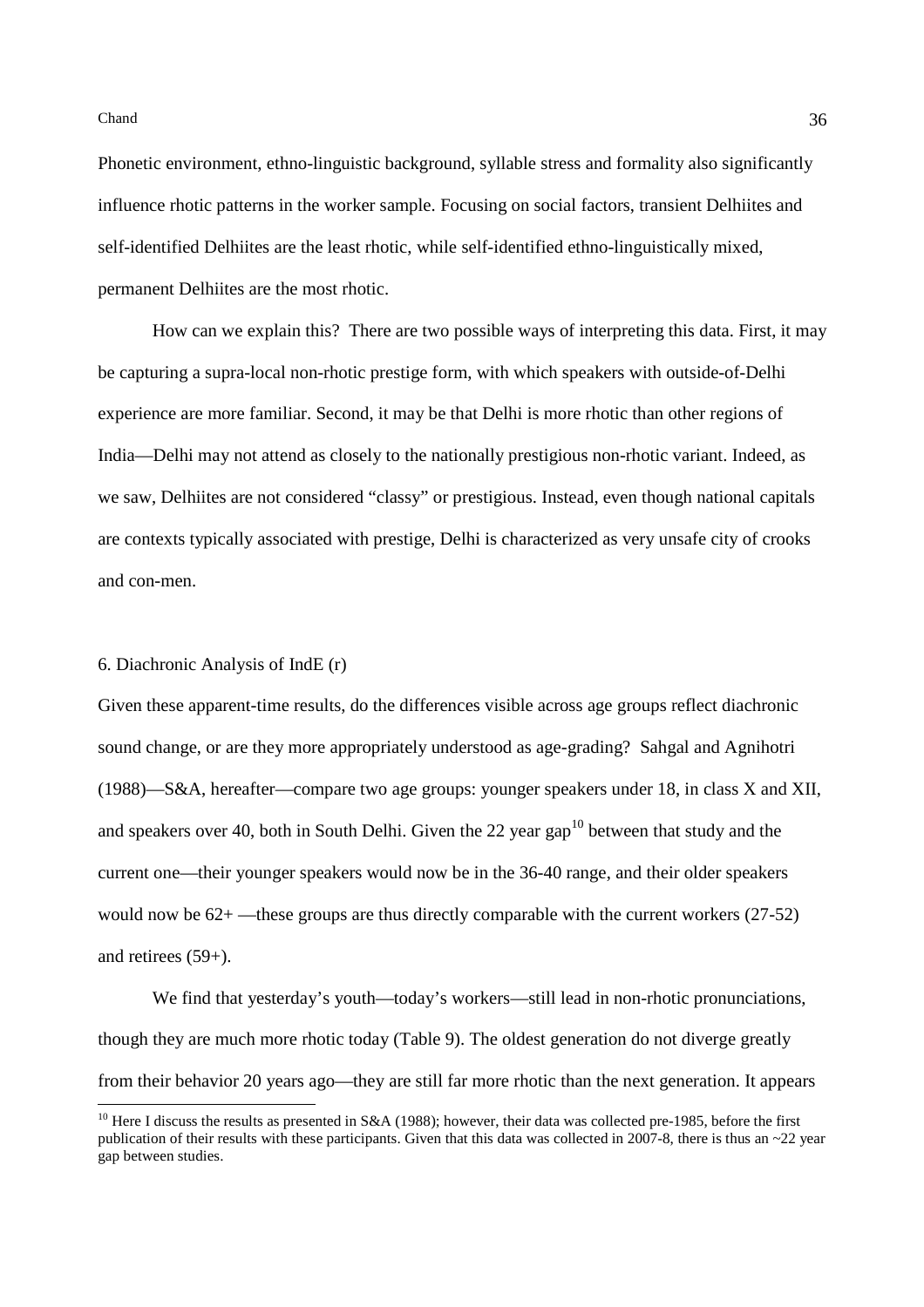Phonetic environment, ethno-linguistic background, syllable stress and formality also significantly influence rhotic patterns in the worker sample. Focusing on social factors, transient Delhiites and self-identified Delhiites are the least rhotic, while self-identified ethno-linguistically mixed, permanent Delhiites are the most rhotic.

How can we explain this? There are two possible ways of interpreting this data. First, it may be capturing a supra-local non-rhotic prestige form, with which speakers with outside-of-Delhi experience are more familiar. Second, it may be that Delhi is more rhotic than other regions of India—Delhi may not attend as closely to the nationally prestigious non-rhotic variant. Indeed, as we saw, Delhiites are not considered "classy" or prestigious. Instead, even though national capitals are contexts typically associated with prestige, Delhi is characterized as very unsafe city of crooks and con-men.

## 6. Diachronic Analysis of IndE (r)

Given these apparent-time results, do the differences visible across age groups reflect diachronic sound change, or are they more appropriately understood as age-grading? Sahgal and Agnihotri (1988)—S&A, hereafter—compare two age groups: younger speakers under 18, in class X and XII, and speakers over 40, both in South Delhi. Given the 22 year gap[10] between that study and the current one—their younger speakers would now be in the 36-40 range, and their older speakers would now be 62+ —these groups are thus directly comparable with the current workers (27-52) and retirees (59+).

We find that yesterday's youth—today's workers—still lead in non-rhotic pronunciations, though they are much more rhotic today (Table 9). The oldest generation do not diverge greatly from their behavior 20 years ago—they are still far more rhotic than the next generation. It appears

[10] Here I discuss the results as presented in S&A (1988); however, their data was collected pre-1985, before the first publication of their results with these participants. Given that this data was collected in 2007-8, there is thus an ~22 year gap between studies.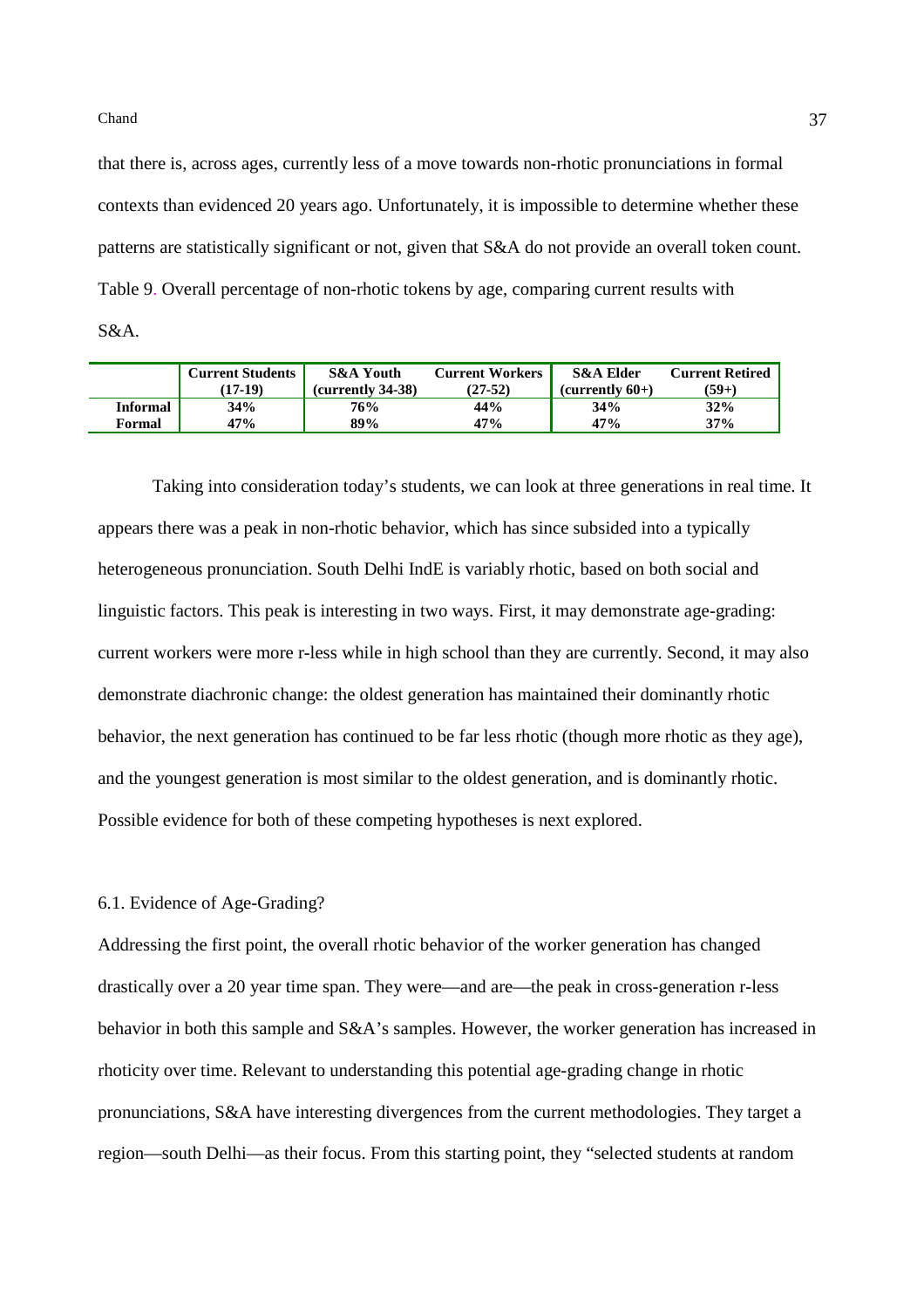that there is, across ages, currently less of a move towards non-rhotic pronunciations in formal contexts than evidenced 20 years ago. Unfortunately, it is impossible to determine whether these patterns are statistically significant or not, given that S&A do not provide an overall token count.

Table 9. Overall percentage of non-rhotic tokens by age, comparing current results with S&A.

| | Current Students (17-19) | S&A Youth (currently 34-38) | Current Workers (27-52) | S&A Elder (currently 60+) | Current Retired (59+) |
|---|---|---|---|---|---|
| **Informal** | **34%** | **76%** | **44%** | **34%** | **32%** |
| **Formal** | **47%** | **89%** | **47%** | **47%** | **37%** |

Taking into consideration today's students, we can look at three generations in real time. It appears there was a peak in non-rhotic behavior, which has since subsided into a typically heterogeneous pronunciation. South Delhi IndE is variably rhotic, based on both social and linguistic factors. This peak is interesting in two ways. First, it may demonstrate age-grading: current workers were more r-less while in high school than they are currently. Second, it may also demonstrate diachronic change: the oldest generation has maintained their dominantly rhotic behavior, the next generation has continued to be far less rhotic (though more rhotic as they age), and the youngest generation is most similar to the oldest generation, and is dominantly rhotic. Possible evidence for both of these competing hypotheses is next explored.

## 6.1. Evidence of Age-Grading?

Addressing the first point, the overall rhotic behavior of the worker generation has changed drastically over a 20 year time span. They were—and are—the peak in cross-generation r-less behavior in both this sample and S&A's samples. However, the worker generation has increased in rhoticity over time. Relevant to understanding this potential age-grading change in rhotic pronunciations, S&A have interesting divergences from the current methodologies. They target a region—south Delhi—as their focus. From this starting point, they "selected students at random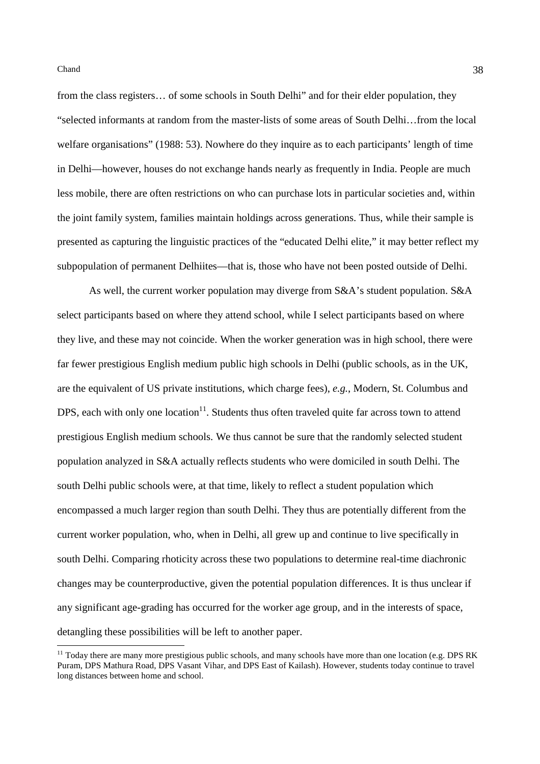from the class registers… of some schools in South Delhi" and for their elder population, they "selected informants at random from the master-lists of some areas of South Delhi…from the local welfare organisations" (1988: 53). Nowhere do they inquire as to each participants' length of time in Delhi—however, houses do not exchange hands nearly as frequently in India. People are much less mobile, there are often restrictions on who can purchase lots in particular societies and, within the joint family system, families maintain holdings across generations. Thus, while their sample is presented as capturing the linguistic practices of the "educated Delhi elite," it may better reflect my subpopulation of permanent Delhiites—that is, those who have not been posted outside of Delhi.

As well, the current worker population may diverge from S&A's student population. S&A select participants based on where they attend school, while I select participants based on where they live, and these may not coincide. When the worker generation was in high school, there were far fewer prestigious English medium public high schools in Delhi (public schools, as in the UK, are the equivalent of US private institutions, which charge fees), *e.g.*, Modern, St. Columbus and DPS, each with only one location[11]. Students thus often traveled quite far across town to attend prestigious English medium schools. We thus cannot be sure that the randomly selected student population analyzed in S&A actually reflects students who were domiciled in south Delhi. The south Delhi public schools were, at that time, likely to reflect a student population which encompassed a much larger region than south Delhi. They thus are potentially different from the current worker population, who, when in Delhi, all grew up and continue to live specifically in south Delhi. Comparing rhoticity across these two populations to determine real-time diachronic changes may be counterproductive, given the potential population differences. It is thus unclear if any significant age-grading has occurred for the worker age group, and in the interests of space, detangling these possibilities will be left to another paper.

[11] Today there are many more prestigious public schools, and many schools have more than one location (e.g. DPS RK Puram, DPS Mathura Road, DPS Vasant Vihar, and DPS East of Kailash). However, students today continue to travel long distances between home and school.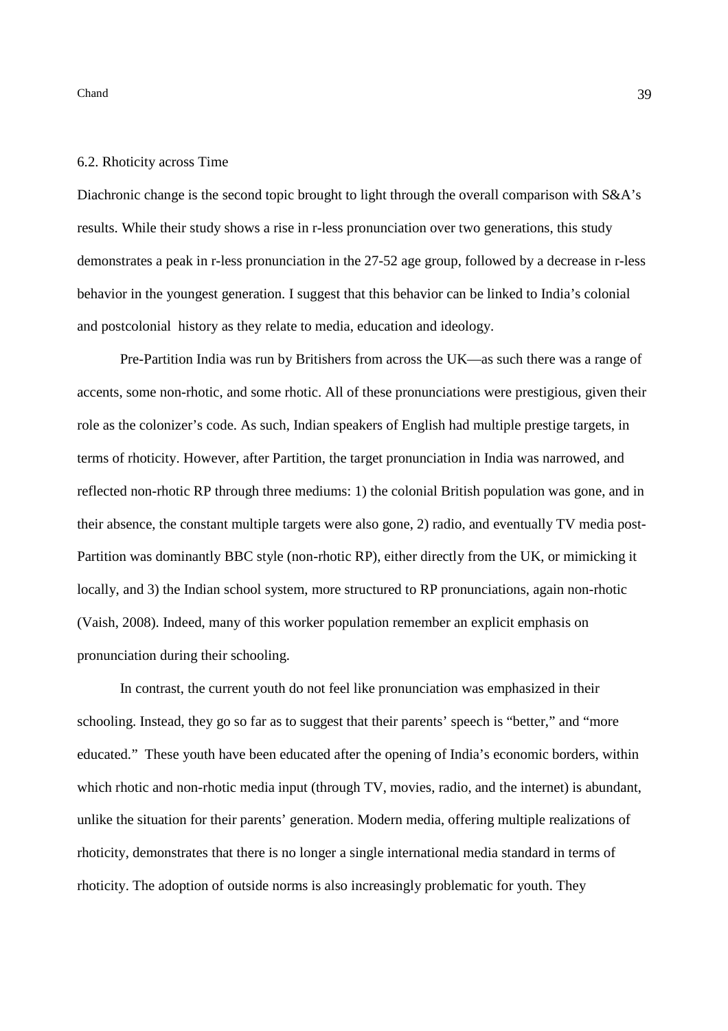## 6.2. Rhoticity across Time

Diachronic change is the second topic brought to light through the overall comparison with S&A's results. While their study shows a rise in r-less pronunciation over two generations, this study demonstrates a peak in r-less pronunciation in the 27-52 age group, followed by a decrease in r-less behavior in the youngest generation. I suggest that this behavior can be linked to India's colonial and postcolonial history as they relate to media, education and ideology.

Pre-Partition India was run by Britishers from across the UK—as such there was a range of accents, some non-rhotic, and some rhotic. All of these pronunciations were prestigious, given their role as the colonizer's code. As such, Indian speakers of English had multiple prestige targets, in terms of rhoticity. However, after Partition, the target pronunciation in India was narrowed, and reflected non-rhotic RP through three mediums: 1) the colonial British population was gone, and in their absence, the constant multiple targets were also gone, 2) radio, and eventually TV media post-Partition was dominantly BBC style (non-rhotic RP), either directly from the UK, or mimicking it locally, and 3) the Indian school system, more structured to RP pronunciations, again non-rhotic (Vaish, 2008). Indeed, many of this worker population remember an explicit emphasis on pronunciation during their schooling.

In contrast, the current youth do not feel like pronunciation was emphasized in their schooling. Instead, they go so far as to suggest that their parents' speech is "better," and "more educated." These youth have been educated after the opening of India's economic borders, within which rhotic and non-rhotic media input (through TV, movies, radio, and the internet) is abundant, unlike the situation for their parents' generation. Modern media, offering multiple realizations of rhoticity, demonstrates that there is no longer a single international media standard in terms of rhoticity. The adoption of outside norms is also increasingly problematic for youth. They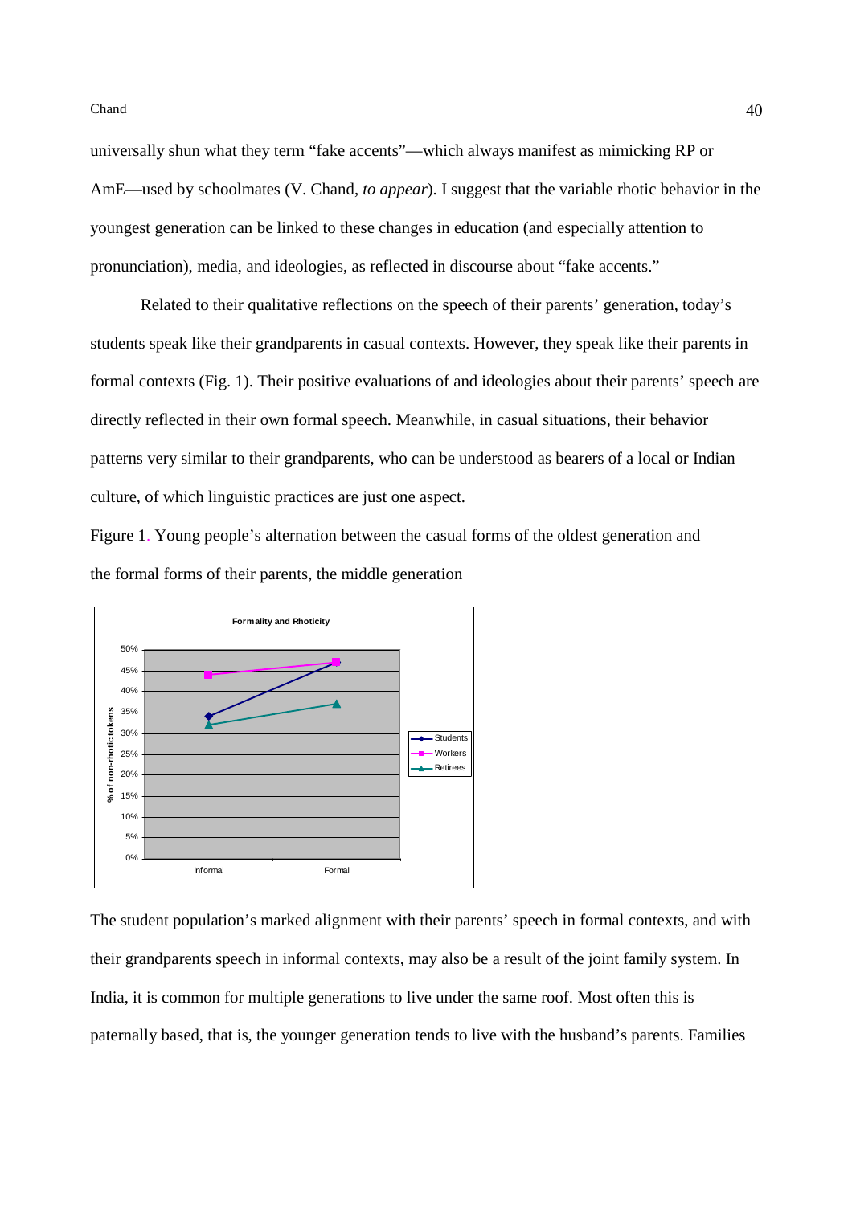universally shun what they term "fake accents"—which always manifest as mimicking RP or AmE—used by schoolmates (V. Chand, *to appear*). I suggest that the variable rhotic behavior in the youngest generation can be linked to these changes in education (and especially attention to pronunciation), media, and ideologies, as reflected in discourse about "fake accents."

Related to their qualitative reflections on the speech of their parents' generation, today's students speak like their grandparents in casual contexts. However, they speak like their parents in formal contexts (Fig. 1). Their positive evaluations of and ideologies about their parents' speech are directly reflected in their own formal speech. Meanwhile, in casual situations, their behavior patterns very similar to their grandparents, who can be understood as bearers of a local or Indian culture, of which linguistic practices are just one aspect.

Figure 1. Young people's alternation between the casual forms of the oldest generation and the formal forms of their parents, the middle generation

The student population's marked alignment with their parents' speech in formal contexts, and with their grandparents speech in informal contexts, may also be a result of the joint family system. In India, it is common for multiple generations to live under the same roof. Most often this is paternally based, that is, the younger generation tends to live with the husband's parents. Families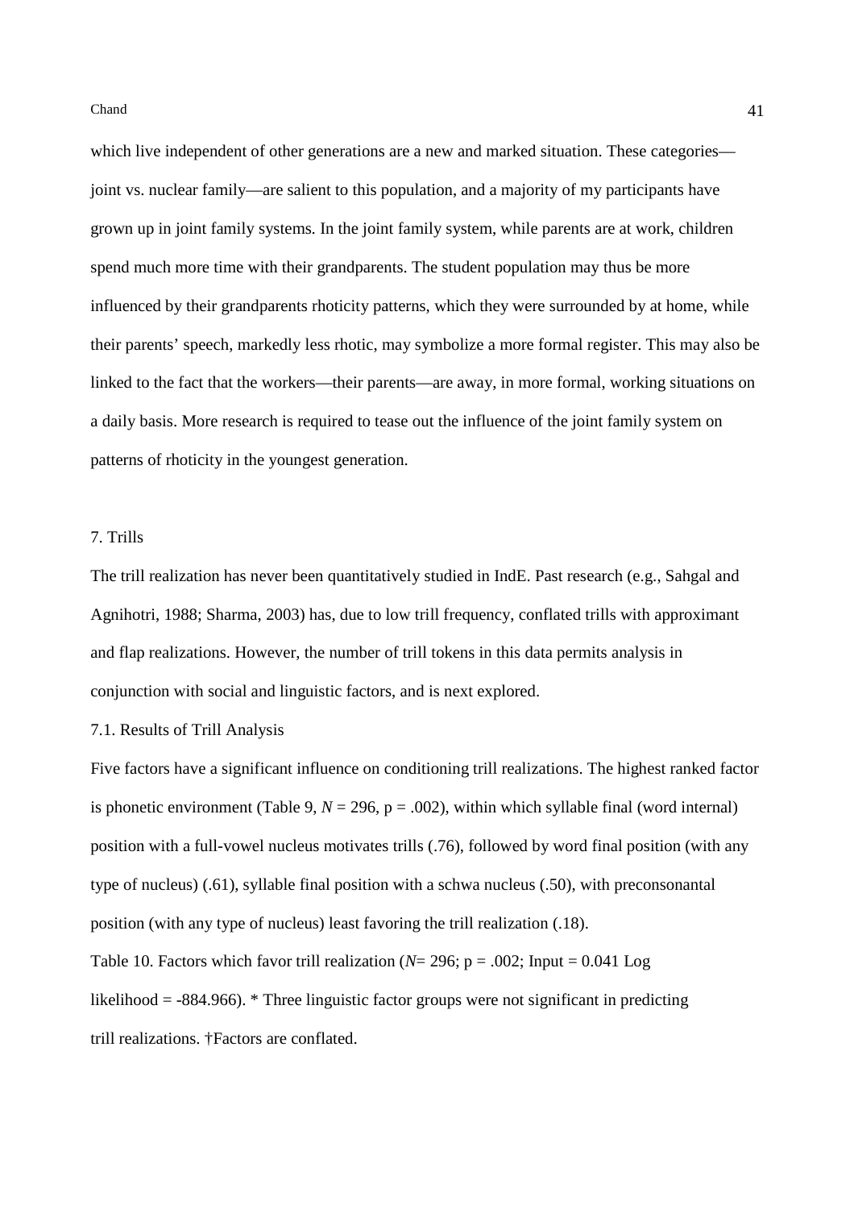which live independent of other generations are a new and marked situation. These categories—joint vs. nuclear family—are salient to this population, and a majority of my participants have grown up in joint family systems. In the joint family system, while parents are at work, children spend much more time with their grandparents. The student population may thus be more influenced by their grandparents rhoticity patterns, which they were surrounded by at home, while their parents' speech, markedly less rhotic, may symbolize a more formal register. This may also be linked to the fact that the workers—their parents—are away, in more formal, working situations on a daily basis. More research is required to tease out the influence of the joint family system on patterns of rhoticity in the youngest generation.

## 7. Trills

The trill realization has never been quantitatively studied in IndE. Past research (e.g., Sahgal and Agnihotri, 1988; Sharma, 2003) has, due to low trill frequency, conflated trills with approximant and flap realizations. However, the number of trill tokens in this data permits analysis in conjunction with social and linguistic factors, and is next explored.

### 7.1. Results of Trill Analysis

Five factors have a significant influence on conditioning trill realizations. The highest ranked factor is phonetic environment (Table 9, *N* = 296, p = .002), within which syllable final (word internal) position with a full-vowel nucleus motivates trills (.76), followed by word final position (with any type of nucleus) (.61), syllable final position with a schwa nucleus (.50), with preconsonantal position (with any type of nucleus) least favoring the trill realization (.18).

Table 10. Factors which favor trill realization (*N*= 296; p = .002; Input = 0.041 Log likelihood = -884.966). * Three linguistic factor groups were not significant in predicting trill realizations. †Factors are conflated.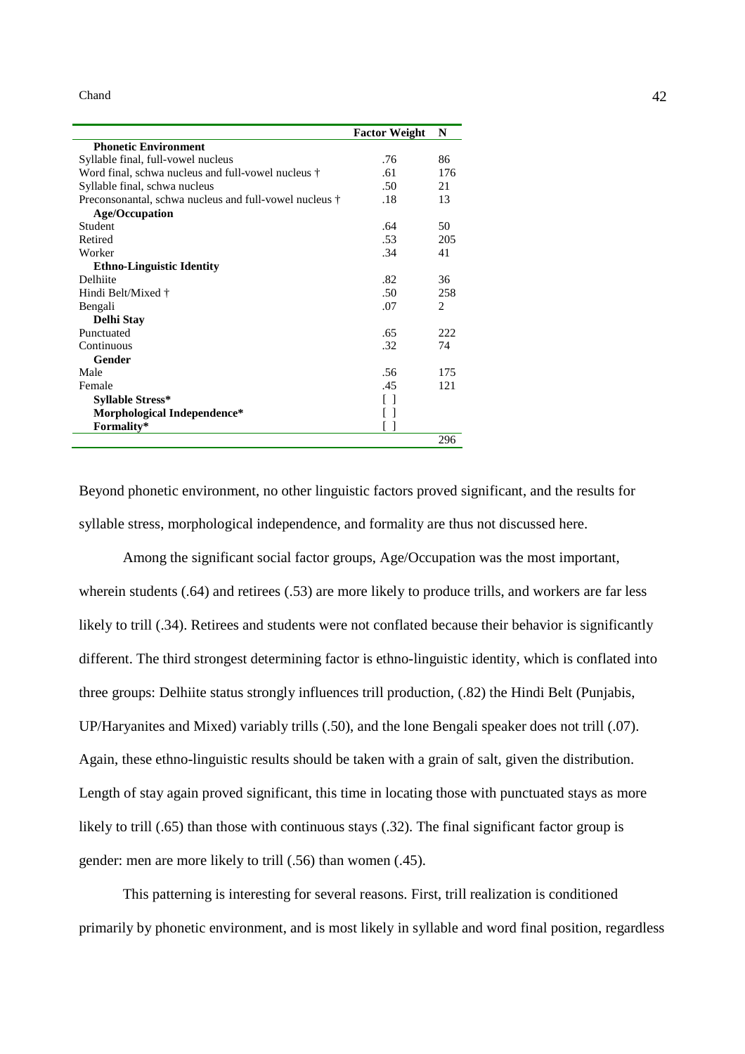| | Factor Weight | N |
|---|---|---|
| **Phonetic Environment** | | |
| Syllable final, full-vowel nucleus | .76 | 86 |
| Word final, schwa nucleus and full-vowel nucleus † | .61 | 176 |
| Syllable final, schwa nucleus | .50 | 21 |
| Preconsonantal, schwa nucleus and full-vowel nucleus † | .18 | 13 |
| **Age/Occupation** | | |
| Student | .64 | 50 |
| Retired | .53 | 205 |
| Worker | .34 | 41 |
| **Ethno-Linguistic Identity** | | |
| Delhiite | .82 | 36 |
| Hindi Belt/Mixed † | .50 | 258 |
| Bengali | .07 | 2 |
| **Delhi Stay** | | |
| Punctuated | .65 | 222 |
| Continuous | .32 | 74 |
| **Gender** | | |
| Male | .56 | 175 |
| Female | .45 | 121 |
| **Syllable Stress*** | [ ] | |
| **Morphological Independence*** | [ ] | |
| **Formality*** | [ ] | |
| | | 296 |

Beyond phonetic environment, no other linguistic factors proved significant, and the results for syllable stress, morphological independence, and formality are thus not discussed here.

Among the significant social factor groups, Age/Occupation was the most important, wherein students (.64) and retirees (.53) are more likely to produce trills, and workers are far less likely to trill (.34). Retirees and students were not conflated because their behavior is significantly different. The third strongest determining factor is ethno-linguistic identity, which is conflated into three groups: Delhiite status strongly influences trill production, (.82) the Hindi Belt (Punjabis, UP/Haryanites and Mixed) variably trills (.50), and the lone Bengali speaker does not trill (.07). Again, these ethno-linguistic results should be taken with a grain of salt, given the distribution. Length of stay again proved significant, this time in locating those with punctuated stays as more likely to trill (.65) than those with continuous stays (.32). The final significant factor group is gender: men are more likely to trill (.56) than women (.45).

This patterning is interesting for several reasons. First, trill realization is conditioned primarily by phonetic environment, and is most likely in syllable and word final position, regardless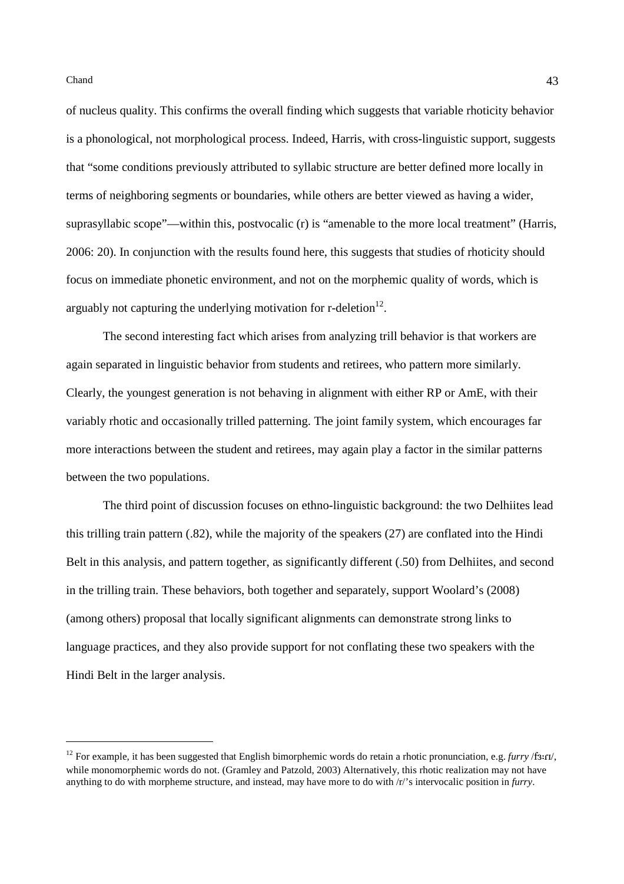of nucleus quality. This confirms the overall finding which suggests that variable rhoticity behavior is a phonological, not morphological process. Indeed, Harris, with cross-linguistic support, suggests that "some conditions previously attributed to syllabic structure are better defined more locally in terms of neighboring segments or boundaries, while others are better viewed as having a wider, suprasyllabic scope"—within this, postvocalic (r) is "amenable to the more local treatment" (Harris, 2006: 20). In conjunction with the results found here, this suggests that studies of rhoticity should focus on immediate phonetic environment, and not on the morphemic quality of words, which is arguably not capturing the underlying motivation for r-deletion[12].

The second interesting fact which arises from analyzing trill behavior is that workers are again separated in linguistic behavior from students and retirees, who pattern more similarly. Clearly, the youngest generation is not behaving in alignment with either RP or AmE, with their variably rhotic and occasionally trilled patterning. The joint family system, which encourages far more interactions between the student and retirees, may again play a factor in the similar patterns between the two populations.

The third point of discussion focuses on ethno-linguistic background: the two Delhiites lead this trilling train pattern (.82), while the majority of the speakers (27) are conflated into the Hindi Belt in this analysis, and pattern together, as significantly different (.50) from Delhiites, and second in the trilling train. These behaviors, both together and separately, support Woolard's (2008) (among others) proposal that locally significant alignments can demonstrate strong links to language practices, and they also provide support for not conflating these two speakers with the Hindi Belt in the larger analysis.

---

[12] For example, it has been suggested that English bimorphemic words do retain a rhotic pronunciation, e.g. *furry* /fɜːɾɪ/, while monomorphemic words do not. (Gramley and Patzold, 2003) Alternatively, this rhotic realization may not have anything to do with morpheme structure, and instead, may have more to do with /r/'s intervocalic position in *furry*.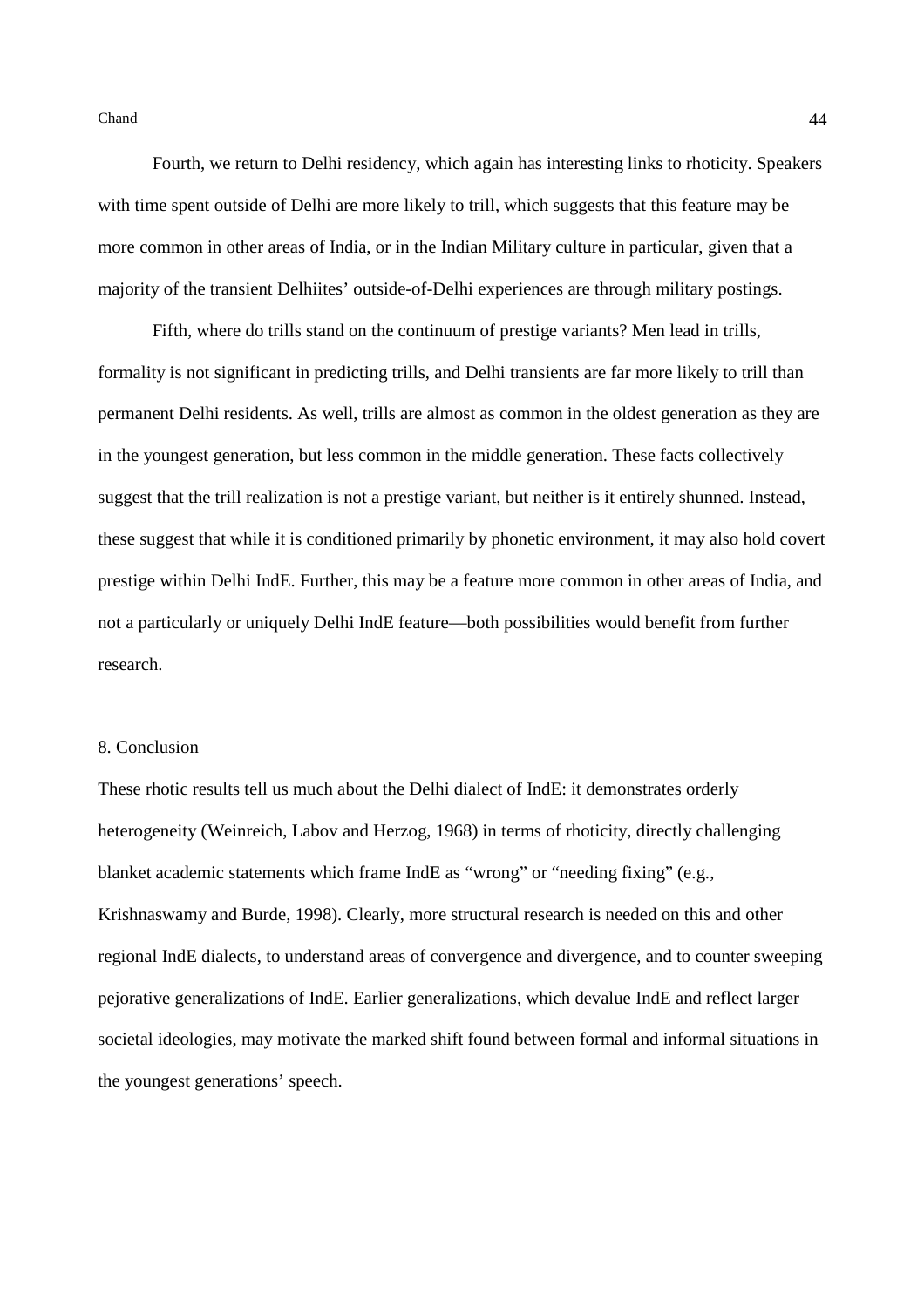Fourth, we return to Delhi residency, which again has interesting links to rhoticity. Speakers with time spent outside of Delhi are more likely to trill, which suggests that this feature may be more common in other areas of India, or in the Indian Military culture in particular, given that a majority of the transient Delhiites' outside-of-Delhi experiences are through military postings.

Fifth, where do trills stand on the continuum of prestige variants? Men lead in trills, formality is not significant in predicting trills, and Delhi transients are far more likely to trill than permanent Delhi residents. As well, trills are almost as common in the oldest generation as they are in the youngest generation, but less common in the middle generation. These facts collectively suggest that the trill realization is not a prestige variant, but neither is it entirely shunned. Instead, these suggest that while it is conditioned primarily by phonetic environment, it may also hold covert prestige within Delhi IndE. Further, this may be a feature more common in other areas of India, and not a particularly or uniquely Delhi IndE feature—both possibilities would benefit from further research.

## 8. Conclusion

These rhotic results tell us much about the Delhi dialect of IndE: it demonstrates orderly heterogeneity (Weinreich, Labov and Herzog, 1968) in terms of rhoticity, directly challenging blanket academic statements which frame IndE as "wrong" or "needing fixing" (e.g., Krishnaswamy and Burde, 1998). Clearly, more structural research is needed on this and other regional IndE dialects, to understand areas of convergence and divergence, and to counter sweeping pejorative generalizations of IndE. Earlier generalizations, which devalue IndE and reflect larger societal ideologies, may motivate the marked shift found between formal and informal situations in the youngest generations' speech.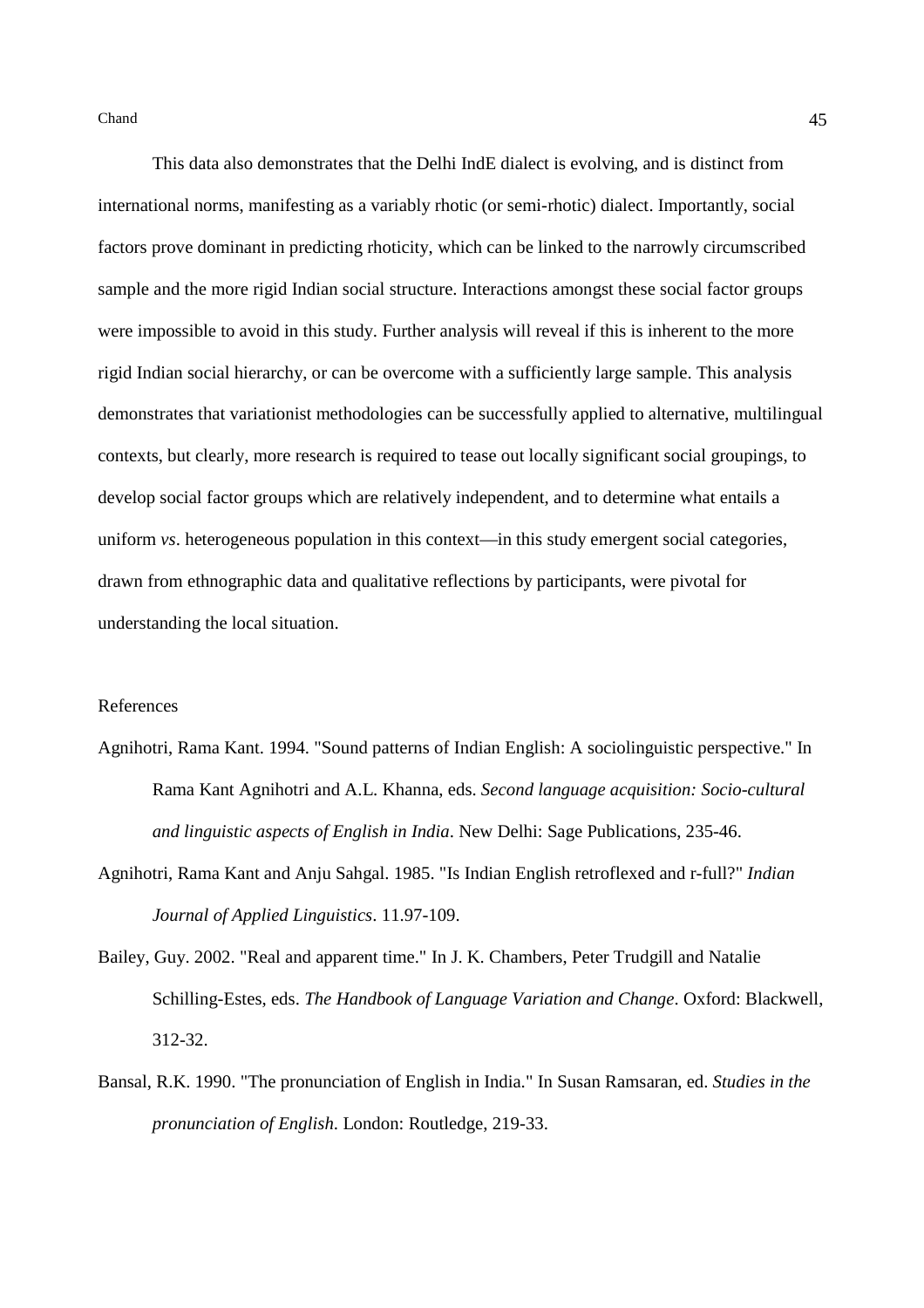This data also demonstrates that the Delhi IndE dialect is evolving, and is distinct from international norms, manifesting as a variably rhotic (or semi-rhotic) dialect. Importantly, social factors prove dominant in predicting rhoticity, which can be linked to the narrowly circumscribed sample and the more rigid Indian social structure. Interactions amongst these social factor groups were impossible to avoid in this study. Further analysis will reveal if this is inherent to the more rigid Indian social hierarchy, or can be overcome with a sufficiently large sample. This analysis demonstrates that variationist methodologies can be successfully applied to alternative, multilingual contexts, but clearly, more research is required to tease out locally significant social groupings, to develop social factor groups which are relatively independent, and to determine what entails a uniform *vs*. heterogeneous population in this context—in this study emergent social categories, drawn from ethnographic data and qualitative reflections by participants, were pivotal for understanding the local situation.

## References

Agnihotri, Rama Kant. 1994. "Sound patterns of Indian English: A sociolinguistic perspective." In Rama Kant Agnihotri and A.L. Khanna, eds. *Second language acquisition: Socio-cultural and linguistic aspects of English in India*. New Delhi: Sage Publications, 235-46.

Agnihotri, Rama Kant and Anju Sahgal. 1985. "Is Indian English retroflexed and r-full?" *Indian Journal of Applied Linguistics*. 11.97-109.

Bailey, Guy. 2002. "Real and apparent time." In J. K. Chambers, Peter Trudgill and Natalie Schilling-Estes, eds. *The Handbook of Language Variation and Change*. Oxford: Blackwell, 312-32.

Bansal, R.K. 1990. "The pronunciation of English in India." In Susan Ramsaran, ed. *Studies in the pronunciation of English*. London: Routledge, 219-33.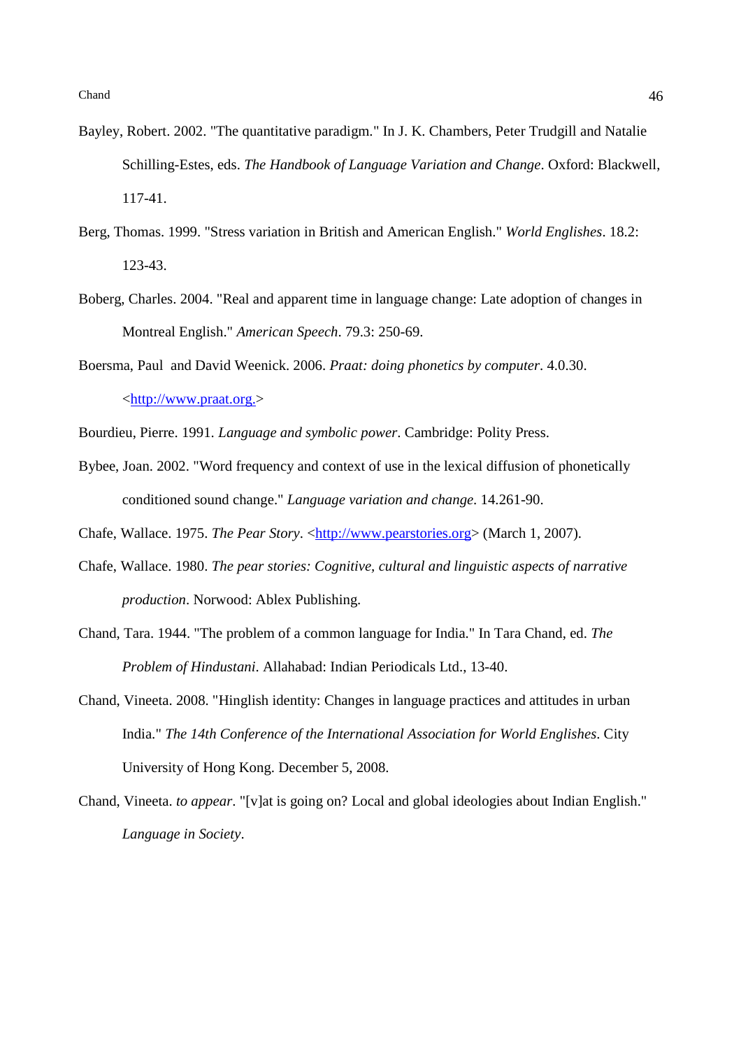Bayley, Robert. 2002. "The quantitative paradigm." In J. K. Chambers, Peter Trudgill and Natalie Schilling-Estes, eds. *The Handbook of Language Variation and Change*. Oxford: Blackwell, 117-41.

Berg, Thomas. 1999. "Stress variation in British and American English." *World Englishes*. 18.2: 123-43.

Boberg, Charles. 2004. "Real and apparent time in language change: Late adoption of changes in Montreal English." *American Speech*. 79.3: 250-69.

Boersma, Paul and David Weenick. 2006. *Praat: doing phonetics by computer*. 4.0.30. <http://www.praat.org.>

Bourdieu, Pierre. 1991. *Language and symbolic power*. Cambridge: Polity Press.

Bybee, Joan. 2002. "Word frequency and context of use in the lexical diffusion of phonetically conditioned sound change." *Language variation and change*. 14.261-90.

Chafe, Wallace. 1975. *The Pear Story*. <http://www.pearstories.org> (March 1, 2007).

Chafe, Wallace. 1980. *The pear stories: Cognitive, cultural and linguistic aspects of narrative production*. Norwood: Ablex Publishing.

Chand, Tara. 1944. "The problem of a common language for India." In Tara Chand, ed. *The Problem of Hindustani*. Allahabad: Indian Periodicals Ltd., 13-40.

Chand, Vineeta. 2008. "Hinglish identity: Changes in language practices and attitudes in urban India." *The 14th Conference of the International Association for World Englishes*. City University of Hong Kong. December 5, 2008.

Chand, Vineeta. *to appear*. "[v]at is going on? Local and global ideologies about Indian English." *Language in Society*.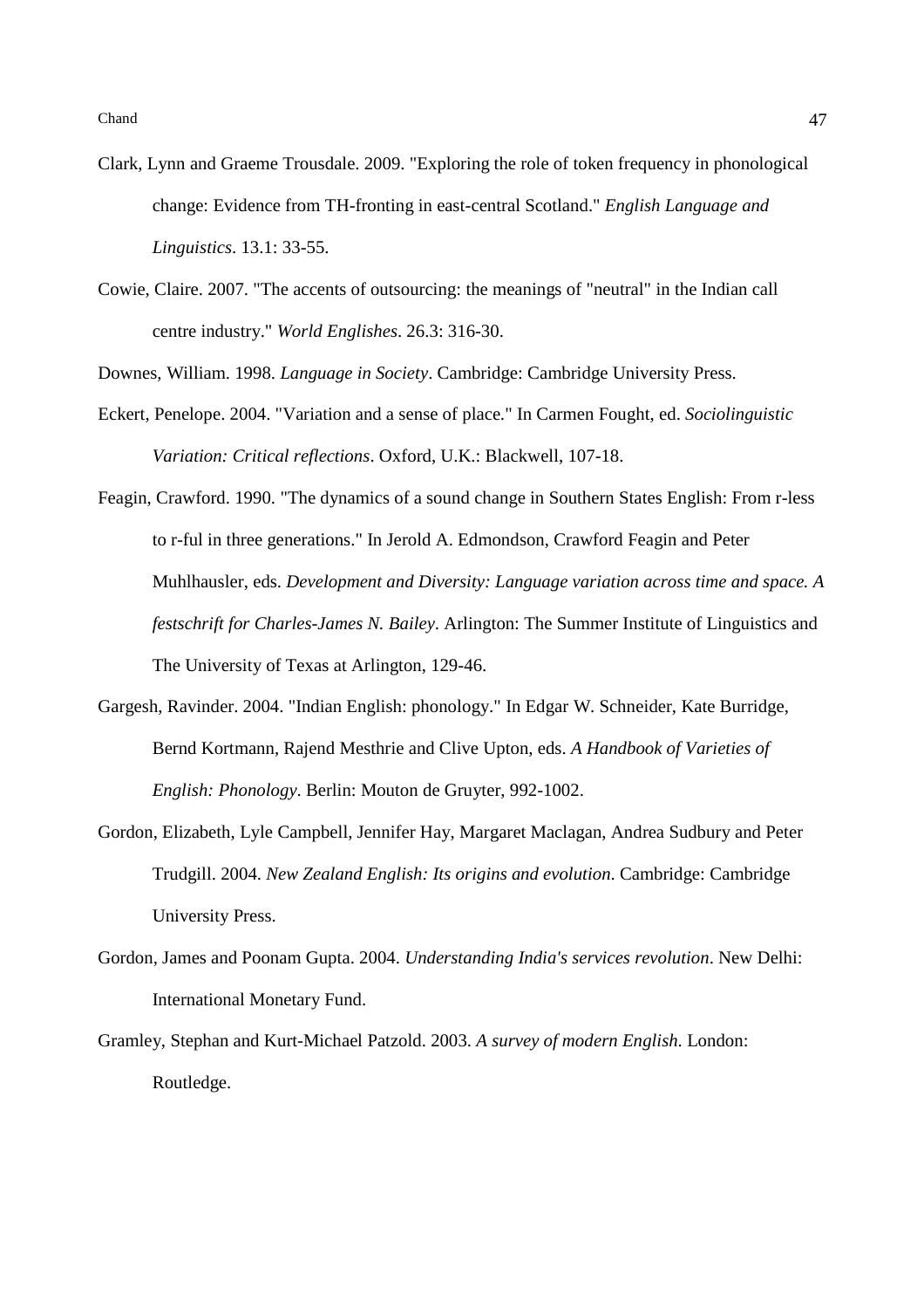Clark, Lynn and Graeme Trousdale. 2009. "Exploring the role of token frequency in phonological change: Evidence from TH-fronting in east-central Scotland." *English Language and Linguistics*. 13.1: 33-55.

Cowie, Claire. 2007. "The accents of outsourcing: the meanings of "neutral" in the Indian call centre industry." *World Englishes*. 26.3: 316-30.

Downes, William. 1998. *Language in Society*. Cambridge: Cambridge University Press.

Eckert, Penelope. 2004. "Variation and a sense of place." In Carmen Fought, ed. *Sociolinguistic Variation: Critical reflections*. Oxford, U.K.: Blackwell, 107-18.

Feagin, Crawford. 1990. "The dynamics of a sound change in Southern States English: From r-less to r-ful in three generations." In Jerold A. Edmondson, Crawford Feagin and Peter Muhlhausler, eds. *Development and Diversity: Language variation across time and space. A festschrift for Charles-James N. Bailey*. Arlington: The Summer Institute of Linguistics and The University of Texas at Arlington, 129-46.

Gargesh, Ravinder. 2004. "Indian English: phonology." In Edgar W. Schneider, Kate Burridge, Bernd Kortmann, Rajend Mesthrie and Clive Upton, eds. *A Handbook of Varieties of English: Phonology*. Berlin: Mouton de Gruyter, 992-1002.

Gordon, Elizabeth, Lyle Campbell, Jennifer Hay, Margaret Maclagan, Andrea Sudbury and Peter Trudgill. 2004. *New Zealand English: Its origins and evolution*. Cambridge: Cambridge University Press.

Gordon, James and Poonam Gupta. 2004. *Understanding India's services revolution*. New Delhi: International Monetary Fund.

Gramley, Stephan and Kurt-Michael Patzold. 2003. *A survey of modern English*. London: Routledge.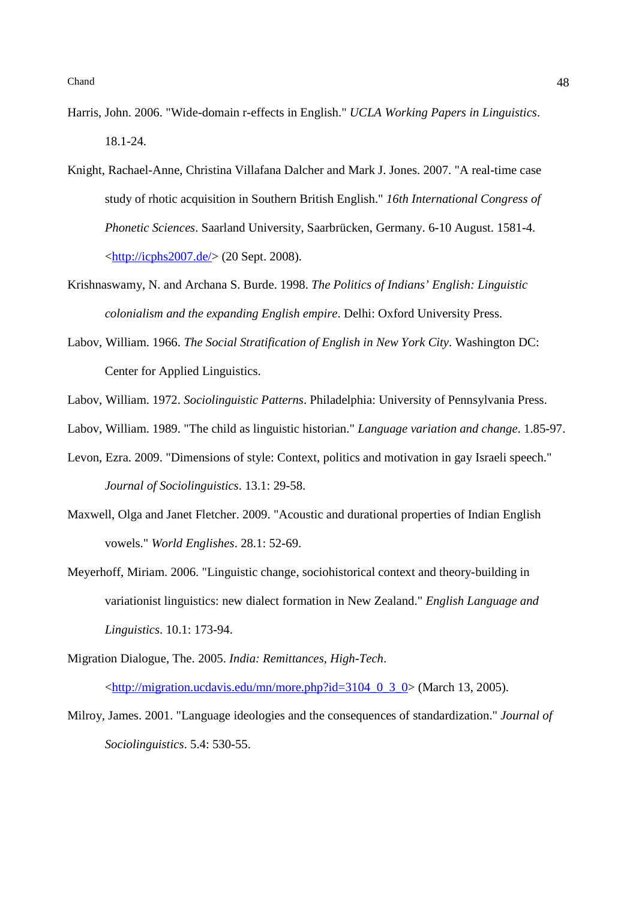Harris, John. 2006. "Wide-domain r-effects in English." *UCLA Working Papers in Linguistics*. 18.1-24.

Knight, Rachael-Anne, Christina Villafana Dalcher and Mark J. Jones. 2007. "A real-time case study of rhotic acquisition in Southern British English." *16th International Congress of Phonetic Sciences*. Saarland University, Saarbrücken, Germany. 6-10 August. 1581-4. <http://icphs2007.de/> (20 Sept. 2008).

Krishnaswamy, N. and Archana S. Burde. 1998. *The Politics of Indians' English: Linguistic colonialism and the expanding English empire*. Delhi: Oxford University Press.

Labov, William. 1966. *The Social Stratification of English in New York City*. Washington DC: Center for Applied Linguistics.

Labov, William. 1972. *Sociolinguistic Patterns*. Philadelphia: University of Pennsylvania Press.

Labov, William. 1989. "The child as linguistic historian." *Language variation and change*. 1.85-97.

Levon, Ezra. 2009. "Dimensions of style: Context, politics and motivation in gay Israeli speech." *Journal of Sociolinguistics*. 13.1: 29-58.

Maxwell, Olga and Janet Fletcher. 2009. "Acoustic and durational properties of Indian English vowels." *World Englishes*. 28.1: 52-69.

Meyerhoff, Miriam. 2006. "Linguistic change, sociohistorical context and theory-building in variationist linguistics: new dialect formation in New Zealand." *English Language and Linguistics*. 10.1: 173-94.

Migration Dialogue, The. 2005. *India: Remittances, High-Tech*. <http://migration.ucdavis.edu/mn/more.php?id=3104_0_3_0> (March 13, 2005).

Milroy, James. 2001. "Language ideologies and the consequences of standardization." *Journal of Sociolinguistics*. 5.4: 530-55.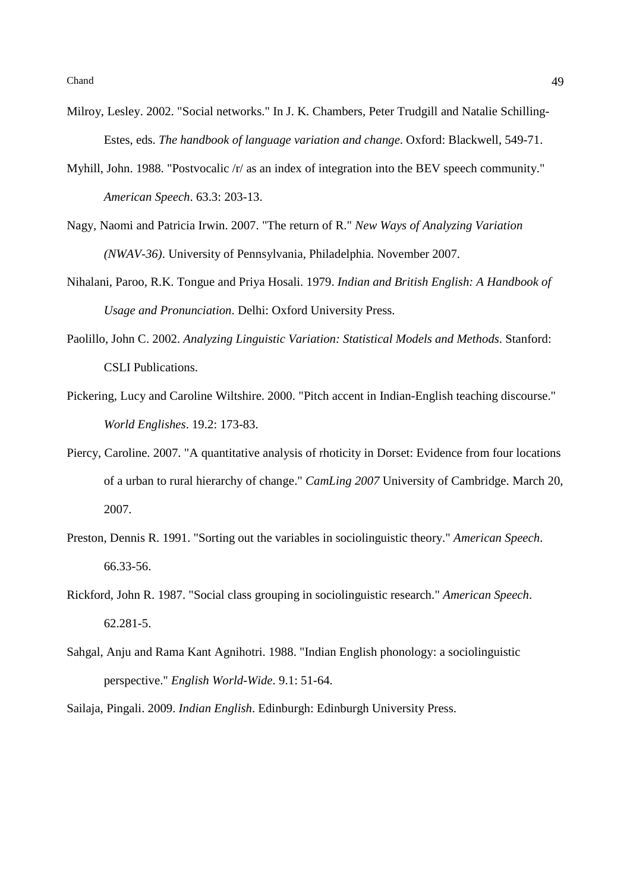Milroy, Lesley. 2002. "Social networks." In J. K. Chambers, Peter Trudgill and Natalie Schilling-Estes, eds. *The handbook of language variation and change*. Oxford: Blackwell, 549-71.

Myhill, John. 1988. "Postvocalic /r/ as an index of integration into the BEV speech community." *American Speech*. 63.3: 203-13.

Nagy, Naomi and Patricia Irwin. 2007. "The return of R." *New Ways of Analyzing Variation (NWAV-36)*. University of Pennsylvania, Philadelphia. November 2007.

Nihalani, Paroo, R.K. Tongue and Priya Hosali. 1979. *Indian and British English: A Handbook of Usage and Pronunciation*. Delhi: Oxford University Press.

Paolillo, John C. 2002. *Analyzing Linguistic Variation: Statistical Models and Methods*. Stanford: CSLI Publications.

Pickering, Lucy and Caroline Wiltshire. 2000. "Pitch accent in Indian-English teaching discourse." *World Englishes*. 19.2: 173-83.

Piercy, Caroline. 2007. "A quantitative analysis of rhoticity in Dorset: Evidence from four locations of a urban to rural hierarchy of change." *CamLing 2007* University of Cambridge. March 20, 2007.

Preston, Dennis R. 1991. "Sorting out the variables in sociolinguistic theory." *American Speech*. 66.33-56.

Rickford, John R. 1987. "Social class grouping in sociolinguistic research." *American Speech*. 62.281-5.

Sahgal, Anju and Rama Kant Agnihotri. 1988. "Indian English phonology: a sociolinguistic perspective." *English World-Wide*. 9.1: 51-64.

Sailaja, Pingali. 2009. *Indian English*. Edinburgh: Edinburgh University Press.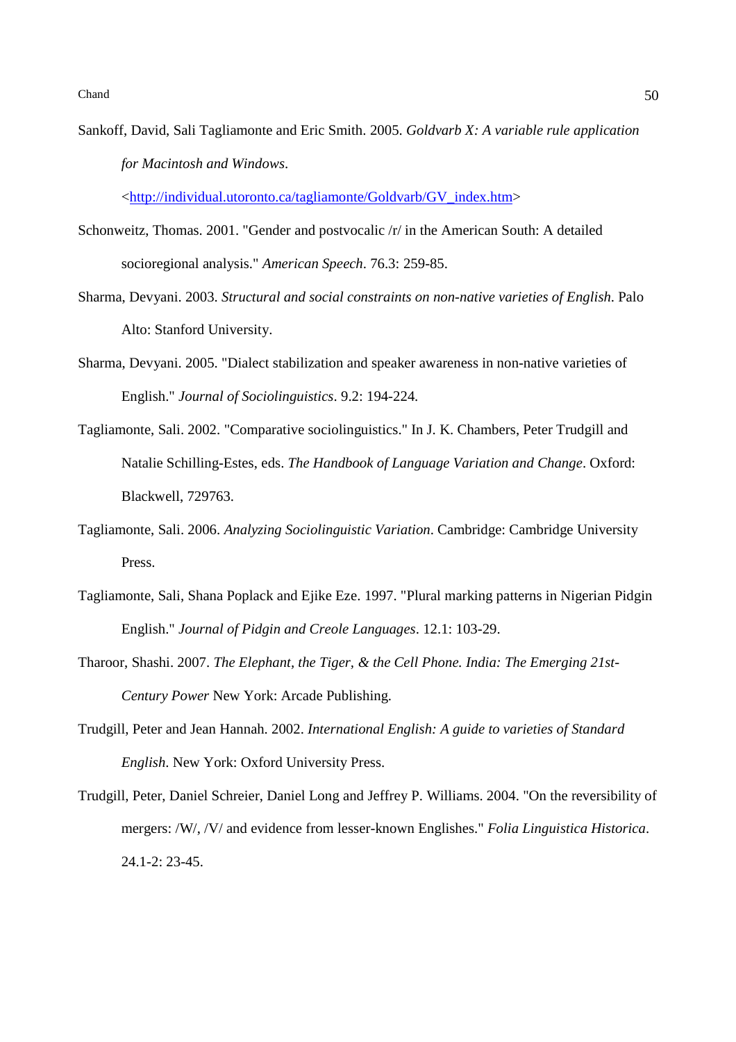Sankoff, David, Sali Tagliamonte and Eric Smith. 2005. *Goldvarb X: A variable rule application for Macintosh and Windows*. <http://individual.utoronto.ca/tagliamonte/Goldvarb/GV_index.htm>

Schonweitz, Thomas. 2001. "Gender and postvocalic /r/ in the American South: A detailed socioregional analysis." *American Speech*. 76.3: 259-85.

Sharma, Devyani. 2003. *Structural and social constraints on non-native varieties of English*. Palo Alto: Stanford University.

Sharma, Devyani. 2005. "Dialect stabilization and speaker awareness in non-native varieties of English." *Journal of Sociolinguistics*. 9.2: 194-224.

Tagliamonte, Sali. 2002. "Comparative sociolinguistics." In J. K. Chambers, Peter Trudgill and Natalie Schilling-Estes, eds. *The Handbook of Language Variation and Change*. Oxford: Blackwell, 729763.

Tagliamonte, Sali. 2006. *Analyzing Sociolinguistic Variation*. Cambridge: Cambridge University Press.

Tagliamonte, Sali, Shana Poplack and Ejike Eze. 1997. "Plural marking patterns in Nigerian Pidgin English." *Journal of Pidgin and Creole Languages*. 12.1: 103-29.

Tharoor, Shashi. 2007. *The Elephant, the Tiger, & the Cell Phone. India: The Emerging 21st-Century Power* New York: Arcade Publishing.

Trudgill, Peter and Jean Hannah. 2002. *International English: A guide to varieties of Standard English*. New York: Oxford University Press.

Trudgill, Peter, Daniel Schreier, Daniel Long and Jeffrey P. Williams. 2004. "On the reversibility of mergers: /W/, /V/ and evidence from lesser-known Englishes." *Folia Linguistica Historica*. 24.1-2: 23-45.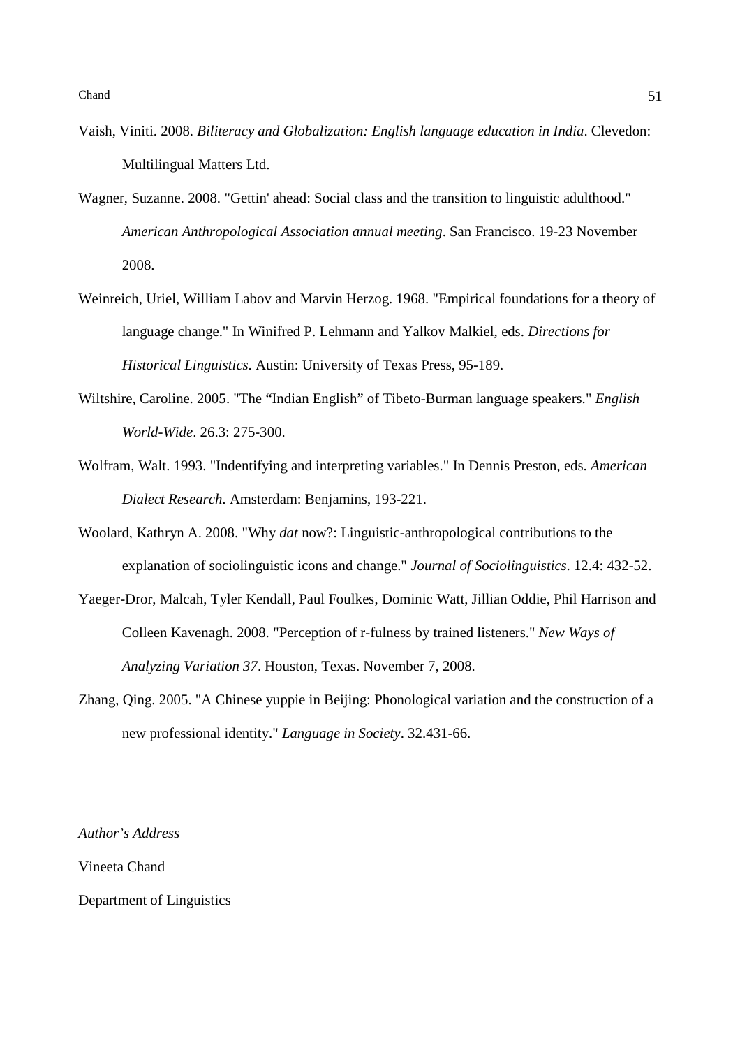Vaish, Viniti. 2008. *Biliteracy and Globalization: English language education in India*. Clevedon: Multilingual Matters Ltd.

Wagner, Suzanne. 2008. "Gettin' ahead: Social class and the transition to linguistic adulthood." *American Anthropological Association annual meeting*. San Francisco. 19-23 November 2008.

Weinreich, Uriel, William Labov and Marvin Herzog. 1968. "Empirical foundations for a theory of language change." In Winifred P. Lehmann and Yalkov Malkiel, eds. *Directions for Historical Linguistics*. Austin: University of Texas Press, 95-189.

Wiltshire, Caroline. 2005. "The "Indian English" of Tibeto-Burman language speakers." *English World-Wide*. 26.3: 275-300.

Wolfram, Walt. 1993. "Indentifying and interpreting variables." In Dennis Preston, eds. *American Dialect Research*. Amsterdam: Benjamins, 193-221.

Woolard, Kathryn A. 2008. "Why *dat* now?: Linguistic-anthropological contributions to the explanation of sociolinguistic icons and change." *Journal of Sociolinguistics*. 12.4: 432-52.

Yaeger-Dror, Malcah, Tyler Kendall, Paul Foulkes, Dominic Watt, Jillian Oddie, Phil Harrison and Colleen Kavenagh. 2008. "Perception of r-fulness by trained listeners." *New Ways of Analyzing Variation 37*. Houston, Texas. November 7, 2008.

Zhang, Qing. 2005. "A Chinese yuppie in Beijing: Phonological variation and the construction of a new professional identity." *Language in Society*. 32.431-66.

*Author's Address*

Vineeta Chand

Department of Linguistics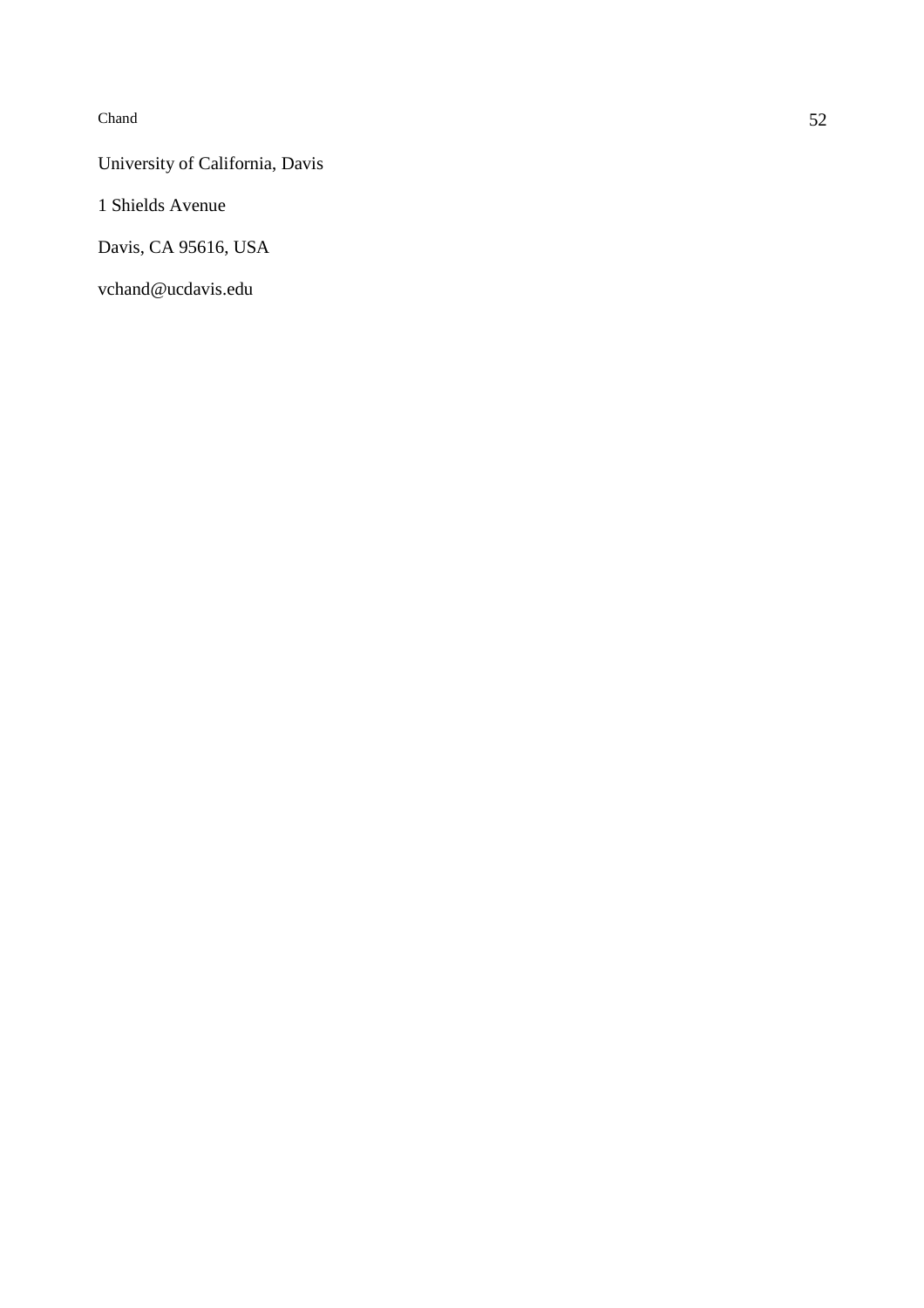University of California, Davis

1 Shields Avenue

Davis, CA 95616, USA

vchand@ucdavis.edu